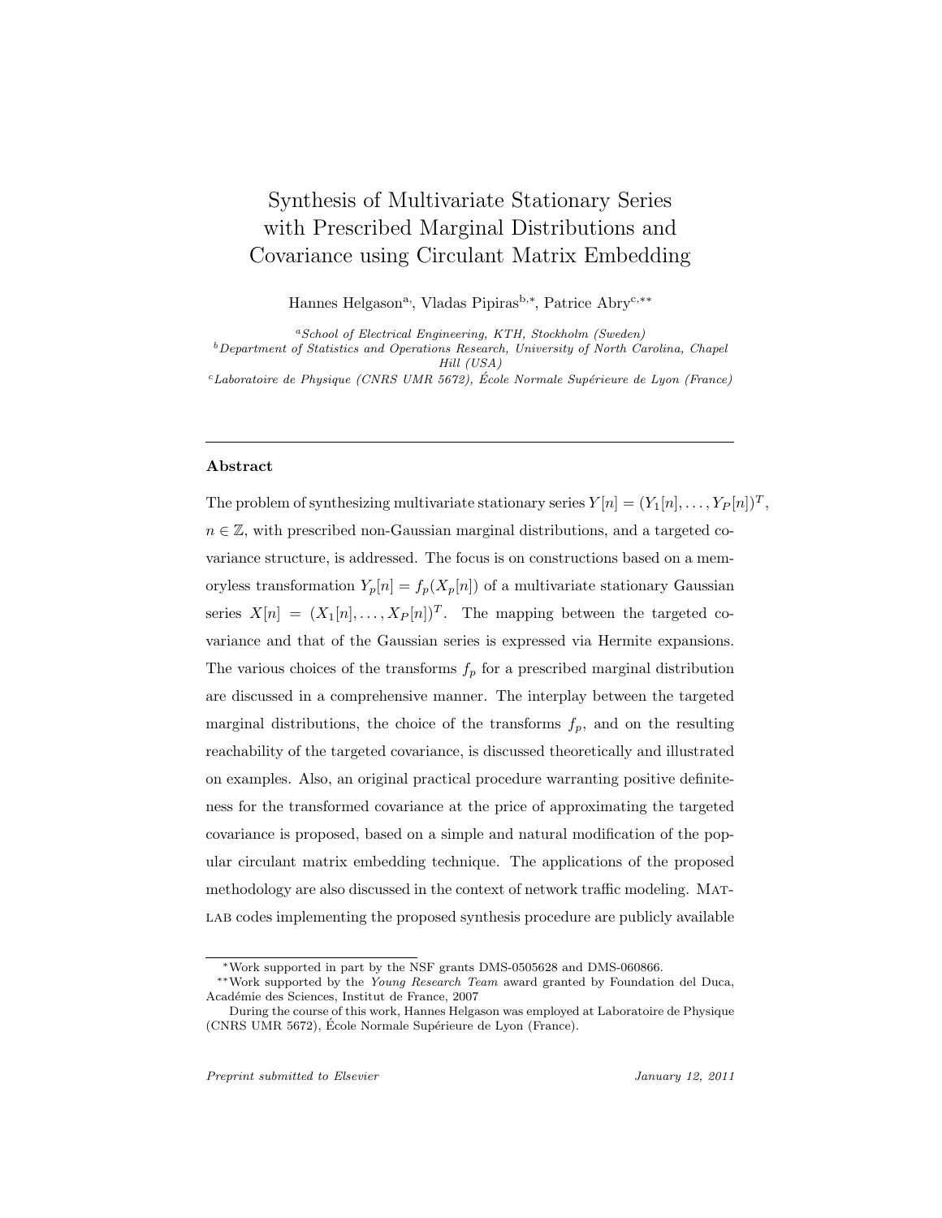# Synthesis of Multivariate Stationary Series with Prescribed Marginal Distributions and Covariance using Circulant Matrix Embedding

Hannes Helgason[a,], Vladas Pipiras[b,*], Patrice Abry[c,**]

[a] *School of Electrical Engineering, KTH, Stockholm (Sweden)*
[b] *Department of Statistics and Operations Research, University of North Carolina, Chapel Hill (USA)*
[c] *Laboratoire de Physique (CNRS UMR 5672), École Normale Supérieure de Lyon (France)*

---

## Abstract

The problem of synthesizing multivariate stationary series $Y[n] = (Y_1[n], \ldots, Y_P[n])^T$, $n \in \mathbb{Z}$, with prescribed non-Gaussian marginal distributions, and a targeted covariance structure, is addressed. The focus is on constructions based on a memoryless transformation $Y_p[n] = f_p(X_p[n])$ of a multivariate stationary Gaussian series $X[n] = (X_1[n], \ldots, X_P[n])^T$. The mapping between the targeted covariance and that of the Gaussian series is expressed via Hermite expansions. The various choices of the transforms $f_p$ for a prescribed marginal distribution are discussed in a comprehensive manner. The interplay between the targeted marginal distributions, the choice of the transforms $f_p$, and on the resulting reachability of the targeted covariance, is discussed theoretically and illustrated on examples. Also, an original practical procedure warranting positive definiteness for the transformed covariance at the price of approximating the targeted covariance is proposed, based on a simple and natural modification of the popular circulant matrix embedding technique. The applications of the proposed methodology are also discussed in the context of network traffic modeling. MATLAB codes implementing the proposed synthesis procedure are publicly available

---

*Work supported in part by the NSF grants DMS-0505628 and DMS-060866.

**Work supported by the *Young Research Team* award granted by Foundation del Duca, Académie des Sciences, Institut de France, 2007

During the course of this work, Hannes Helgason was employed at Laboratoire de Physique (CNRS UMR 5672), École Normale Supérieure de Lyon (France).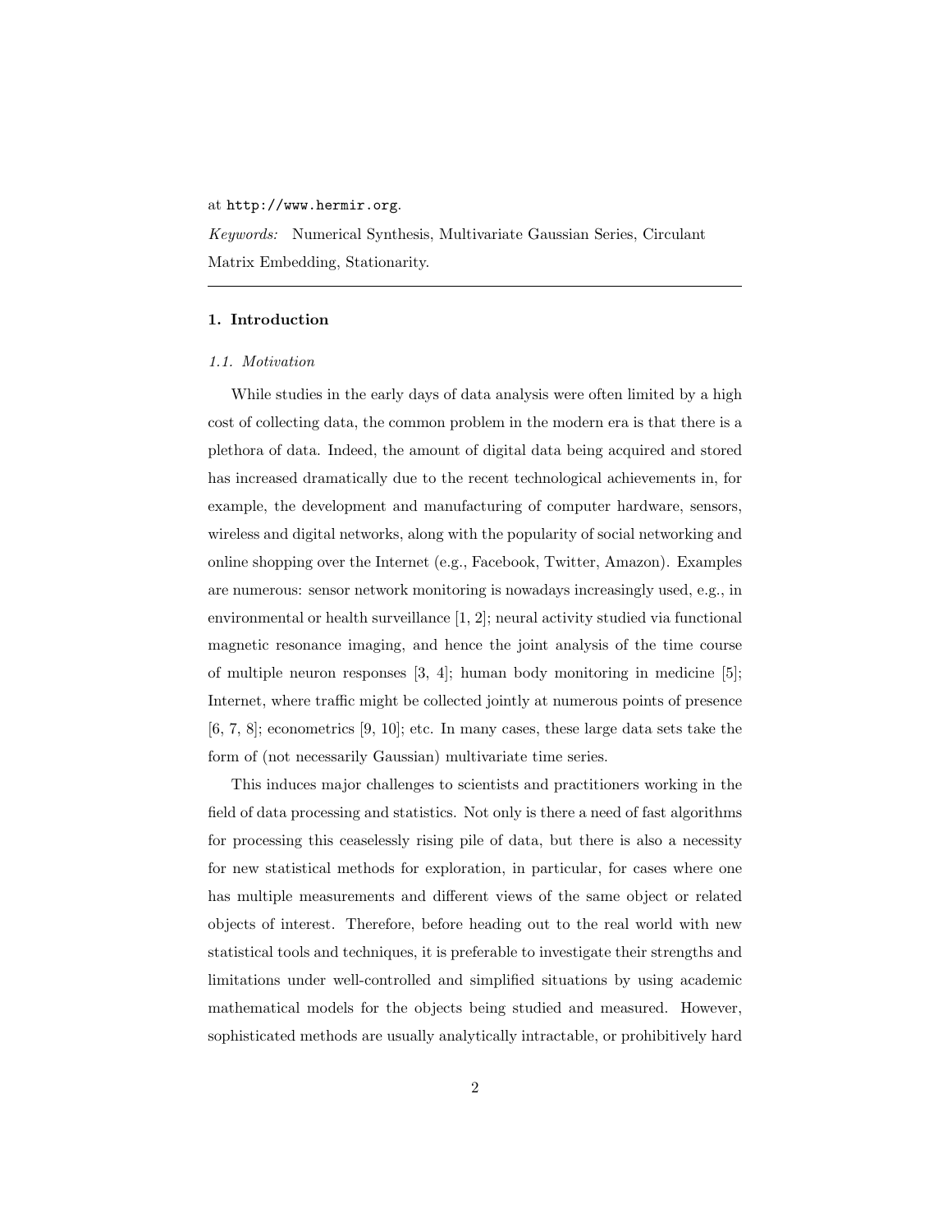at `http://www.hermir.org`.

*Keywords:* Numerical Synthesis, Multivariate Gaussian Series, Circulant Matrix Embedding, Stationarity.

---

## 1. Introduction

### *1.1. Motivation*

While studies in the early days of data analysis were often limited by a high cost of collecting data, the common problem in the modern era is that there is a plethora of data. Indeed, the amount of digital data being acquired and stored has increased dramatically due to the recent technological achievements in, for example, the development and manufacturing of computer hardware, sensors, wireless and digital networks, along with the popularity of social networking and online shopping over the Internet (e.g., Facebook, Twitter, Amazon). Examples are numerous: sensor network monitoring is nowadays increasingly used, e.g., in environmental or health surveillance [1, 2]; neural activity studied via functional magnetic resonance imaging, and hence the joint analysis of the time course of multiple neuron responses [3, 4]; human body monitoring in medicine [5]; Internet, where traffic might be collected jointly at numerous points of presence [6, 7, 8]; econometrics [9, 10]; etc. In many cases, these large data sets take the form of (not necessarily Gaussian) multivariate time series.

This induces major challenges to scientists and practitioners working in the field of data processing and statistics. Not only is there a need of fast algorithms for processing this ceaselessly rising pile of data, but there is also a necessity for new statistical methods for exploration, in particular, for cases where one has multiple measurements and different views of the same object or related objects of interest. Therefore, before heading out to the real world with new statistical tools and techniques, it is preferable to investigate their strengths and limitations under well-controlled and simplified situations by using academic mathematical models for the objects being studied and measured. However, sophisticated methods are usually analytically intractable, or prohibitively hard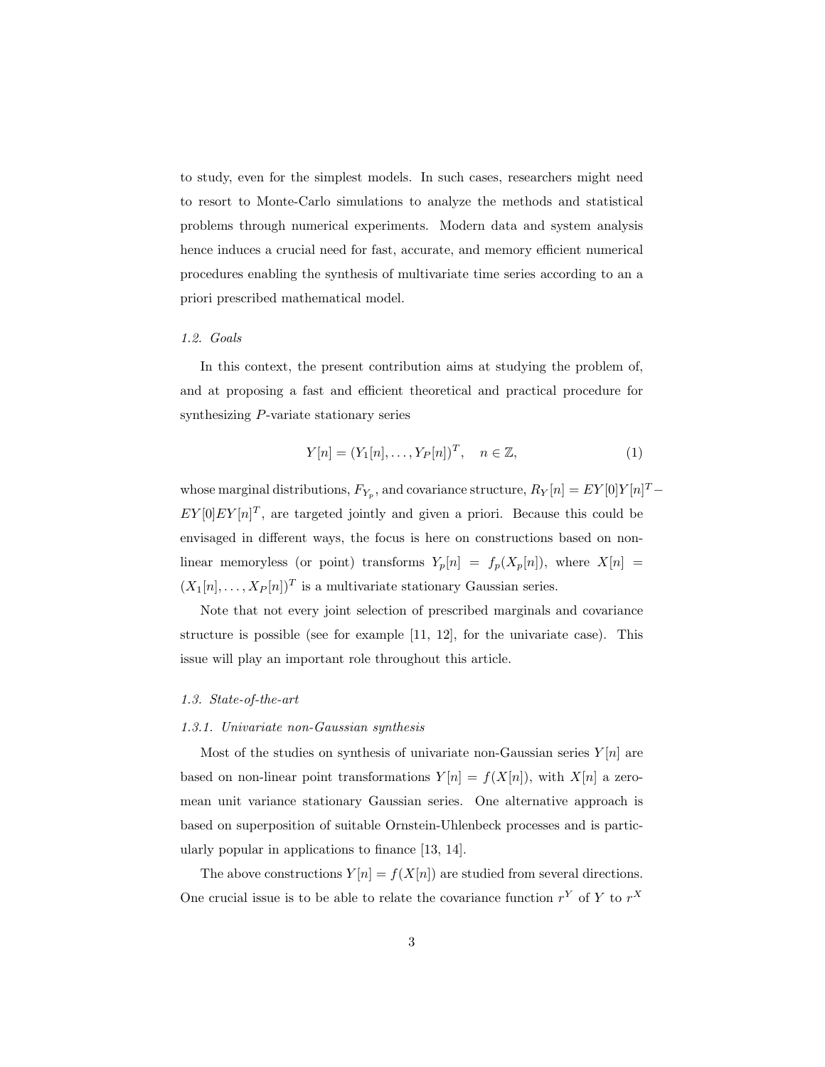to study, even for the simplest models. In such cases, researchers might need to resort to Monte-Carlo simulations to analyze the methods and statistical problems through numerical experiments. Modern data and system analysis hence induces a crucial need for fast, accurate, and memory efficient numerical procedures enabling the synthesis of multivariate time series according to an a priori prescribed mathematical model.

### *1.2. Goals*

In this context, the present contribution aims at studying the problem of, and at proposing a fast and efficient theoretical and practical procedure for synthesizing $P$-variate stationary series

$$Y[n] = (Y_1[n], \ldots, Y_P[n])^T, \quad n \in \mathbb{Z}, \tag{1}$$

whose marginal distributions, $F_{Y_p}$, and covariance structure, $R_Y[n] = EY[0]Y[n]^T - EY[0]EY[n]^T$, are targeted jointly and given a priori. Because this could be envisaged in different ways, the focus is here on constructions based on non-linear memoryless (or point) transforms $Y_p[n] = f_p(X_p[n])$, where $X[n] = (X_1[n], \ldots, X_P[n])^T$ is a multivariate stationary Gaussian series.

Note that not every joint selection of prescribed marginals and covariance structure is possible (see for example [11, 12], for the univariate case). This issue will play an important role throughout this article.

### *1.3. State-of-the-art*

#### *1.3.1. Univariate non-Gaussian synthesis*

Most of the studies on synthesis of univariate non-Gaussian series $Y[n]$ are based on non-linear point transformations $Y[n] = f(X[n])$, with $X[n]$ a zero-mean unit variance stationary Gaussian series. One alternative approach is based on superposition of suitable Ornstein-Uhlenbeck processes and is particularly popular in applications to finance [13, 14].

The above constructions $Y[n] = f(X[n])$ are studied from several directions. One crucial issue is to be able to relate the covariance function $r^Y$ of $Y$ to $r^X$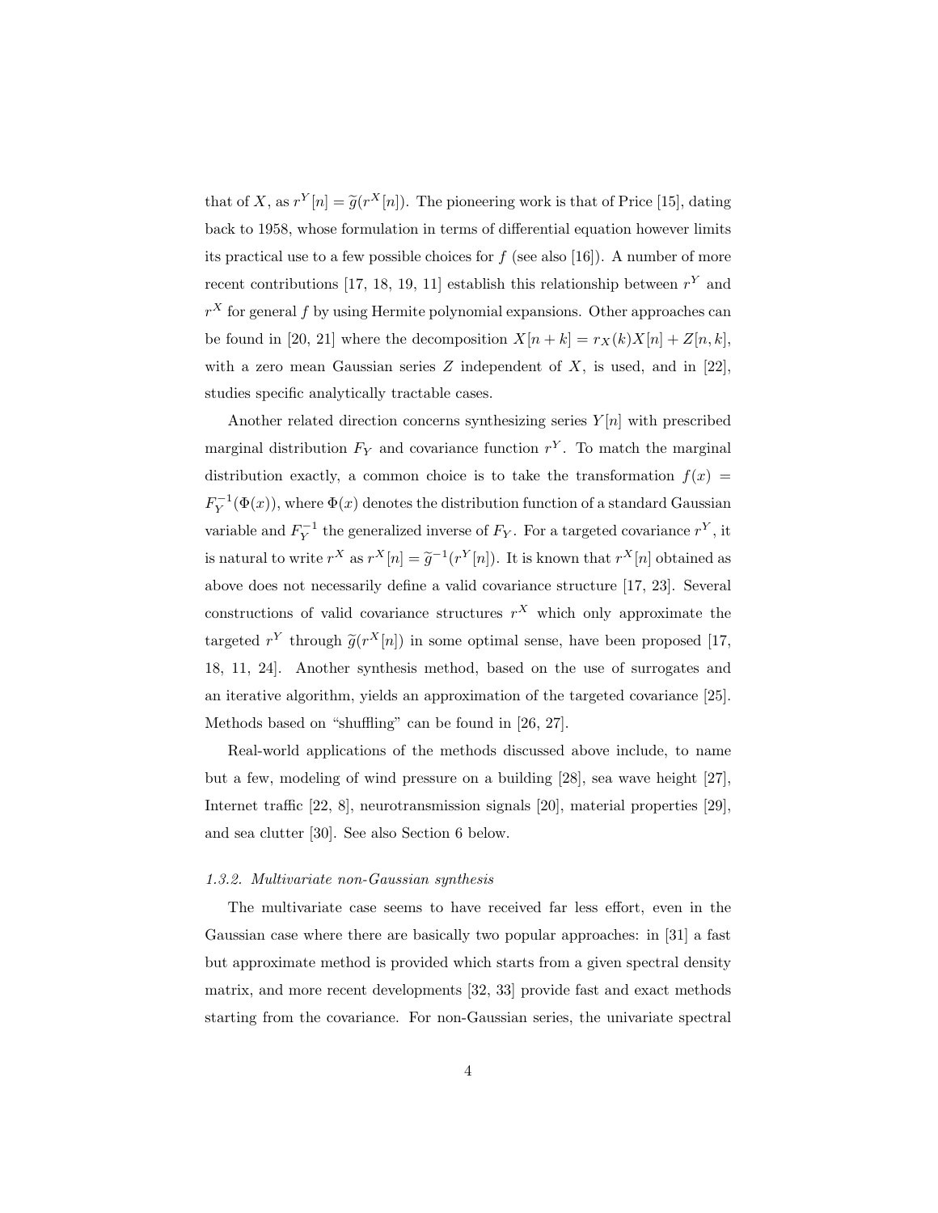that of $X$, as $r^Y[n] = \widetilde{g}(r^X[n])$. The pioneering work is that of Price [15], dating back to 1958, whose formulation in terms of differential equation however limits its practical use to a few possible choices for $f$ (see also [16]). A number of more recent contributions [17, 18, 19, 11] establish this relationship between $r^Y$ and $r^X$ for general $f$ by using Hermite polynomial expansions. Other approaches can be found in [20, 21] where the decomposition $X[n+k] = r_X(k)X[n] + Z[n,k]$, with a zero mean Gaussian series $Z$ independent of $X$, is used, and in [22], studies specific analytically tractable cases.

Another related direction concerns synthesizing series $Y[n]$ with prescribed marginal distribution $F_Y$ and covariance function $r^Y$. To match the marginal distribution exactly, a common choice is to take the transformation $f(x) = F_Y^{-1}(\Phi(x))$, where $\Phi(x)$ denotes the distribution function of a standard Gaussian variable and $F_Y^{-1}$ the generalized inverse of $F_Y$. For a targeted covariance $r^Y$, it is natural to write $r^X$ as $r^X[n] = \widetilde{g}^{-1}(r^Y[n])$. It is known that $r^X[n]$ obtained as above does not necessarily define a valid covariance structure [17, 23]. Several constructions of valid covariance structures $r^X$ which only approximate the targeted $r^Y$ through $\widetilde{g}(r^X[n])$ in some optimal sense, have been proposed [17, 18, 11, 24]. Another synthesis method, based on the use of surrogates and an iterative algorithm, yields an approximation of the targeted covariance [25]. Methods based on "shuffling" can be found in [26, 27].

Real-world applications of the methods discussed above include, to name but a few, modeling of wind pressure on a building [28], sea wave height [27], Internet traffic [22, 8], neurotransmission signals [20], material properties [29], and sea clutter [30]. See also Section 6 below.

#### *1.3.2. Multivariate non-Gaussian synthesis*

The multivariate case seems to have received far less effort, even in the Gaussian case where there are basically two popular approaches: in [31] a fast but approximate method is provided which starts from a given spectral density matrix, and more recent developments [32, 33] provide fast and exact methods starting from the covariance. For non-Gaussian series, the univariate spectral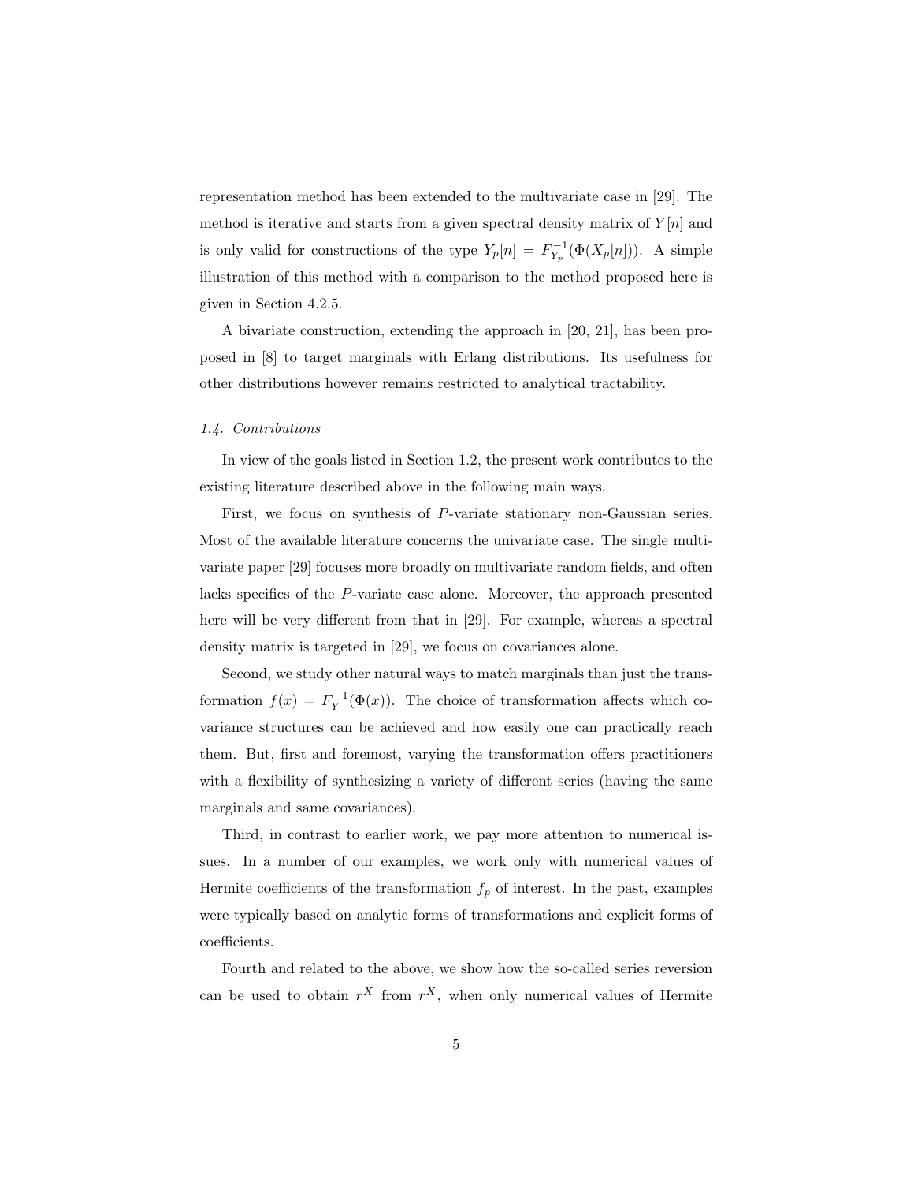representation method has been extended to the multivariate case in [29]. The method is iterative and starts from a given spectral density matrix of $Y[n]$ and is only valid for constructions of the type $Y_p[n] = F_{Y_p}^{-1}(\Phi(X_p[n]))$. A simple illustration of this method with a comparison to the method proposed here is given in Section 4.2.5.

A bivariate construction, extending the approach in [20, 21], has been proposed in [8] to target marginals with Erlang distributions. Its usefulness for other distributions however remains restricted to analytical tractability.

### *1.4. Contributions*

In view of the goals listed in Section 1.2, the present work contributes to the existing literature described above in the following main ways.

First, we focus on synthesis of $P$-variate stationary non-Gaussian series. Most of the available literature concerns the univariate case. The single multivariate paper [29] focuses more broadly on multivariate random fields, and often lacks specifics of the $P$-variate case alone. Moreover, the approach presented here will be very different from that in [29]. For example, whereas a spectral density matrix is targeted in [29], we focus on covariances alone.

Second, we study other natural ways to match marginals than just the transformation $f(x) = F_Y^{-1}(\Phi(x))$. The choice of transformation affects which covariance structures can be achieved and how easily one can practically reach them. But, first and foremost, varying the transformation offers practitioners with a flexibility of synthesizing a variety of different series (having the same marginals and same covariances).

Third, in contrast to earlier work, we pay more attention to numerical issues. In a number of our examples, we work only with numerical values of Hermite coefficients of the transformation $f_p$ of interest. In the past, examples were typically based on analytic forms of transformations and explicit forms of coefficients.

Fourth and related to the above, we show how the so-called series reversion can be used to obtain $r^X$ from $r^X$, when only numerical values of Hermite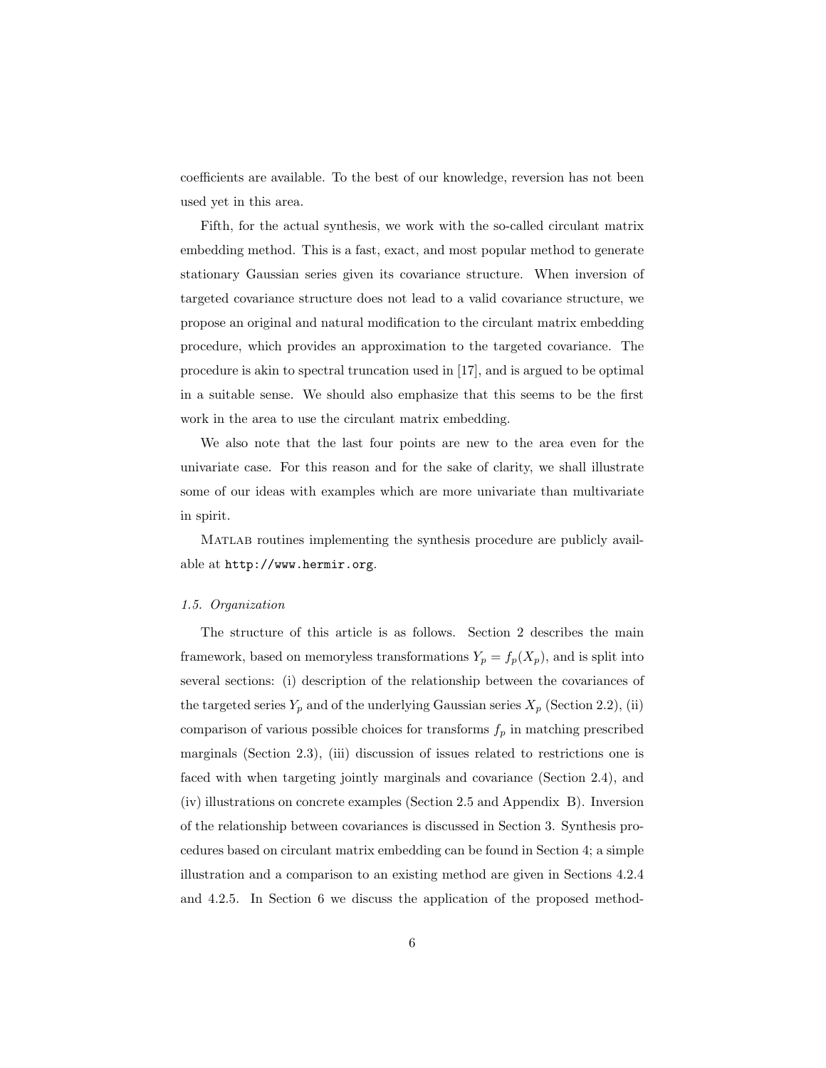coefficients are available. To the best of our knowledge, reversion has not been used yet in this area.

Fifth, for the actual synthesis, we work with the so-called circulant matrix embedding method. This is a fast, exact, and most popular method to generate stationary Gaussian series given its covariance structure. When inversion of targeted covariance structure does not lead to a valid covariance structure, we propose an original and natural modification to the circulant matrix embedding procedure, which provides an approximation to the targeted covariance. The procedure is akin to spectral truncation used in [17], and is argued to be optimal in a suitable sense. We should also emphasize that this seems to be the first work in the area to use the circulant matrix embedding.

We also note that the last four points are new to the area even for the univariate case. For this reason and for the sake of clarity, we shall illustrate some of our ideas with examples which are more univariate than multivariate in spirit.

MATLAB routines implementing the synthesis procedure are publicly available at `http://www.hermir.org`.

### *1.5. Organization*

The structure of this article is as follows. Section 2 describes the main framework, based on memoryless transformations $Y_p = f_p(X_p)$, and is split into several sections: (i) description of the relationship between the covariances of the targeted series $Y_p$ and of the underlying Gaussian series $X_p$ (Section 2.2), (ii) comparison of various possible choices for transforms $f_p$ in matching prescribed marginals (Section 2.3), (iii) discussion of issues related to restrictions one is faced with when targeting jointly marginals and covariance (Section 2.4), and (iv) illustrations on concrete examples (Section 2.5 and Appendix B). Inversion of the relationship between covariances is discussed in Section 3. Synthesis procedures based on circulant matrix embedding can be found in Section 4; a simple illustration and a comparison to an existing method are given in Sections 4.2.4 and 4.2.5. In Section 6 we discuss the application of the proposed method-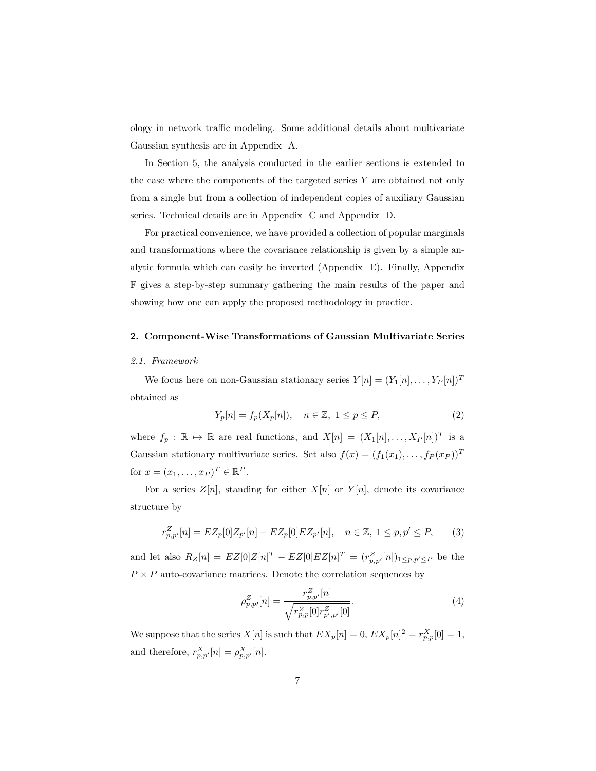ology in network traffic modeling. Some additional details about multivariate Gaussian synthesis are in Appendix A.

In Section 5, the analysis conducted in the earlier sections is extended to the case where the components of the targeted series $Y$ are obtained not only from a single but from a collection of independent copies of auxiliary Gaussian series. Technical details are in Appendix C and Appendix D.

For practical convenience, we have provided a collection of popular marginals and transformations where the covariance relationship is given by a simple analytic formula which can easily be inverted (Appendix E). Finally, Appendix F gives a step-by-step summary gathering the main results of the paper and showing how one can apply the proposed methodology in practice.

## 2. Component-Wise Transformations of Gaussian Multivariate Series

### *2.1. Framework*

We focus here on non-Gaussian stationary series $Y[n] = (Y_1[n], \ldots, Y_P[n])^T$ obtained as

$$Y_p[n] = f_p(X_p[n]), \quad n \in \mathbb{Z},\ 1 \leq p \leq P, \tag{2}$$

where $f_p : \mathbb{R} \mapsto \mathbb{R}$ are real functions, and $X[n] = (X_1[n], \ldots, X_P[n])^T$ is a Gaussian stationary multivariate series. Set also $f(x) = (f_1(x_1), \ldots, f_P(x_P))^T$ for $x = (x_1, \ldots, x_P)^T \in \mathbb{R}^P$.

For a series $Z[n]$, standing for either $X[n]$ or $Y[n]$, denote its covariance structure by

$$r^Z_{p,p'}[n] = EZ_p[0]Z_{p'}[n] - EZ_p[0]EZ_{p'}[n], \quad n \in \mathbb{Z},\ 1 \leq p, p' \leq P, \tag{3}$$

and let also $R_Z[n] = EZ[0]Z[n]^T - EZ[0]EZ[n]^T = (r^Z_{p,p'}[n])_{1 \leq p,p' \leq P}$ be the $P \times P$ auto-covariance matrices. Denote the correlation sequences by

$$\rho^Z_{p,p'}[n] = \frac{r^Z_{p,p'}[n]}{\sqrt{r^Z_{p,p}[0] r^Z_{p',p'}[0]}}. \tag{4}$$

We suppose that the series $X[n]$ is such that $EX_p[n] = 0$, $EX_p[n]^2 = r^X_{p,p}[0] = 1$, and therefore, $r^X_{p,p'}[n] = \rho^X_{p,p'}[n]$.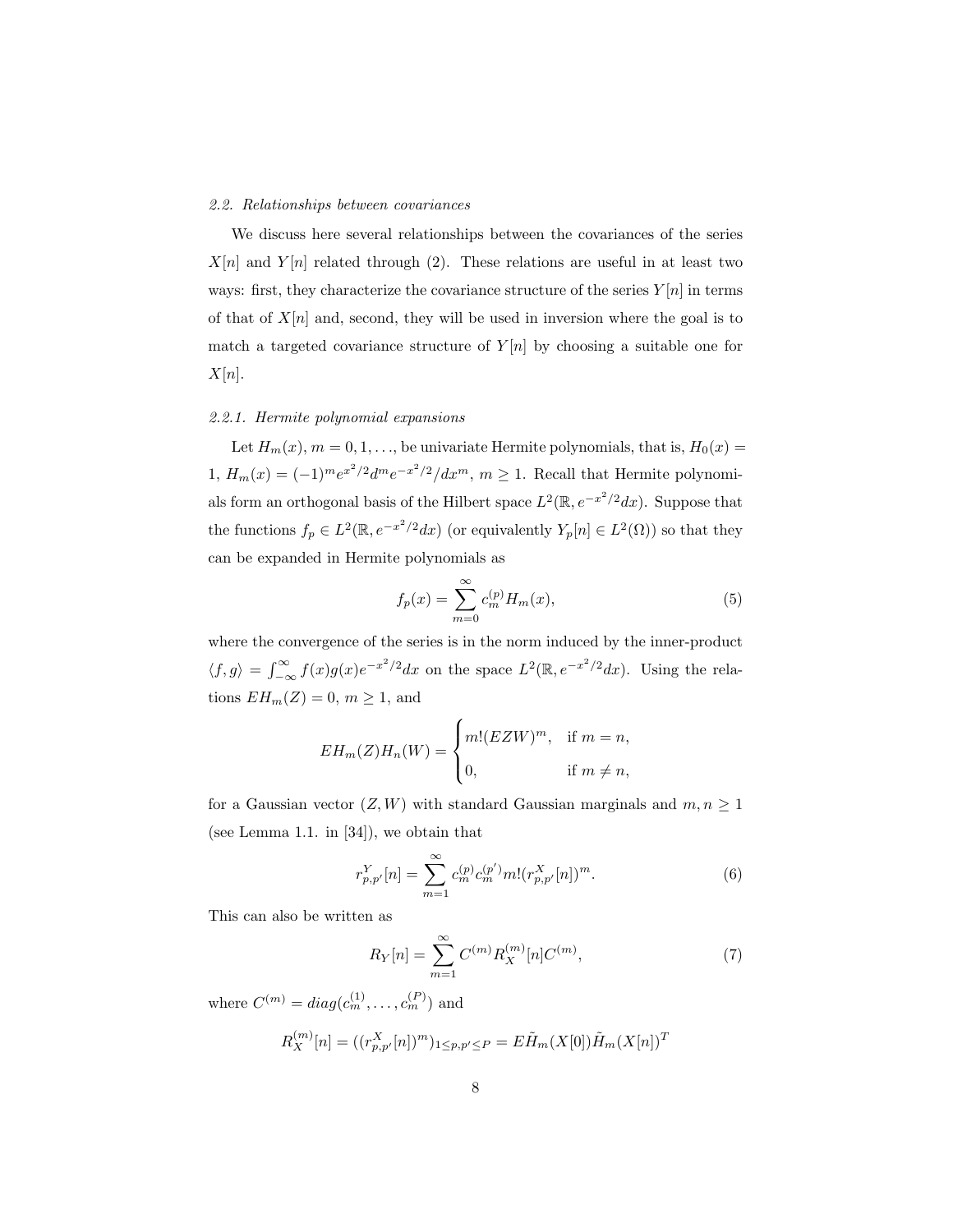### 2.2. Relationships between covariances

We discuss here several relationships between the covariances of the series $X[n]$ and $Y[n]$ related through (2). These relations are useful in at least two ways: first, they characterize the covariance structure of the series $Y[n]$ in terms of that of $X[n]$ and, second, they will be used in inversion where the goal is to match a targeted covariance structure of $Y[n]$ by choosing a suitable one for $X[n]$.

#### 2.2.1. Hermite polynomial expansions

Let $H_m(x)$, $m = 0, 1, \ldots$, be univariate Hermite polynomials, that is, $H_0(x) = 1$, $H_m(x) = (-1)^m e^{x^2/2} d^m e^{-x^2/2}/dx^m$, $m \geq 1$. Recall that Hermite polynomials form an orthogonal basis of the Hilbert space $L^2(\mathbb{R}, e^{-x^2/2}dx)$. Suppose that the functions $f_p \in L^2(\mathbb{R}, e^{-x^2/2}dx)$ (or equivalently $Y_p[n] \in L^2(\Omega)$) so that they can be expanded in Hermite polynomials as

$$f_p(x) = \sum_{m=0}^{\infty} c_m^{(p)} H_m(x), \tag{5}$$

where the convergence of the series is in the norm induced by the inner-product $\langle f, g \rangle = \int_{-\infty}^{\infty} f(x)g(x)e^{-x^2/2}dx$ on the space $L^2(\mathbb{R}, e^{-x^2/2}dx)$. Using the relations $EH_m(Z) = 0$, $m \geq 1$, and

$$EH_m(Z)H_n(W) = \begin{cases} m!(EZW)^m, & \text{if } m = n, \\ 0, & \text{if } m \neq n, \end{cases}$$

for a Gaussian vector $(Z, W)$ with standard Gaussian marginals and $m, n \geq 1$ (see Lemma 1.1. in [34]), we obtain that

$$r_{p,p'}^Y[n] = \sum_{m=1}^{\infty} c_m^{(p)} c_m^{(p')} m! (r_{p,p'}^X[n])^m. \tag{6}$$

This can also be written as

$$R_Y[n] = \sum_{m=1}^{\infty} C^{(m)} R_X^{(m)}[n] C^{(m)}, \tag{7}$$

where $C^{(m)} = diag(c_m^{(1)}, \ldots, c_m^{(P)})$ and

$$R_X^{(m)}[n] = ((r_{p,p'}^X[n])^m)_{1 \leq p,p' \leq P} = E\tilde{H}_m(X[0])\tilde{H}_m(X[n])^T$$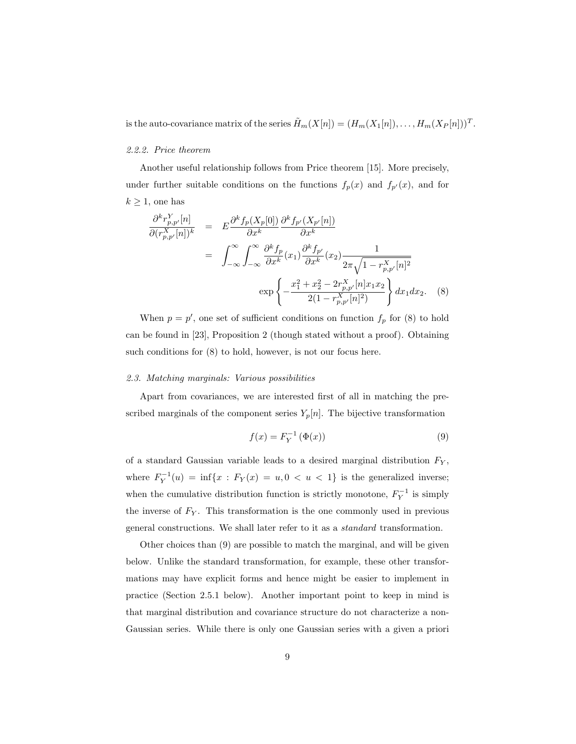is the auto-covariance matrix of the series $\tilde{H}_m(X[n]) = (H_m(X_1[n]), \ldots, H_m(X_P[n]))^T$.

### 2.2.2. Price theorem

Another useful relationship follows from Price theorem [15]. More precisely, under further suitable conditions on the functions $f_p(x)$ and $f_{p'}(x)$, and for $k \geq 1$, one has

$$
\begin{aligned}
\frac{\partial^k r^Y_{p,p'}[n]}{\partial (r^X_{p,p'}[n])^k} &= E \frac{\partial^k f_p(X_p[0])}{\partial x^k} \frac{\partial^k f_{p'}(X_{p'}[n])}{\partial x^k} \\
&= \int_{-\infty}^{\infty} \int_{-\infty}^{\infty} \frac{\partial^k f_p}{\partial x^k}(x_1) \frac{\partial^k f_{p'}}{\partial x^k}(x_2) \frac{1}{2\pi \sqrt{1 - r^X_{p,p'}[n]^2}} \\
&\qquad \exp\left\{ -\frac{x_1^2 + x_2^2 - 2 r^X_{p,p'}[n] x_1 x_2}{2(1 - r^X_{p,p'}[n]^2)} \right\} dx_1 dx_2. \qquad (8)
\end{aligned}
$$

When $p = p'$, one set of sufficient conditions on function $f_p$ for (8) to hold can be found in [23], Proposition 2 (though stated without a proof). Obtaining such conditions for (8) to hold, however, is not our focus here.

### 2.3. Matching marginals: Various possibilities

Apart from covariances, we are interested first of all in matching the prescribed marginals of the component series $Y_p[n]$. The bijective transformation

$$
f(x) = F_Y^{-1}(\Phi(x)) \qquad (9)
$$

of a standard Gaussian variable leads to a desired marginal distribution $F_Y$, where $F_Y^{-1}(u) = \inf\{x : F_Y(x) = u, 0 < u < 1\}$ is the generalized inverse; when the cumulative distribution function is strictly monotone, $F_Y^{-1}$ is simply the inverse of $F_Y$. This transformation is the one commonly used in previous general constructions. We shall later refer to it as a *standard* transformation.

Other choices than (9) are possible to match the marginal, and will be given below. Unlike the standard transformation, for example, these other transformations may have explicit forms and hence might be easier to implement in practice (Section 2.5.1 below). Another important point to keep in mind is that marginal distribution and covariance structure do not characterize a non-Gaussian series. While there is only one Gaussian series with a given a priori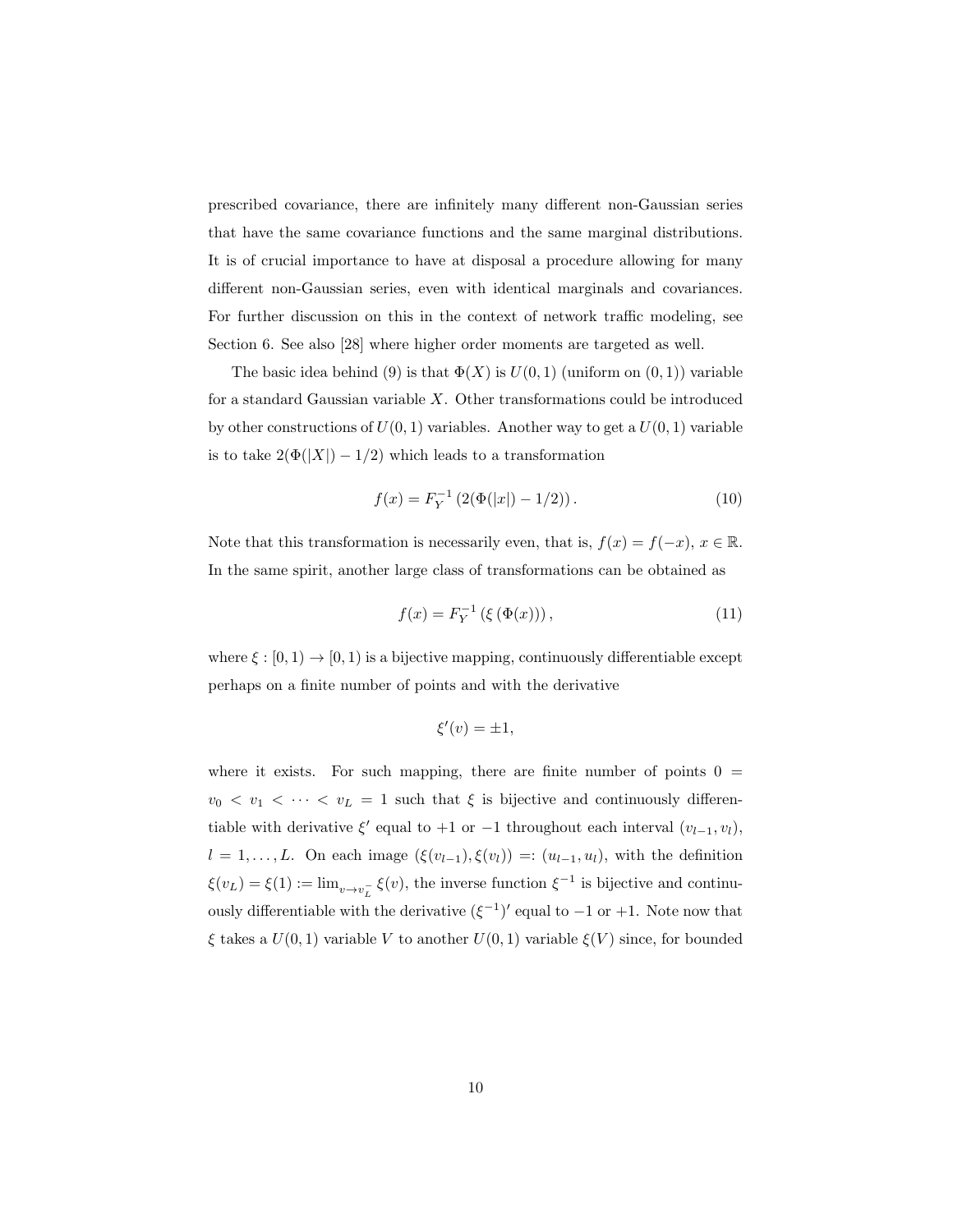prescribed covariance, there are infinitely many different non-Gaussian series that have the same covariance functions and the same marginal distributions. It is of crucial importance to have at disposal a procedure allowing for many different non-Gaussian series, even with identical marginals and covariances. For further discussion on this in the context of network traffic modeling, see Section 6. See also [28] where higher order moments are targeted as well.

The basic idea behind (9) is that $\Phi(X)$ is $U(0,1)$ (uniform on $(0,1)$) variable for a standard Gaussian variable $X$. Other transformations could be introduced by other constructions of $U(0,1)$ variables. Another way to get a $U(0,1)$ variable is to take $2(\Phi(|X|)-1/2)$ which leads to a transformation

$$f(x) = F_Y^{-1}\left(2(\Phi(|x|)-1/2)\right). \tag{10}$$

Note that this transformation is necessarily even, that is, $f(x) = f(-x)$, $x \in \mathbb{R}$. In the same spirit, another large class of transformations can be obtained as

$$f(x) = F_Y^{-1}\left(\xi\left(\Phi(x)\right)\right), \tag{11}$$

where $\xi : [0,1) \to [0,1)$ is a bijective mapping, continuously differentiable except perhaps on a finite number of points and with the derivative

$$\xi'(v) = \pm 1,$$

where it exists. For such mapping, there are finite number of points $0 = v_0 < v_1 < \cdots < v_L = 1$ such that $\xi$ is bijective and continuously differentiable with derivative $\xi'$ equal to $+1$ or $-1$ throughout each interval $(v_{l-1}, v_l)$, $l = 1, \ldots, L$. On each image $(\xi(v_{l-1}), \xi(v_l)) =: (u_{l-1}, u_l)$, with the definition $\xi(v_L) = \xi(1) := \lim_{v \to v_L^-} \xi(v)$, the inverse function $\xi^{-1}$ is bijective and continuously differentiable with the derivative $(\xi^{-1})'$ equal to $-1$ or $+1$. Note now that $\xi$ takes a $U(0,1)$ variable $V$ to another $U(0,1)$ variable $\xi(V)$ since, for bounded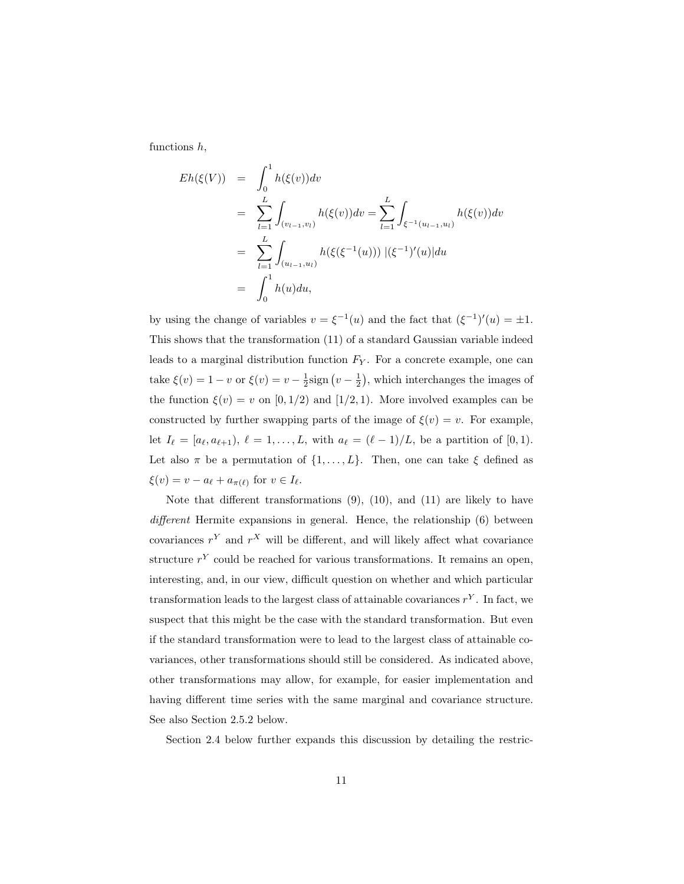functions $h$,

$$
\begin{aligned}
Eh(\xi(V)) &= \int_0^1 h(\xi(v))dv \\
&= \sum_{l=1}^{L} \int_{(v_{l-1},v_l)} h(\xi(v))dv = \sum_{l=1}^{L} \int_{\xi^{-1}(u_{l-1},u_l)} h(\xi(v))dv \\
&= \sum_{l=1}^{L} \int_{(u_{l-1},u_l)} h(\xi(\xi^{-1}(u)))\ |(\xi^{-1})'(u)|du \\
&= \int_0^1 h(u)du,
\end{aligned}
$$

by using the change of variables $v = \xi^{-1}(u)$ and the fact that $(\xi^{-1})'(u) = \pm 1$. This shows that the transformation (11) of a standard Gaussian variable indeed leads to a marginal distribution function $F_Y$. For a concrete example, one can take $\xi(v) = 1 - v$ or $\xi(v) = v - \frac{1}{2}\mathrm{sign}\left(v - \frac{1}{2}\right)$, which interchanges the images of the function $\xi(v) = v$ on $[0, 1/2)$ and $[1/2, 1)$. More involved examples can be constructed by further swapping parts of the image of $\xi(v) = v$. For example, let $I_\ell = [a_\ell, a_{\ell+1})$, $\ell = 1, \ldots, L$, with $a_\ell = (\ell - 1)/L$, be a partition of $[0, 1)$. Let also $\pi$ be a permutation of $\{1, \ldots, L\}$. Then, one can take $\xi$ defined as $\xi(v) = v - a_\ell + a_{\pi(\ell)}$ for $v \in I_\ell$.

Note that different transformations (9), (10), and (11) are likely to have *different* Hermite expansions in general. Hence, the relationship (6) between covariances $r^Y$ and $r^X$ will be different, and will likely affect what covariance structure $r^Y$ could be reached for various transformations. It remains an open, interesting, and, in our view, difficult question on whether and which particular transformation leads to the largest class of attainable covariances $r^Y$. In fact, we suspect that this might be the case with the standard transformation. But even if the standard transformation were to lead to the largest class of attainable covariances, other transformations should still be considered. As indicated above, other transformations may allow, for example, for easier implementation and having different time series with the same marginal and covariance structure. See also Section 2.5.2 below.

Section 2.4 below further expands this discussion by detailing the restric-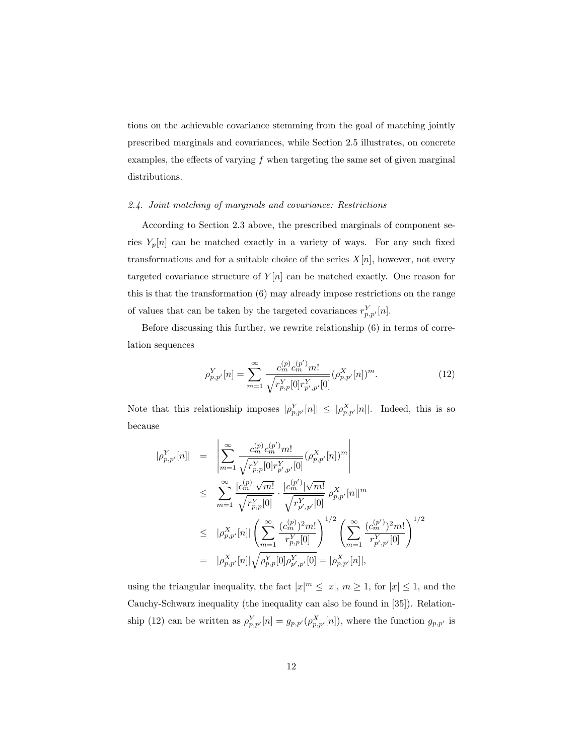tions on the achievable covariance stemming from the goal of matching jointly prescribed marginals and covariances, while Section 2.5 illustrates, on concrete examples, the effects of varying $f$ when targeting the same set of given marginal distributions.

### *2.4. Joint matching of marginals and covariance: Restrictions*

According to Section 2.3 above, the prescribed marginals of component series $Y_p[n]$ can be matched exactly in a variety of ways. For any such fixed transformations and for a suitable choice of the series $X[n]$, however, not every targeted covariance structure of $Y[n]$ can be matched exactly. One reason for this is that the transformation (6) may already impose restrictions on the range of values that can be taken by the targeted covariances $r^Y_{p,p'}[n]$.

Before discussing this further, we rewrite relationship (6) in terms of correlation sequences

$$\rho^Y_{p,p'}[n] = \sum_{m=1}^{\infty} \frac{c_m^{(p)} c_m^{(p')} m!}{\sqrt{r^Y_{p,p}[0] r^Y_{p',p'}[0]}} (\rho^X_{p,p'}[n])^m. \tag{12}$$

Note that this relationship imposes $|\rho^Y_{p,p'}[n]| \leq |\rho^X_{p,p'}[n]|$. Indeed, this is so because

$$\begin{aligned}
|\rho^Y_{p,p'}[n]| &= \left| \sum_{m=1}^{\infty} \frac{c_m^{(p)} c_m^{(p')} m!}{\sqrt{r^Y_{p,p}[0] r^Y_{p',p'}[0]}} (\rho^X_{p,p'}[n])^m \right| \\
&\leq \sum_{m=1}^{\infty} \frac{|c_m^{(p)}| \sqrt{m!}}{\sqrt{r^Y_{p,p}[0]}} \cdot \frac{|c_m^{(p')}| \sqrt{m!}}{\sqrt{r^Y_{p',p'}[0]}} |\rho^X_{p,p'}[n]|^m \\
&\leq |\rho^X_{p,p'}[n]| \left( \sum_{m=1}^{\infty} \frac{(c_m^{(p)})^2 m!}{r^Y_{p,p}[0]} \right)^{1/2} \left( \sum_{m=1}^{\infty} \frac{(c_m^{(p')})^2 m!}{r^Y_{p',p'}[0]} \right)^{1/2} \\
&= |\rho^X_{p,p'}[n]| \sqrt{\rho^Y_{p,p}[0] \rho^Y_{p',p'}[0]} = |\rho^X_{p,p'}[n]|,
\end{aligned}$$

using the triangular inequality, the fact $|x|^m \leq |x|$, $m \geq 1$, for $|x| \leq 1$, and the Cauchy-Schwarz inequality (the inequality can also be found in [35]). Relationship (12) can be written as $\rho^Y_{p,p'}[n] = g_{p,p'}(\rho^X_{p,p'}[n])$, where the function $g_{p,p'}$ is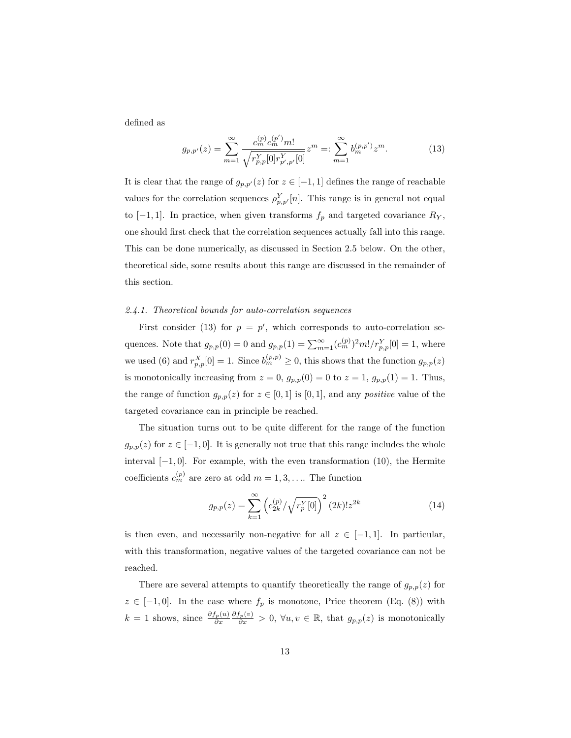defined as

$$g_{p,p'}(z) = \sum_{m=1}^{\infty} \frac{c_m^{(p)} c_m^{(p')} m!}{\sqrt{r_{p,p}^Y[0] r_{p',p'}^Y[0]}} z^m =: \sum_{m=1}^{\infty} b_m^{(p,p')} z^m. \tag{13}$$

It is clear that the range of $g_{p,p'}(z)$ for $z \in [-1,1]$ defines the range of reachable values for the correlation sequences $\rho_{p,p'}^Y[n]$. This range is in general not equal to $[-1,1]$. In practice, when given transforms $f_p$ and targeted covariance $R_Y$, one should first check that the correlation sequences actually fall into this range. This can be done numerically, as discussed in Section 2.5 below. On the other, theoretical side, some results about this range are discussed in the remainder of this section.

### *2.4.1. Theoretical bounds for auto-correlation sequences*

First consider (13) for $p = p'$, which corresponds to auto-correlation sequences. Note that $g_{p,p}(0) = 0$ and $g_{p,p}(1) = \sum_{m=1}^{\infty} (c_m^{(p)})^2 m!/r_{p,p}^Y[0] = 1$, where we used (6) and $r_{p,p}^X[0] = 1$. Since $b_m^{(p,p)} \geq 0$, this shows that the function $g_{p,p}(z)$ is monotonically increasing from $z = 0$, $g_{p,p}(0) = 0$ to $z = 1$, $g_{p,p}(1) = 1$. Thus, the range of function $g_{p,p}(z)$ for $z \in [0,1]$ is $[0,1]$, and any *positive* value of the targeted covariance can in principle be reached.

The situation turns out to be quite different for the range of the function $g_{p,p}(z)$ for $z \in [-1,0]$. It is generally not true that this range includes the whole interval $[-1,0]$. For example, with the even transformation (10), the Hermite coefficients $c_m^{(p)}$ are zero at odd $m = 1,3,\ldots$. The function

$$g_{p,p}(z) = \sum_{k=1}^{\infty} \left( c_{2k}^{(p)} / \sqrt{r_p^Y[0]} \right)^2 (2k)! z^{2k} \tag{14}$$

is then even, and necessarily non-negative for all $z \in [-1,1]$. In particular, with this transformation, negative values of the targeted covariance can not be reached.

There are several attempts to quantify theoretically the range of $g_{p,p}(z)$ for $z \in [-1,0]$. In the case where $f_p$ is monotone, Price theorem (Eq. (8)) with $k = 1$ shows, since $\frac{\partial f_p(u)}{\partial x} \frac{\partial f_p(v)}{\partial x} > 0$, $\forall u,v \in \mathbb{R}$, that $g_{p,p}(z)$ is monotonically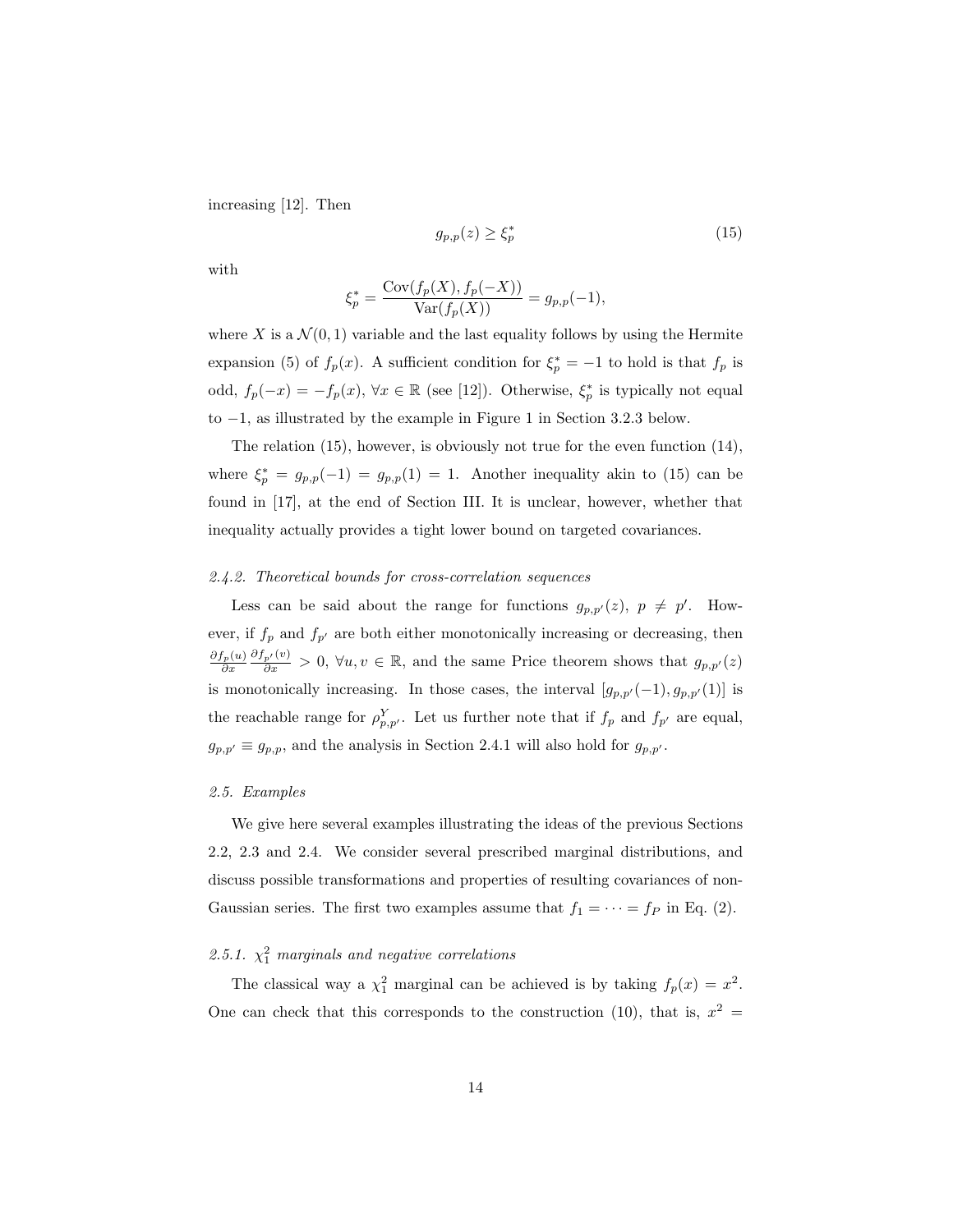increasing [12]. Then

$$g_{p,p}(z) \geq \xi_p^* \tag{15}$$

with

$$\xi_p^* = \frac{\text{Cov}(f_p(X), f_p(-X))}{\text{Var}(f_p(X))} = g_{p,p}(-1),$$

where $X$ is a $\mathcal{N}(0,1)$ variable and the last equality follows by using the Hermite expansion (5) of $f_p(x)$. A sufficient condition for $\xi_p^* = -1$ to hold is that $f_p$ is odd, $f_p(-x) = -f_p(x)$, $\forall x \in \mathbb{R}$ (see [12]). Otherwise, $\xi_p^*$ is typically not equal to $-1$, as illustrated by the example in Figure 1 in Section 3.2.3 below.

The relation (15), however, is obviously not true for the even function (14), where $\xi_p^* = g_{p,p}(-1) = g_{p,p}(1) = 1$. Another inequality akin to (15) can be found in [17], at the end of Section III. It is unclear, however, whether that inequality actually provides a tight lower bound on targeted covariances.

#### *2.4.2. Theoretical bounds for cross-correlation sequences*

Less can be said about the range for functions $g_{p,p'}(z)$, $p \neq p'$. However, if $f_p$ and $f_{p'}$ are both either monotonically increasing or decreasing, then $\frac{\partial f_p(u)}{\partial x}\frac{\partial f_{p'}(v)}{\partial x} > 0$, $\forall u, v \in \mathbb{R}$, and the same Price theorem shows that $g_{p,p'}(z)$ is monotonically increasing. In those cases, the interval $[g_{p,p'}(-1), g_{p,p'}(1)]$ is the reachable range for $\rho^Y_{p,p'}$. Let us further note that if $f_p$ and $f_{p'}$ are equal, $g_{p,p'} \equiv g_{p,p}$, and the analysis in Section 2.4.1 will also hold for $g_{p,p'}$.

### *2.5. Examples*

We give here several examples illustrating the ideas of the previous Sections 2.2, 2.3 and 2.4. We consider several prescribed marginal distributions, and discuss possible transformations and properties of resulting covariances of non-Gaussian series. The first two examples assume that $f_1 = \cdots = f_P$ in Eq. (2).

#### *2.5.1. $\chi^2_1$ marginals and negative correlations*

The classical way a $\chi^2_1$ marginal can be achieved is by taking $f_p(x) = x^2$. One can check that this corresponds to the construction (10), that is, $x^2 =$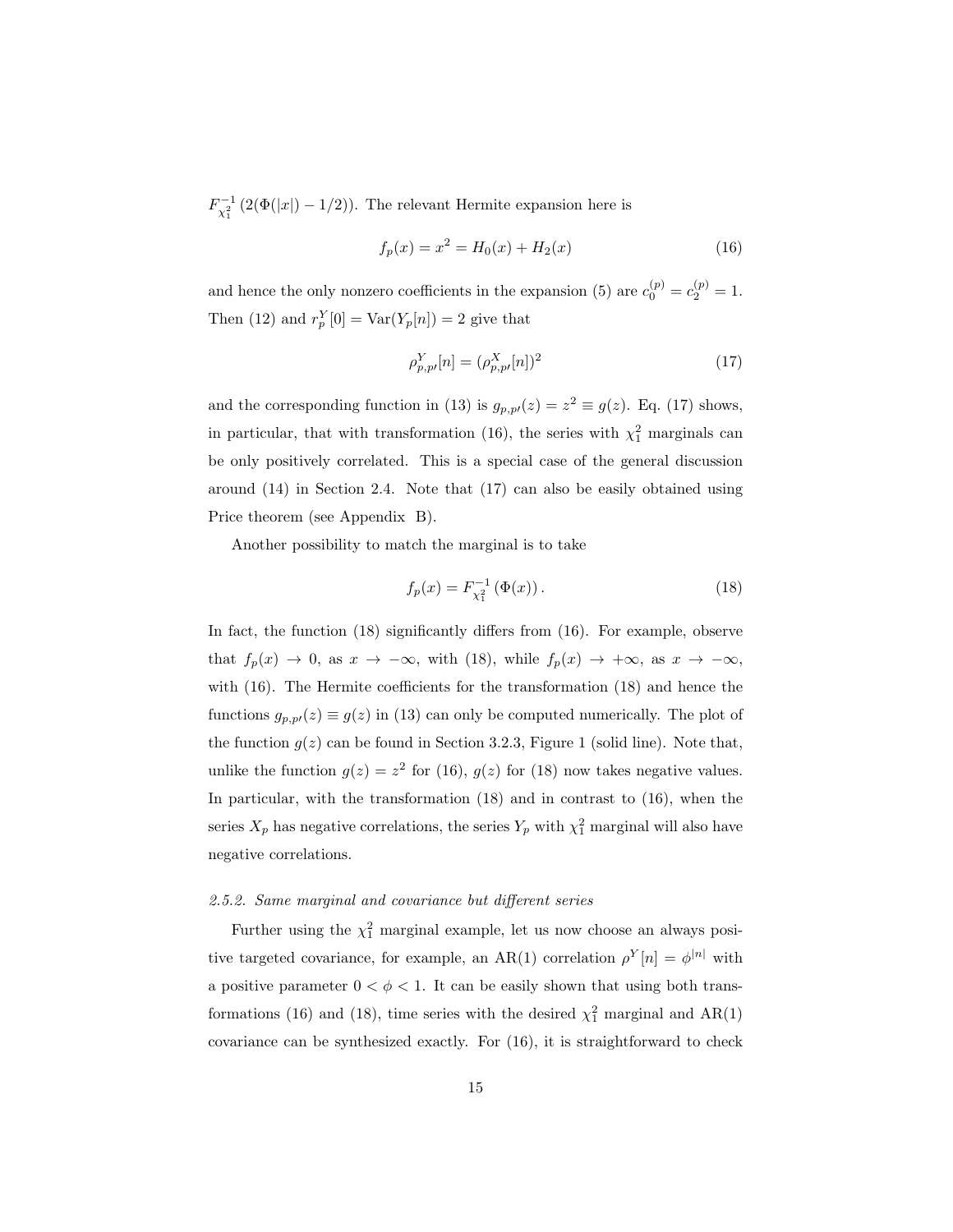$F_{\chi_1^2}^{-1}(2(\Phi(|x|)-1/2))$. The relevant Hermite expansion here is

$$f_p(x) = x^2 = H_0(x) + H_2(x) \tag{16}$$

and hence the only nonzero coefficients in the expansion (5) are $c_0^{(p)} = c_2^{(p)} = 1$. Then (12) and $r_p^Y[0] = \mathrm{Var}(Y_p[n]) = 2$ give that

$$\rho_{p,p'}^Y[n] = (\rho_{p,p'}^X[n])^2 \tag{17}$$

and the corresponding function in (13) is $g_{p,p'}(z) = z^2 \equiv g(z)$. Eq. (17) shows, in particular, that with transformation (16), the series with $\chi_1^2$ marginals can be only positively correlated. This is a special case of the general discussion around (14) in Section 2.4. Note that (17) can also be easily obtained using Price theorem (see Appendix B).

Another possibility to match the marginal is to take

$$f_p(x) = F_{\chi_1^2}^{-1}(\Phi(x)). \tag{18}$$

In fact, the function (18) significantly differs from (16). For example, observe that $f_p(x) \to 0$, as $x \to -\infty$, with (18), while $f_p(x) \to +\infty$, as $x \to -\infty$, with (16). The Hermite coefficients for the transformation (18) and hence the functions $g_{p,p'}(z) \equiv g(z)$ in (13) can only be computed numerically. The plot of the function $g(z)$ can be found in Section 3.2.3, Figure 1 (solid line). Note that, unlike the function $g(z) = z^2$ for (16), $g(z)$ for (18) now takes negative values. In particular, with the transformation (18) and in contrast to (16), when the series $X_p$ has negative correlations, the series $Y_p$ with $\chi_1^2$ marginal will also have negative correlations.

### *2.5.2. Same marginal and covariance but different series*

Further using the $\chi_1^2$ marginal example, let us now choose an always positive targeted covariance, for example, an AR(1) correlation $\rho^Y[n] = \phi^{|n|}$ with a positive parameter $0 < \phi < 1$. It can be easily shown that using both transformations (16) and (18), time series with the desired $\chi_1^2$ marginal and AR(1) covariance can be synthesized exactly. For (16), it is straightforward to check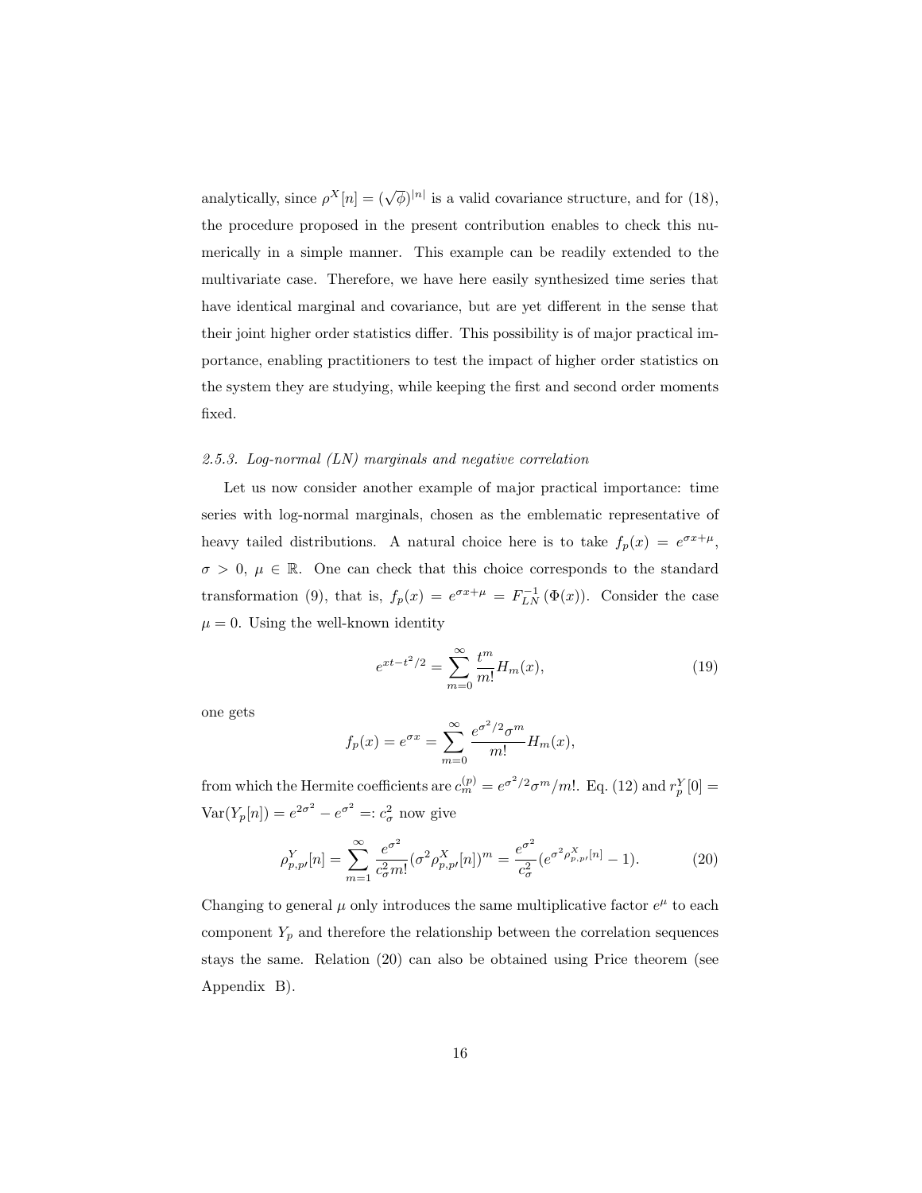analytically, since $\rho^X[n] = (\sqrt{\phi})^{|n|}$ is a valid covariance structure, and for (18), the procedure proposed in the present contribution enables to check this numerically in a simple manner. This example can be readily extended to the multivariate case. Therefore, we have here easily synthesized time series that have identical marginal and covariance, but are yet different in the sense that their joint higher order statistics differ. This possibility is of major practical importance, enabling practitioners to test the impact of higher order statistics on the system they are studying, while keeping the first and second order moments fixed.

#### 2.5.3. Log-normal (LN) marginals and negative correlation

Let us now consider another example of major practical importance: time series with log-normal marginals, chosen as the emblematic representative of heavy tailed distributions. A natural choice here is to take $f_p(x) = e^{\sigma x + \mu}$, $\sigma > 0$, $\mu \in \mathbb{R}$. One can check that this choice corresponds to the standard transformation (9), that is, $f_p(x) = e^{\sigma x + \mu} = F_{LN}^{-1}(\Phi(x))$. Consider the case $\mu = 0$. Using the well-known identity

$$e^{xt - t^2/2} = \sum_{m=0}^{\infty} \frac{t^m}{m!} H_m(x), \tag{19}$$

one gets

$$f_p(x) = e^{\sigma x} = \sum_{m=0}^{\infty} \frac{e^{\sigma^2/2} \sigma^m}{m!} H_m(x),$$

from which the Hermite coefficients are $c_m^{(p)} = e^{\sigma^2/2}\sigma^m/m!$. Eq. (12) and $r_p^Y[0] = \mathrm{Var}(Y_p[n]) = e^{2\sigma^2} - e^{\sigma^2} =: c_\sigma^2$ now give

$$\rho_{p,p'}^Y[n] = \sum_{m=1}^{\infty} \frac{e^{\sigma^2}}{c_\sigma^2 m!} (\sigma^2 \rho_{p,p'}^X[n])^m = \frac{e^{\sigma^2}}{c_\sigma^2} (e^{\sigma^2 \rho_{p,p'}^X[n]} - 1). \tag{20}$$

Changing to general $\mu$ only introduces the same multiplicative factor $e^\mu$ to each component $Y_p$ and therefore the relationship between the correlation sequences stays the same. Relation (20) can also be obtained using Price theorem (see Appendix B).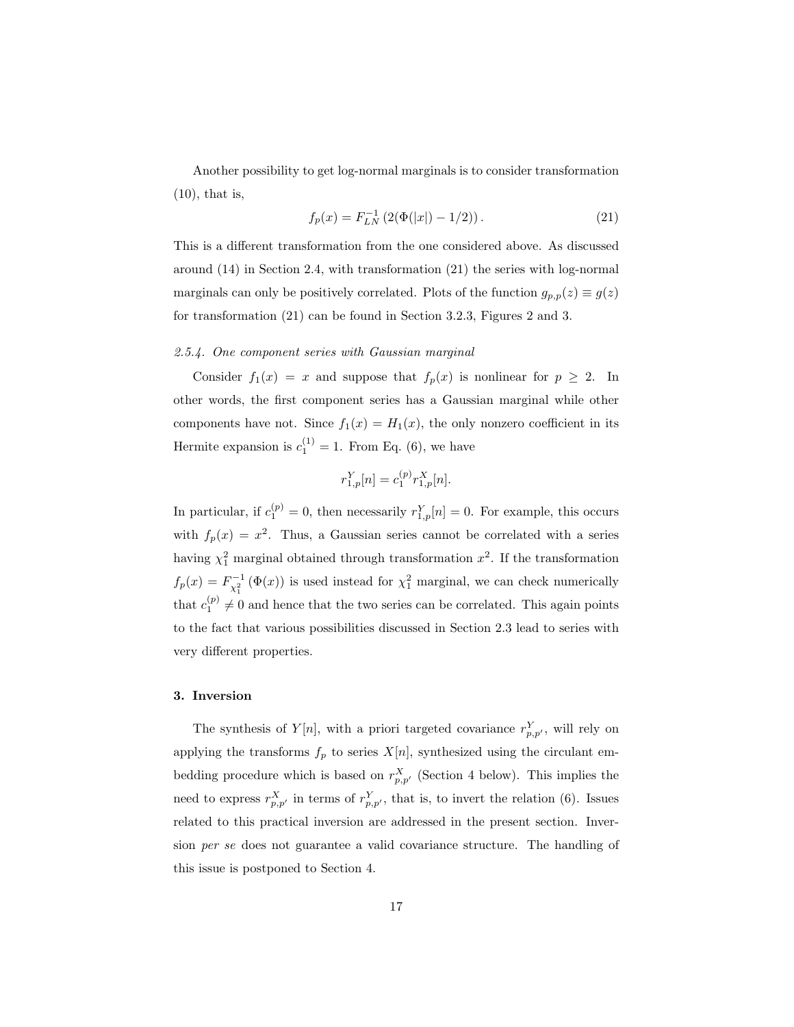Another possibility to get log-normal marginals is to consider transformation (10), that is,

$$f_p(x) = F_{LN}^{-1}\left(2(\Phi(|x|) - 1/2)\right). \tag{21}$$

This is a different transformation from the one considered above. As discussed around (14) in Section 2.4, with transformation (21) the series with log-normal marginals can only be positively correlated. Plots of the function $g_{p,p}(z) \equiv g(z)$ for transformation (21) can be found in Section 3.2.3, Figures 2 and 3.

### *2.5.4. One component series with Gaussian marginal*

Consider $f_1(x) = x$ and suppose that $f_p(x)$ is nonlinear for $p \geq 2$. In other words, the first component series has a Gaussian marginal while other components have not. Since $f_1(x) = H_1(x)$, the only nonzero coefficient in its Hermite expansion is $c_1^{(1)} = 1$. From Eq. (6), we have

$$r_{1,p}^Y[n] = c_1^{(p)} r_{1,p}^X[n].$$

In particular, if $c_1^{(p)} = 0$, then necessarily $r_{1,p}^Y[n] = 0$. For example, this occurs with $f_p(x) = x^2$. Thus, a Gaussian series cannot be correlated with a series having $\chi_1^2$ marginal obtained through transformation $x^2$. If the transformation $f_p(x) = F_{\chi_1^2}^{-1}(\Phi(x))$ is used instead for $\chi_1^2$ marginal, we can check numerically that $c_1^{(p)} \neq 0$ and hence that the two series can be correlated. This again points to the fact that various possibilities discussed in Section 2.3 lead to series with very different properties.

## 3. Inversion

The synthesis of $Y[n]$, with a priori targeted covariance $r_{p,p'}^Y$, will rely on applying the transforms $f_p$ to series $X[n]$, synthesized using the circulant embedding procedure which is based on $r_{p,p'}^X$ (Section 4 below). This implies the need to express $r_{p,p'}^X$ in terms of $r_{p,p'}^Y$, that is, to invert the relation (6). Issues related to this practical inversion are addressed in the present section. Inversion *per se* does not guarantee a valid covariance structure. The handling of this issue is postponed to Section 4.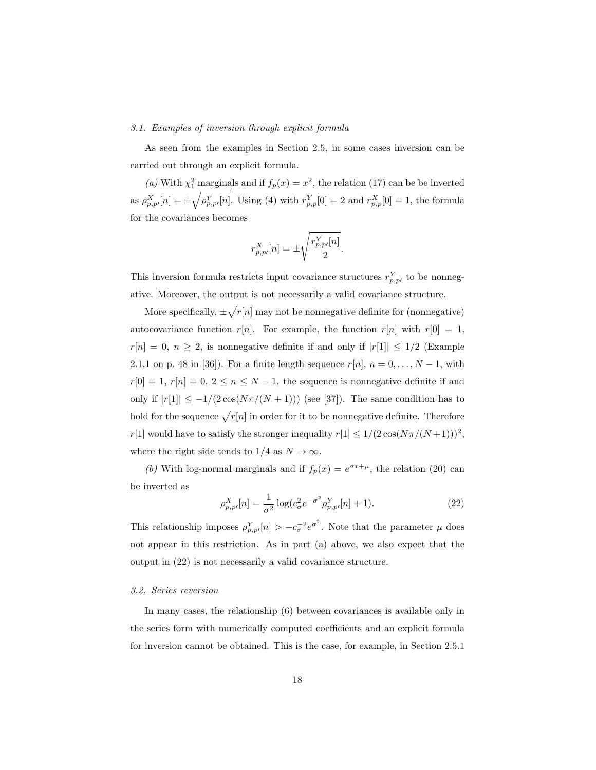### *3.1. Examples of inversion through explicit formula*

As seen from the examples in Section 2.5, in some cases inversion can be carried out through an explicit formula.

*(a)* With $\chi_1^2$ marginals and if $f_p(x) = x^2$, the relation (17) can be be inverted as $\rho^X_{p,p'}[n] = \pm\sqrt{\rho^Y_{p,p'}[n]}$. Using (4) with $r^Y_{p,p}[0] = 2$ and $r^X_{p,p}[0] = 1$, the formula for the covariances becomes

$$r^X_{p,p'}[n] = \pm\sqrt{\frac{r^Y_{p,p'}[n]}{2}}.$$

This inversion formula restricts input covariance structures $r^Y_{p,p'}$ to be nonnegative. Moreover, the output is not necessarily a valid covariance structure.

More specifically, $\pm\sqrt{r[n]}$ may not be nonnegative definite for (nonnegative) autocovariance function $r[n]$. For example, the function $r[n]$ with $r[0] = 1$, $r[n] = 0$, $n \geq 2$, is nonnegative definite if and only if $|r[1]| \leq 1/2$ (Example 2.1.1 on p. 48 in [36]). For a finite length sequence $r[n]$, $n = 0, \ldots, N-1$, with $r[0] = 1$, $r[n] = 0$, $2 \leq n \leq N-1$, the sequence is nonnegative definite if and only if $|r[1]| \leq -1/(2\cos(N\pi/(N+1)))$ (see [37]). The same condition has to hold for the sequence $\sqrt{r[n]}$ in order for it to be nonnegative definite. Therefore $r[1]$ would have to satisfy the stronger inequality $r[1] \leq 1/(2\cos(N\pi/(N+1)))^2$, where the right side tends to $1/4$ as $N \to \infty$.

*(b)* With log-normal marginals and if $f_p(x) = e^{\sigma x + \mu}$, the relation (20) can be inverted as

$$\rho^X_{p,p'}[n] = \frac{1}{\sigma^2}\log(c_\sigma^2 e^{-\sigma^2}\rho^Y_{p,p'}[n] + 1). \tag{22}$$

This relationship imposes $\rho^Y_{p,p'}[n] > -c_\sigma^{-2}e^{\sigma^2}$. Note that the parameter $\mu$ does not appear in this restriction. As in part (a) above, we also expect that the output in (22) is not necessarily a valid covariance structure.

### *3.2. Series reversion*

In many cases, the relationship (6) between covariances is available only in the series form with numerically computed coefficients and an explicit formula for inversion cannot be obtained. This is the case, for example, in Section 2.5.1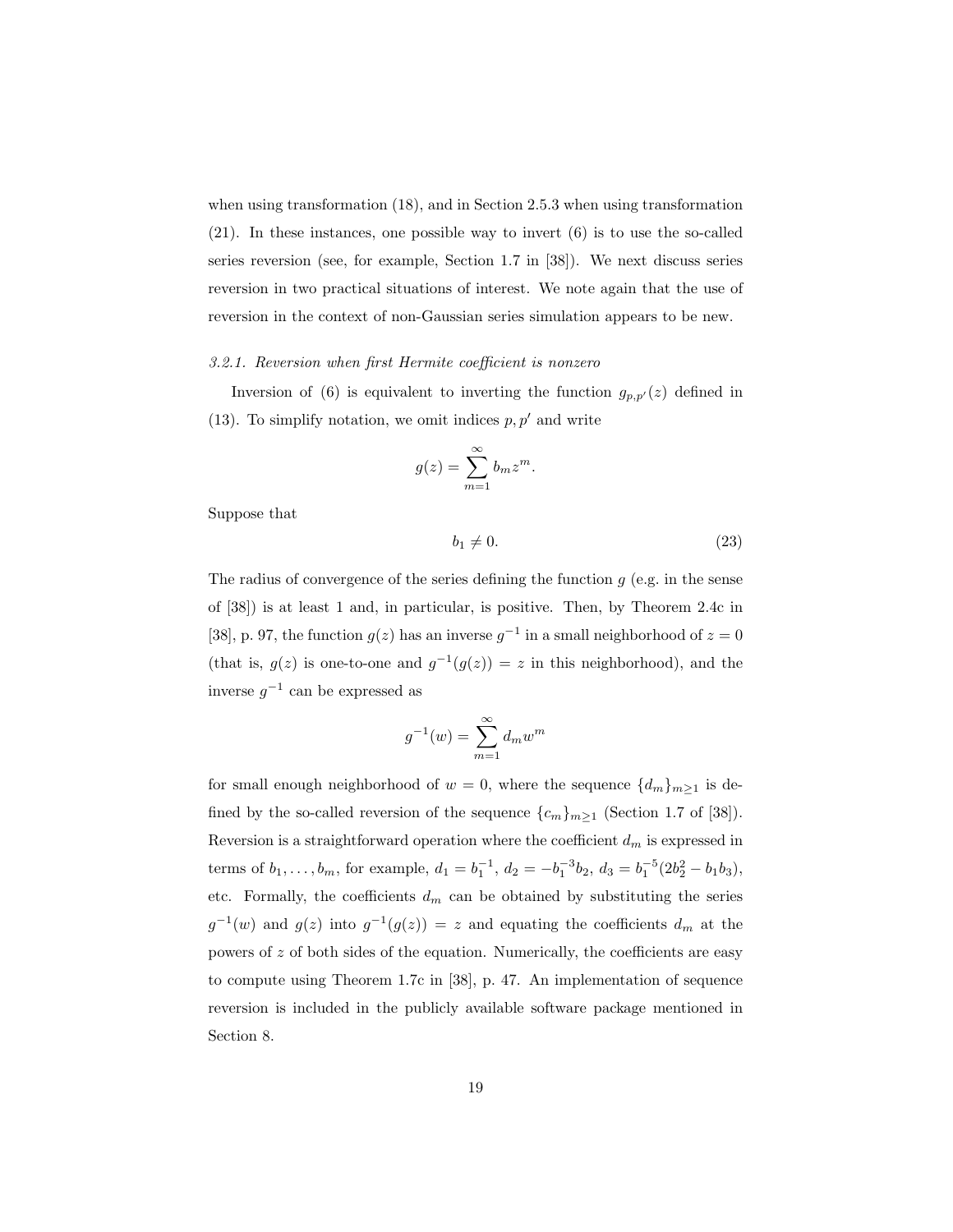when using transformation (18), and in Section 2.5.3 when using transformation (21). In these instances, one possible way to invert (6) is to use the so-called series reversion (see, for example, Section 1.7 in [38]). We next discuss series reversion in two practical situations of interest. We note again that the use of reversion in the context of non-Gaussian series simulation appears to be new.

### *3.2.1. Reversion when first Hermite coefficient is nonzero*

Inversion of (6) is equivalent to inverting the function $g_{p,p'}(z)$ defined in (13). To simplify notation, we omit indices $p, p'$ and write

$$g(z) = \sum_{m=1}^{\infty} b_m z^m.$$

Suppose that

$$b_1 \neq 0. \tag{23}$$

The radius of convergence of the series defining the function $g$ (e.g. in the sense of [38]) is at least 1 and, in particular, is positive. Then, by Theorem 2.4c in [38], p. 97, the function $g(z)$ has an inverse $g^{-1}$ in a small neighborhood of $z = 0$ (that is, $g(z)$ is one-to-one and $g^{-1}(g(z)) = z$ in this neighborhood), and the inverse $g^{-1}$ can be expressed as

$$g^{-1}(w) = \sum_{m=1}^{\infty} d_m w^m$$

for small enough neighborhood of $w = 0$, where the sequence $\{d_m\}_{m \geq 1}$ is defined by the so-called reversion of the sequence $\{c_m\}_{m \geq 1}$ (Section 1.7 of [38]). Reversion is a straightforward operation where the coefficient $d_m$ is expressed in terms of $b_1, \ldots, b_m$, for example, $d_1 = b_1^{-1}$, $d_2 = -b_1^{-3} b_2$, $d_3 = b_1^{-5}(2b_2^2 - b_1 b_3)$, etc. Formally, the coefficients $d_m$ can be obtained by substituting the series $g^{-1}(w)$ and $g(z)$ into $g^{-1}(g(z)) = z$ and equating the coefficients $d_m$ at the powers of $z$ of both sides of the equation. Numerically, the coefficients are easy to compute using Theorem 1.7c in [38], p. 47. An implementation of sequence reversion is included in the publicly available software package mentioned in Section 8.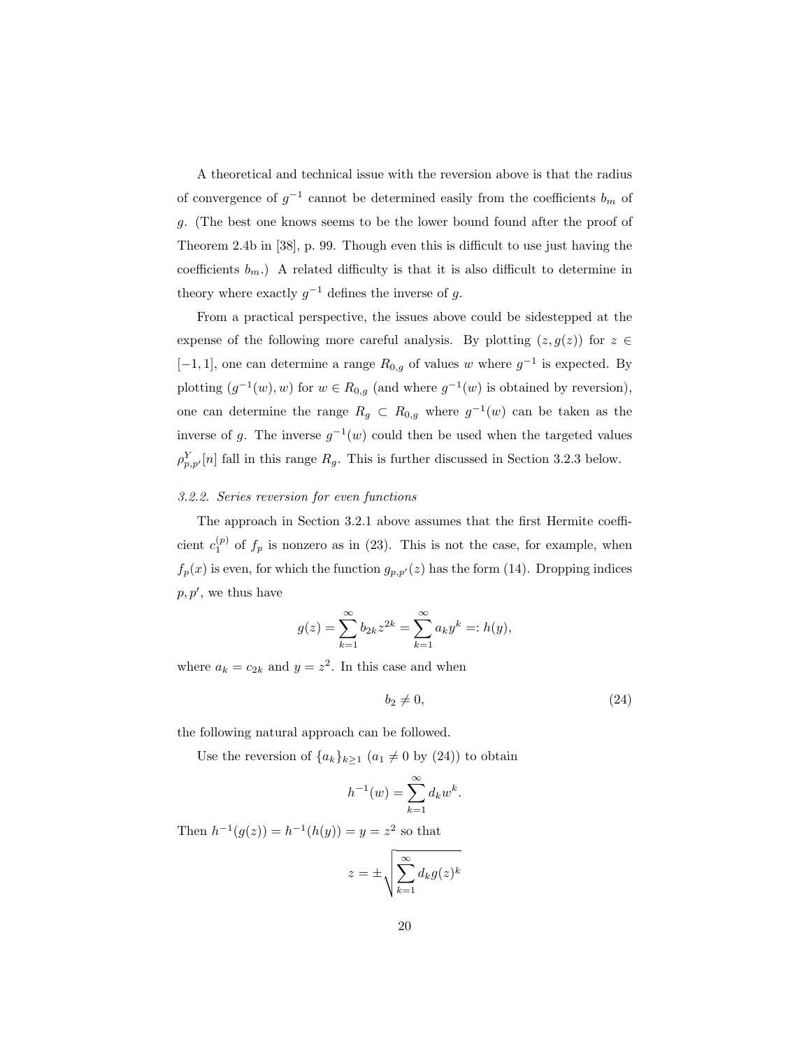A theoretical and technical issue with the reversion above is that the radius of convergence of $g^{-1}$ cannot be determined easily from the coefficients $b_m$ of $g$. (The best one knows seems to be the lower bound found after the proof of Theorem 2.4b in [38], p. 99. Though even this is difficult to use just having the coefficients $b_m$.) A related difficulty is that it is also difficult to determine in theory where exactly $g^{-1}$ defines the inverse of $g$.

From a practical perspective, the issues above could be sidestepped at the expense of the following more careful analysis. By plotting $(z, g(z))$ for $z \in [-1, 1]$, one can determine a range $R_{0,g}$ of values $w$ where $g^{-1}$ is expected. By plotting $(g^{-1}(w), w)$ for $w \in R_{0,g}$ (and where $g^{-1}(w)$ is obtained by reversion), one can determine the range $R_g \subset R_{0,g}$ where $g^{-1}(w)$ can be taken as the inverse of $g$. The inverse $g^{-1}(w)$ could then be used when the targeted values $\rho^Y_{p,p'}[n]$ fall in this range $R_g$. This is further discussed in Section 3.2.3 below.

### *3.2.2. Series reversion for even functions*

The approach in Section 3.2.1 above assumes that the first Hermite coefficient $c_1^{(p)}$ of $f_p$ is nonzero as in (23). This is not the case, for example, when $f_p(x)$ is even, for which the function $g_{p,p'}(z)$ has the form (14). Dropping indices $p, p'$, we thus have

$$g(z) = \sum_{k=1}^{\infty} b_{2k} z^{2k} = \sum_{k=1}^{\infty} a_k y^k =: h(y),$$

where $a_k = c_{2k}$ and $y = z^2$. In this case and when

$$b_2 \neq 0, \tag{24}$$

the following natural approach can be followed.

Use the reversion of $\{a_k\}_{k \geq 1}$ ($a_1 \neq 0$ by (24)) to obtain

$$h^{-1}(w) = \sum_{k=1}^{\infty} d_k w^k.$$

Then $h^{-1}(g(z)) = h^{-1}(h(y)) = y = z^2$ so that

$$z = \pm \sqrt{\sum_{k=1}^{\infty} d_k g(z)^k}$$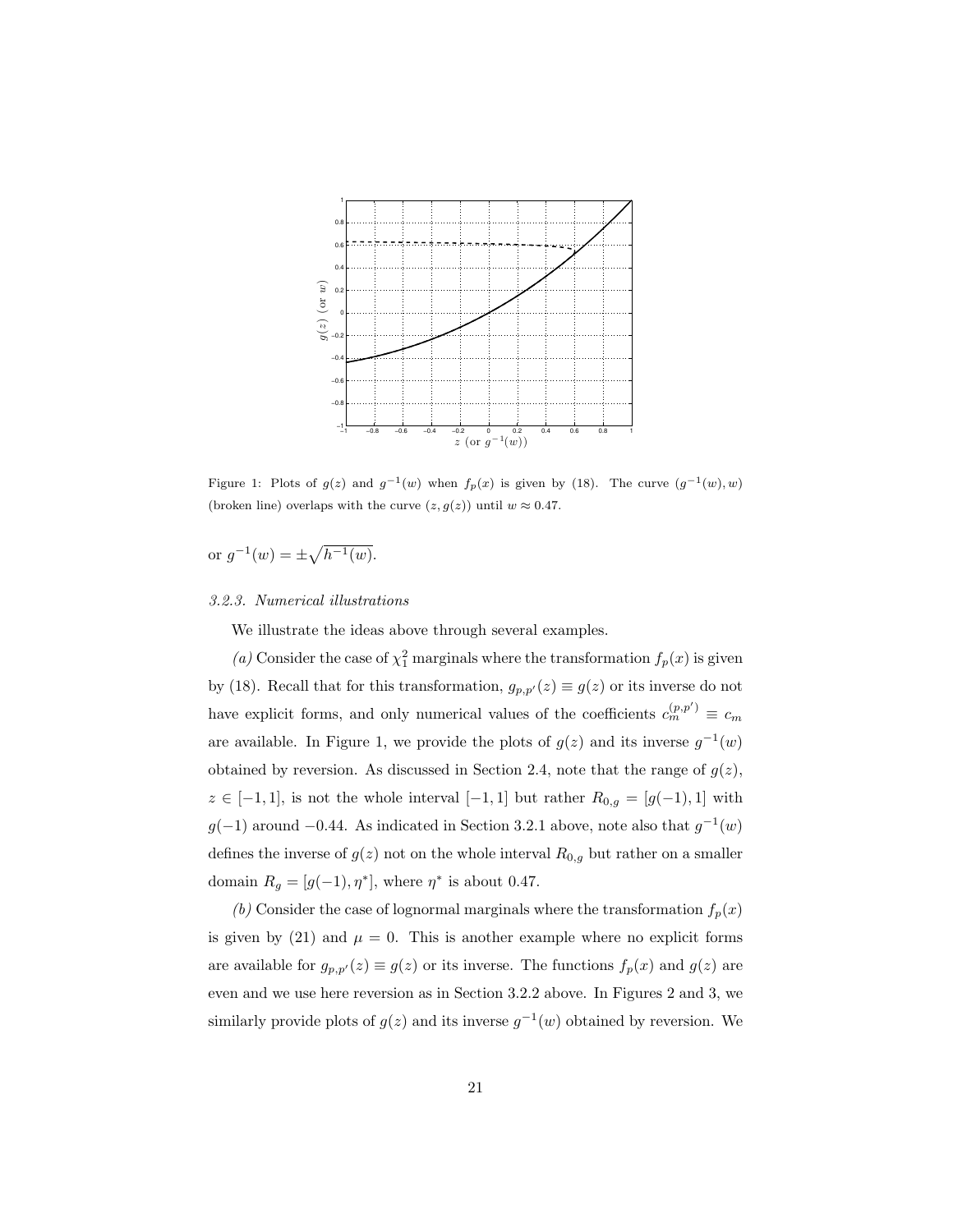Figure 1: Plots of $g(z)$ and $g^{-1}(w)$ when $f_p(x)$ is given by (18). The curve $(g^{-1}(w), w)$ (broken line) overlaps with the curve $(z, g(z))$ until $w \approx 0.47$.

or $g^{-1}(w) = \pm\sqrt{h^{-1}(w)}$.

### 3.2.3. Numerical illustrations

We illustrate the ideas above through several examples.

*(a)* Consider the case of $\chi_1^2$ marginals where the transformation $f_p(x)$ is given by (18). Recall that for this transformation, $g_{p,p'}(z) \equiv g(z)$ or its inverse do not have explicit forms, and only numerical values of the coefficients $c_m^{(p,p')} \equiv c_m$ are available. In Figure 1, we provide the plots of $g(z)$ and its inverse $g^{-1}(w)$ obtained by reversion. As discussed in Section 2.4, note that the range of $g(z)$, $z \in [-1, 1]$, is not the whole interval $[-1, 1]$ but rather $R_{0,g} = [g(-1), 1]$ with $g(-1)$ around $-0.44$. As indicated in Section 3.2.1 above, note also that $g^{-1}(w)$ defines the inverse of $g(z)$ not on the whole interval $R_{0,g}$ but rather on a smaller domain $R_g = [g(-1), \eta^*]$, where $\eta^*$ is about 0.47.

*(b)* Consider the case of lognormal marginals where the transformation $f_p(x)$ is given by (21) and $\mu = 0$. This is another example where no explicit forms are available for $g_{p,p'}(z) \equiv g(z)$ or its inverse. The functions $f_p(x)$ and $g(z)$ are even and we use here reversion as in Section 3.2.2 above. In Figures 2 and 3, we similarly provide plots of $g(z)$ and its inverse $g^{-1}(w)$ obtained by reversion. We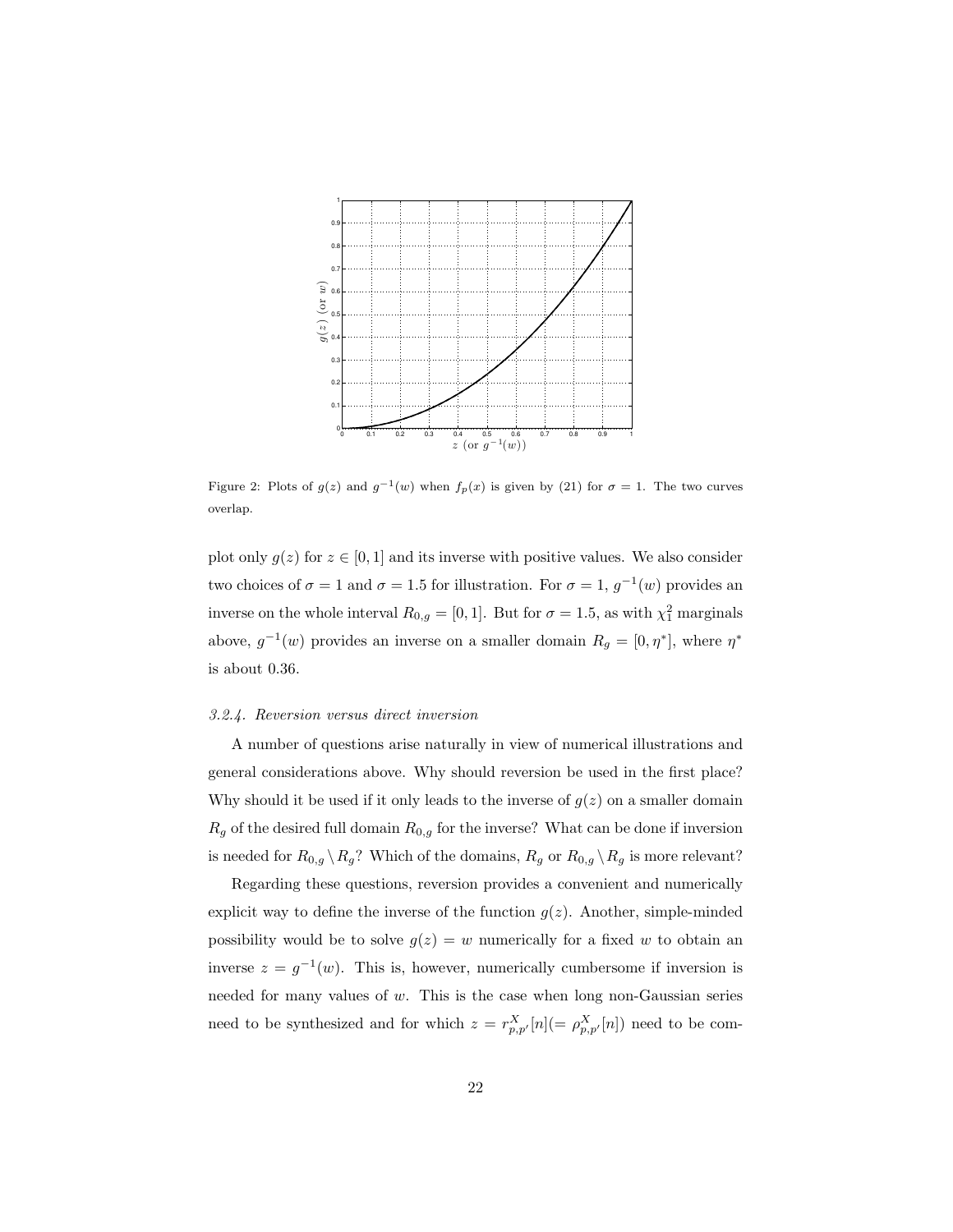Figure 2: Plots of $g(z)$ and $g^{-1}(w)$ when $f_p(x)$ is given by (21) for $\sigma = 1$. The two curves overlap.

plot only $g(z)$ for $z \in [0, 1]$ and its inverse with positive values. We also consider two choices of $\sigma = 1$ and $\sigma = 1.5$ for illustration. For $\sigma = 1$, $g^{-1}(w)$ provides an inverse on the whole interval $R_{0,g} = [0, 1]$. But for $\sigma = 1.5$, as with $\chi_1^2$ marginals above, $g^{-1}(w)$ provides an inverse on a smaller domain $R_g = [0, \eta^*]$, where $\eta^*$ is about 0.36.

### *3.2.4. Reversion versus direct inversion*

A number of questions arise naturally in view of numerical illustrations and general considerations above. Why should reversion be used in the first place? Why should it be used if it only leads to the inverse of $g(z)$ on a smaller domain $R_g$ of the desired full domain $R_{0,g}$ for the inverse? What can be done if inversion is needed for $R_{0,g} \setminus R_g$? Which of the domains, $R_g$ or $R_{0,g} \setminus R_g$ is more relevant?

Regarding these questions, reversion provides a convenient and numerically explicit way to define the inverse of the function $g(z)$. Another, simple-minded possibility would be to solve $g(z) = w$ numerically for a fixed $w$ to obtain an inverse $z = g^{-1}(w)$. This is, however, numerically cumbersome if inversion is needed for many values of $w$. This is the case when long non-Gaussian series need to be synthesized and for which $z = r_{p,p'}^X[n] (= \rho_{p,p'}^X[n])$ need to be com-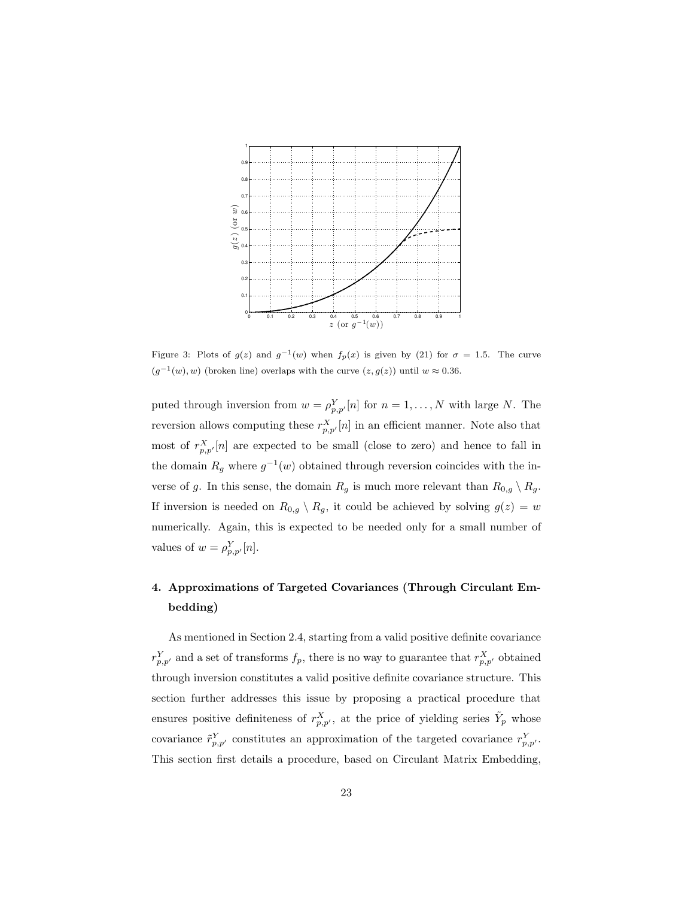Figure 3: Plots of $g(z)$ and $g^{-1}(w)$ when $f_p(x)$ is given by (21) for $\sigma = 1.5$. The curve $(g^{-1}(w), w)$ (broken line) overlaps with the curve $(z, g(z))$ until $w \approx 0.36$.

puted through inversion from $w = \rho^Y_{p,p'}[n]$ for $n = 1, \dots, N$ with large $N$. The reversion allows computing these $r^X_{p,p'}[n]$ in an efficient manner. Note also that most of $r^X_{p,p'}[n]$ are expected to be small (close to zero) and hence to fall in the domain $R_g$ where $g^{-1}(w)$ obtained through reversion coincides with the inverse of $g$. In this sense, the domain $R_g$ is much more relevant than $R_{0,g} \setminus R_g$. If inversion is needed on $R_{0,g} \setminus R_g$, it could be achieved by solving $g(z) = w$ numerically. Again, this is expected to be needed only for a small number of values of $w = \rho^Y_{p,p'}[n]$.

## 4. Approximations of Targeted Covariances (Through Circulant Embedding)

As mentioned in Section 2.4, starting from a valid positive definite covariance $r^Y_{p,p'}$ and a set of transforms $f_p$, there is no way to guarantee that $r^X_{p,p'}$ obtained through inversion constitutes a valid positive definite covariance structure. This section further addresses this issue by proposing a practical procedure that ensures positive definiteness of $r^X_{p,p'}$, at the price of yielding series $\tilde{Y}_p$ whose covariance $\tilde{r}^Y_{p,p'}$ constitutes an approximation of the targeted covariance $r^Y_{p,p'}$. This section first details a procedure, based on Circulant Matrix Embedding,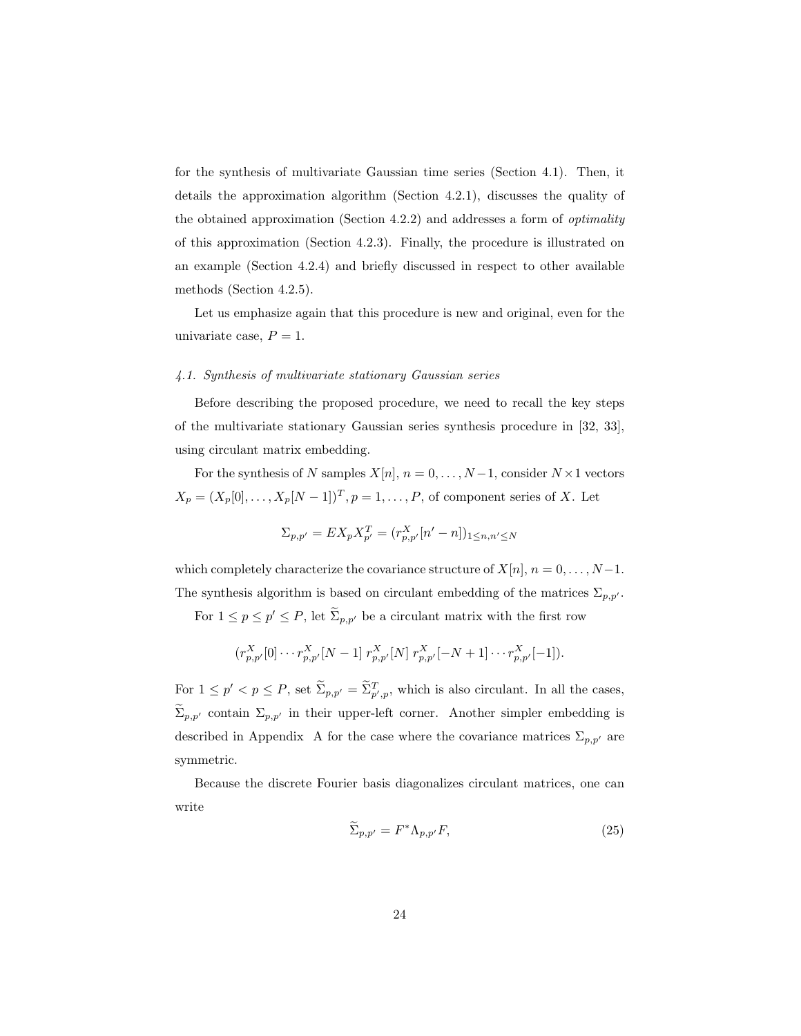for the synthesis of multivariate Gaussian time series (Section 4.1). Then, it details the approximation algorithm (Section 4.2.1), discusses the quality of the obtained approximation (Section 4.2.2) and addresses a form of *optimality* of this approximation (Section 4.2.3). Finally, the procedure is illustrated on an example (Section 4.2.4) and briefly discussed in respect to other available methods (Section 4.2.5).

Let us emphasize again that this procedure is new and original, even for the univariate case, $P = 1$.

### *4.1. Synthesis of multivariate stationary Gaussian series*

Before describing the proposed procedure, we need to recall the key steps of the multivariate stationary Gaussian series synthesis procedure in [32, 33], using circulant matrix embedding.

For the synthesis of $N$ samples $X[n]$, $n = 0, \ldots, N-1$, consider $N \times 1$ vectors $X_p = (X_p[0], \ldots, X_p[N-1])^T, p = 1, \ldots, P$, of component series of $X$. Let

$$\Sigma_{p,p'} = EX_pX_{p'}^T = (r^X_{p,p'}[n'-n])_{1 \le n,n' \le N}$$

which completely characterize the covariance structure of $X[n]$, $n = 0, \ldots, N-1$. The synthesis algorithm is based on circulant embedding of the matrices $\Sigma_{p,p'}$.

For $1 \le p \le p' \le P$, let $\widetilde{\Sigma}_{p,p'}$ be a circulant matrix with the first row

$$(r^X_{p,p'}[0] \cdots r^X_{p,p'}[N-1] \; r^X_{p,p'}[N] \; r^X_{p,p'}[-N+1] \cdots r^X_{p,p'}[-1]).$$

For $1 \le p' < p \le P$, set $\widetilde{\Sigma}_{p,p'} = \widetilde{\Sigma}^T_{p',p}$, which is also circulant. In all the cases, $\widetilde{\Sigma}_{p,p'}$ contain $\Sigma_{p,p'}$ in their upper-left corner. Another simpler embedding is described in Appendix A for the case where the covariance matrices $\Sigma_{p,p'}$ are symmetric.

Because the discrete Fourier basis diagonalizes circulant matrices, one can write

$$\widetilde{\Sigma}_{p,p'} = F^* \Lambda_{p,p'} F, \tag{25}$$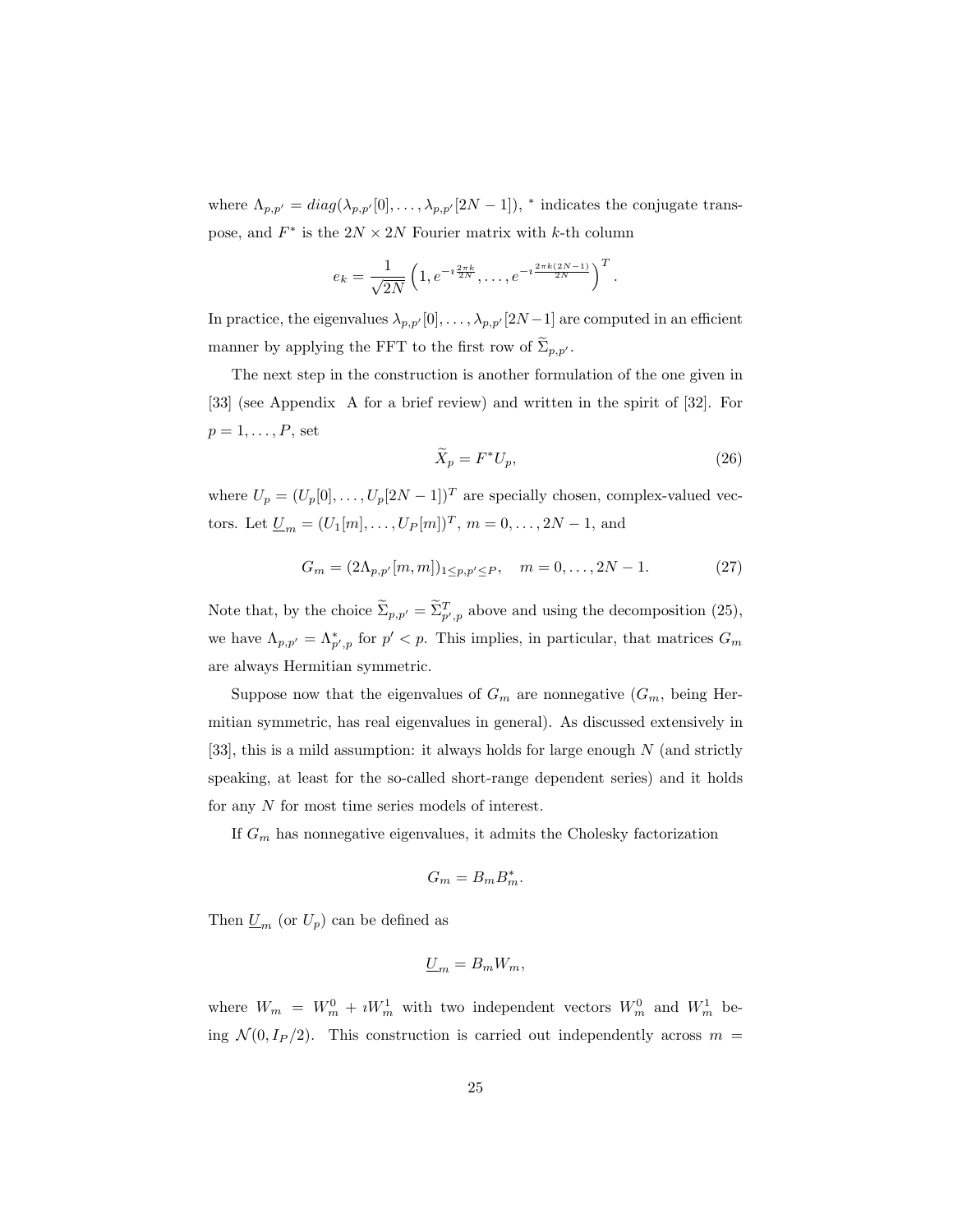where $\Lambda_{p,p'} = diag(\lambda_{p,p'}[0], \ldots, \lambda_{p,p'}[2N-1])$, $^*$ indicates the conjugate transpose, and $F^*$ is the $2N \times 2N$ Fourier matrix with $k$-th column

$$e_k = \frac{1}{\sqrt{2N}} \left(1, e^{-\imath \frac{2\pi k}{2N}}, \ldots, e^{-\imath \frac{2\pi k(2N-1)}{2N}}\right)^T.$$

In practice, the eigenvalues $\lambda_{p,p'}[0], \ldots, \lambda_{p,p'}[2N-1]$ are computed in an efficient manner by applying the FFT to the first row of $\widetilde{\Sigma}_{p,p'}$.

The next step in the construction is another formulation of the one given in [33] (see Appendix A for a brief review) and written in the spirit of [32]. For $p = 1, \ldots, P$, set

$$\widetilde{X}_p = F^* U_p, \tag{26}$$

where $U_p = (U_p[0], \ldots, U_p[2N-1])^T$ are specially chosen, complex-valued vectors. Let $\underline{U}_m = (U_1[m], \ldots, U_P[m])^T$, $m = 0, \ldots, 2N-1$, and

$$G_m = (2\Lambda_{p,p'}[m,m])_{1 \le p,p' \le P}, \quad m = 0, \ldots, 2N-1. \tag{27}$$

Note that, by the choice $\widetilde{\Sigma}_{p,p'} = \widetilde{\Sigma}^T_{p',p}$ above and using the decomposition (25), we have $\Lambda_{p,p'} = \Lambda^*_{p',p}$ for $p' < p$. This implies, in particular, that matrices $G_m$ are always Hermitian symmetric.

Suppose now that the eigenvalues of $G_m$ are nonnegative ($G_m$, being Hermitian symmetric, has real eigenvalues in general). As discussed extensively in [33], this is a mild assumption: it always holds for large enough $N$ (and strictly speaking, at least for the so-called short-range dependent series) and it holds for any $N$ for most time series models of interest.

If $G_m$ has nonnegative eigenvalues, it admits the Cholesky factorization

$$G_m = B_m B_m^*.$$

Then $\underline{U}_m$ (or $U_p$) can be defined as

$$\underline{U}_m = B_m W_m,$$

where $W_m = W_m^0 + \imath W_m^1$ with two independent vectors $W_m^0$ and $W_m^1$ being $\mathcal{N}(0, I_P/2)$. This construction is carried out independently across $m =$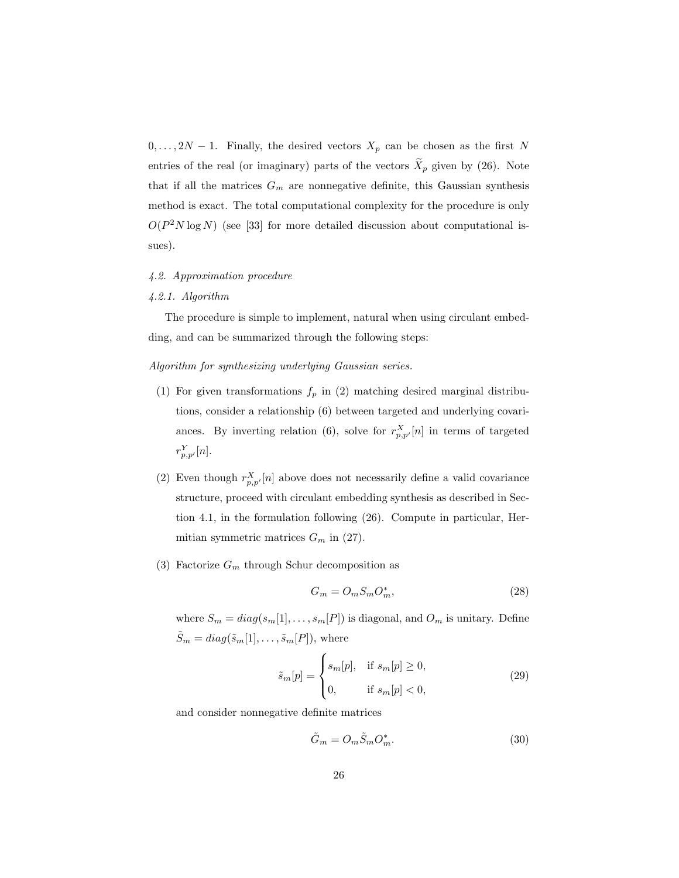$0, \ldots, 2N-1$. Finally, the desired vectors $X_p$ can be chosen as the first $N$ entries of the real (or imaginary) parts of the vectors $\widetilde{X}_p$ given by (26). Note that if all the matrices $G_m$ are nonnegative definite, this Gaussian synthesis method is exact. The total computational complexity for the procedure is only $O(P^2 N \log N)$ (see [33] for more detailed discussion about computational issues).

*4.2. Approximation procedure*

*4.2.1. Algorithm*

The procedure is simple to implement, natural when using circulant embedding, and can be summarized through the following steps:

*Algorithm for synthesizing underlying Gaussian series.*

(1) For given transformations $f_p$ in (2) matching desired marginal distributions, consider a relationship (6) between targeted and underlying covariances. By inverting relation (6), solve for $r^X_{p,p'}[n]$ in terms of targeted $r^Y_{p,p'}[n]$.

(2) Even though $r^X_{p,p'}[n]$ above does not necessarily define a valid covariance structure, proceed with circulant embedding synthesis as described in Section 4.1, in the formulation following (26). Compute in particular, Hermitian symmetric matrices $G_m$ in (27).

(3) Factorize $G_m$ through Schur decomposition as

$$G_m = O_m S_m O_m^*, \tag{28}$$

where $S_m = diag(s_m[1], \ldots, s_m[P])$ is diagonal, and $O_m$ is unitary. Define $\tilde{S}_m = diag(\tilde{s}_m[1], \ldots, \tilde{s}_m[P])$, where

$$\tilde{s}_m[p] = \begin{cases} s_m[p], & \text{if } s_m[p] \geq 0, \\ 0, & \text{if } s_m[p] < 0, \end{cases} \tag{29}$$

and consider nonnegative definite matrices

$$\tilde{G}_m = O_m \tilde{S}_m O_m^*. \tag{30}$$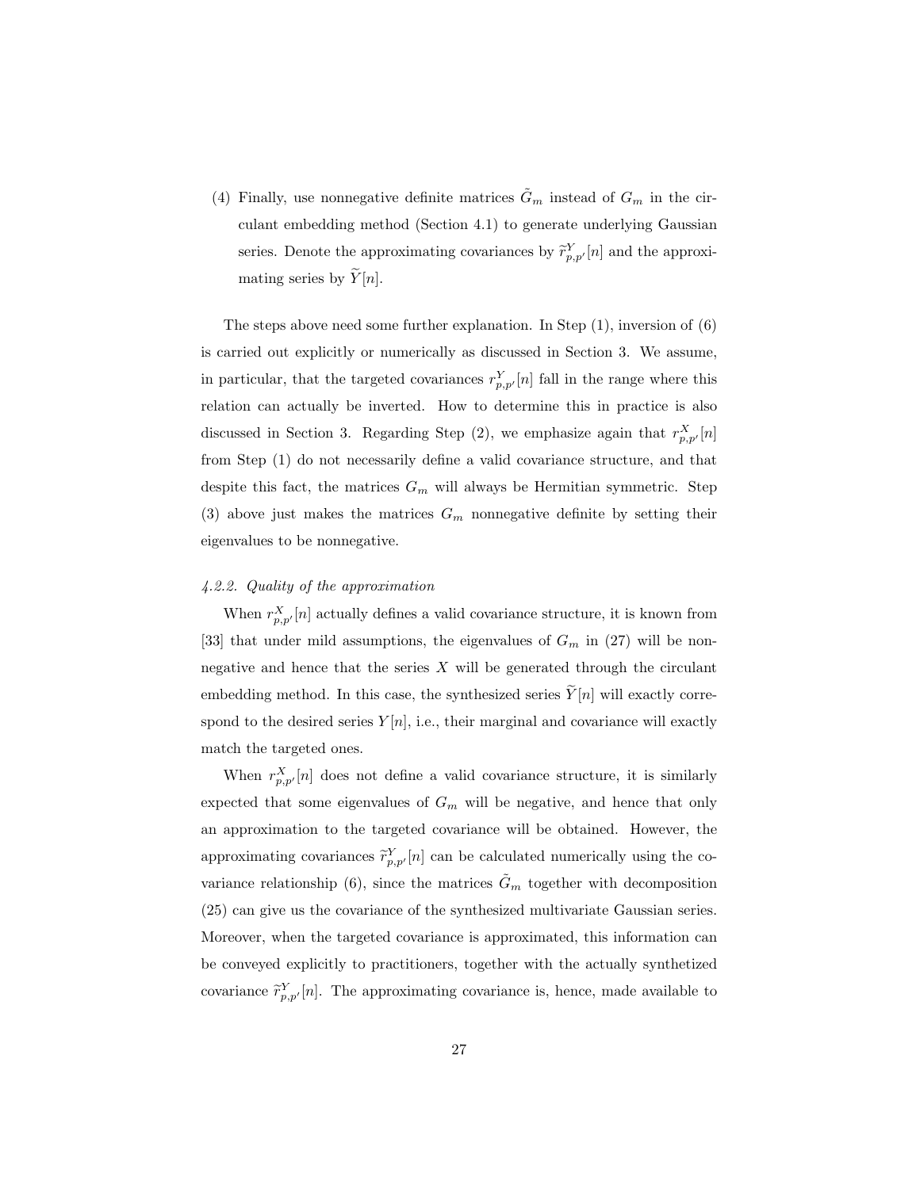(4) Finally, use nonnegative definite matrices $\tilde{G}_m$ instead of $G_m$ in the circulant embedding method (Section 4.1) to generate underlying Gaussian series. Denote the approximating covariances by $\widetilde{r}^{Y}_{p,p'}[n]$ and the approximating series by $\widetilde{Y}[n]$.

The steps above need some further explanation. In Step (1), inversion of (6) is carried out explicitly or numerically as discussed in Section 3. We assume, in particular, that the targeted covariances $r^{Y}_{p,p'}[n]$ fall in the range where this relation can actually be inverted. How to determine this in practice is also discussed in Section 3. Regarding Step (2), we emphasize again that $r^{X}_{p,p'}[n]$ from Step (1) do not necessarily define a valid covariance structure, and that despite this fact, the matrices $G_m$ will always be Hermitian symmetric. Step (3) above just makes the matrices $G_m$ nonnegative definite by setting their eigenvalues to be nonnegative.

#### *4.2.2. Quality of the approximation*

When $r^{X}_{p,p'}[n]$ actually defines a valid covariance structure, it is known from [33] that under mild assumptions, the eigenvalues of $G_m$ in (27) will be nonnegative and hence that the series $X$ will be generated through the circulant embedding method. In this case, the synthesized series $\widetilde{Y}[n]$ will exactly correspond to the desired series $Y[n]$, i.e., their marginal and covariance will exactly match the targeted ones.

When $r^{X}_{p,p'}[n]$ does not define a valid covariance structure, it is similarly expected that some eigenvalues of $G_m$ will be negative, and hence that only an approximation to the targeted covariance will be obtained. However, the approximating covariances $\widetilde{r}^{Y}_{p,p'}[n]$ can be calculated numerically using the covariance relationship (6), since the matrices $\tilde{G}_m$ together with decomposition (25) can give us the covariance of the synthesized multivariate Gaussian series. Moreover, when the targeted covariance is approximated, this information can be conveyed explicitly to practitioners, together with the actually synthetized covariance $\widetilde{r}^{Y}_{p,p'}[n]$. The approximating covariance is, hence, made available to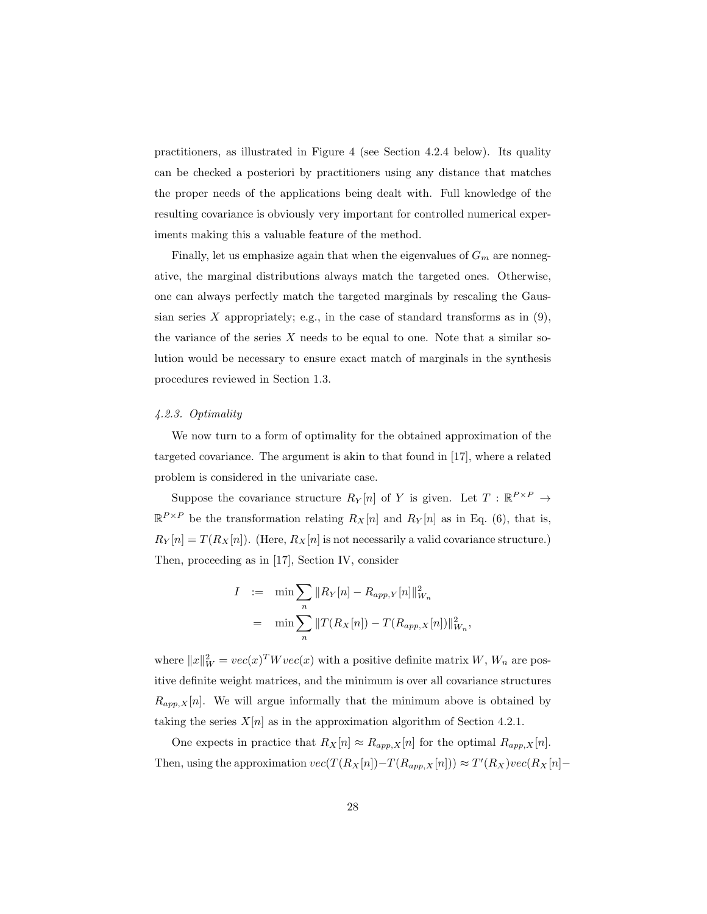practitioners, as illustrated in Figure 4 (see Section 4.2.4 below). Its quality can be checked a posteriori by practitioners using any distance that matches the proper needs of the applications being dealt with. Full knowledge of the resulting covariance is obviously very important for controlled numerical experiments making this a valuable feature of the method.

Finally, let us emphasize again that when the eigenvalues of $G_m$ are nonnegative, the marginal distributions always match the targeted ones. Otherwise, one can always perfectly match the targeted marginals by rescaling the Gaussian series $X$ appropriately; e.g., in the case of standard transforms as in (9), the variance of the series $X$ needs to be equal to one. Note that a similar solution would be necessary to ensure exact match of marginals in the synthesis procedures reviewed in Section 1.3.

#### *4.2.3. Optimality*

We now turn to a form of optimality for the obtained approximation of the targeted covariance. The argument is akin to that found in [17], where a related problem is considered in the univariate case.

Suppose the covariance structure $R_Y[n]$ of $Y$ is given. Let $T : \mathbb{R}^{P\times P} \to \mathbb{R}^{P\times P}$ be the transformation relating $R_X[n]$ and $R_Y[n]$ as in Eq. (6), that is, $R_Y[n] = T(R_X[n])$. (Here, $R_X[n]$ is not necessarily a valid covariance structure.) Then, proceeding as in [17], Section IV, consider

$$
\begin{aligned}
I &:= \min \sum_n \|R_Y[n] - R_{app,Y}[n]\|^2_{W_n} \\
&= \min \sum_n \|T(R_X[n]) - T(R_{app,X}[n])\|^2_{W_n},
\end{aligned}
$$

where $\|x\|^2_W = vec(x)^T W vec(x)$ with a positive definite matrix $W$, $W_n$ are positive definite weight matrices, and the minimum is over all covariance structures $R_{app,X}[n]$. We will argue informally that the minimum above is obtained by taking the series $X[n]$ as in the approximation algorithm of Section 4.2.1.

One expects in practice that $R_X[n] \approx R_{app,X}[n]$ for the optimal $R_{app,X}[n]$. Then, using the approximation $vec(T(R_X[n]) - T(R_{app,X}[n])) \approx T'(R_X) vec(R_X[n] -$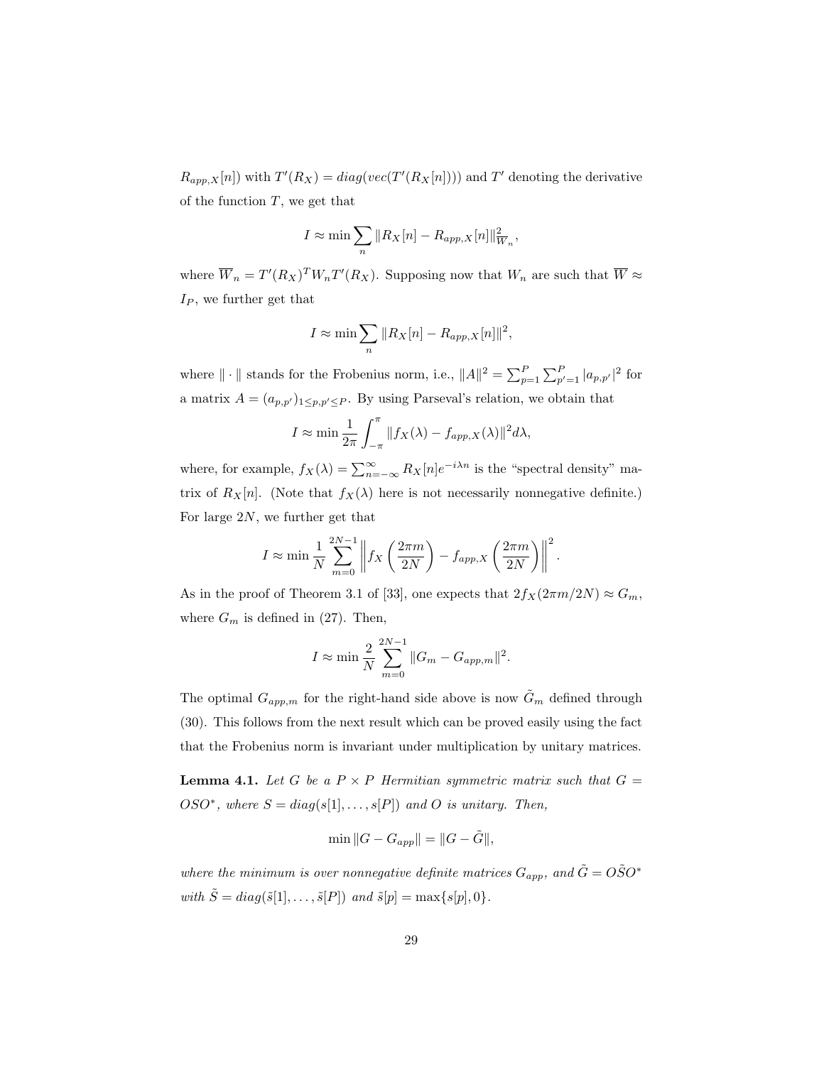$R_{app,X}[n]$) with $T'(R_X) = diag(vec(T'(R_X[n])))$ and $T'$ denoting the derivative of the function $T$, we get that

$$I \approx \min \sum_n \|R_X[n] - R_{app,X}[n]\|^2_{\overline{W}_n},$$

where $\overline{W}_n = T'(R_X)^T W_n T'(R_X)$. Supposing now that $W_n$ are such that $\overline{W} \approx I_P$, we further get that

$$I \approx \min \sum_n \|R_X[n] - R_{app,X}[n]\|^2,$$

where $\|\cdot\|$ stands for the Frobenius norm, i.e., $\|A\|^2 = \sum_{p=1}^P \sum_{p'=1}^P |a_{p,p'}|^2$ for a matrix $A = (a_{p,p'})_{1 \le p,p' \le P}$. By using Parseval's relation, we obtain that

$$I \approx \min \frac{1}{2\pi} \int_{-\pi}^{\pi} \|f_X(\lambda) - f_{app,X}(\lambda)\|^2 d\lambda,$$

where, for example, $f_X(\lambda) = \sum_{n=-\infty}^{\infty} R_X[n] e^{-i\lambda n}$ is the "spectral density" matrix of $R_X[n]$. (Note that $f_X(\lambda)$ here is not necessarily nonnegative definite.) For large $2N$, we further get that

$$I \approx \min \frac{1}{N} \sum_{m=0}^{2N-1} \left\| f_X\left(\frac{2\pi m}{2N}\right) - f_{app,X}\left(\frac{2\pi m}{2N}\right) \right\|^2.$$

As in the proof of Theorem 3.1 of [33], one expects that $2 f_X(2\pi m/2N) \approx G_m$, where $G_m$ is defined in (27). Then,

$$I \approx \min \frac{2}{N} \sum_{m=0}^{2N-1} \|G_m - G_{app,m}\|^2.$$

The optimal $G_{app,m}$ for the right-hand side above is now $\tilde{G}_m$ defined through (30). This follows from the next result which can be proved easily using the fact that the Frobenius norm is invariant under multiplication by unitary matrices.

**Lemma 4.1.** *Let $G$ be a $P \times P$ Hermitian symmetric matrix such that $G = OSO^*$, where $S = diag(s[1], \dots, s[P])$ and $O$ is unitary. Then,*

$$\min \|G - G_{app}\| = \|G - \tilde{G}\|,$$

*where the minimum is over nonnegative definite matrices $G_{app}$, and $\tilde{G} = O\tilde{S}O^*$ with $\tilde{S} = diag(\tilde{s}[1], \dots, \tilde{s}[P])$ and $\tilde{s}[p] = \max\{s[p], 0\}$.*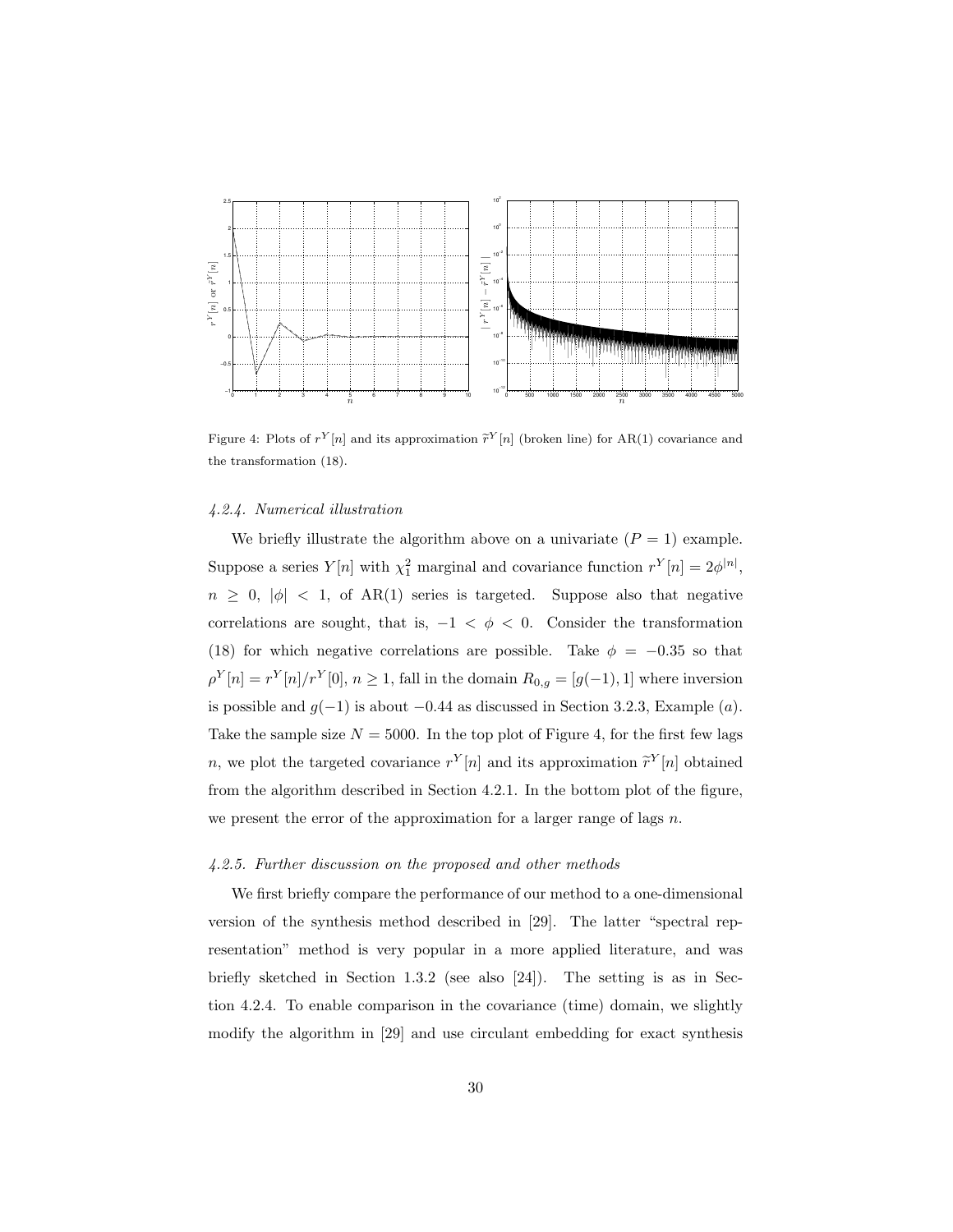Figure 4: Plots of $r^Y[n]$ and its approximation $\widetilde{r}^Y[n]$ (broken line) for AR(1) covariance and the transformation (18).

#### *4.2.4. Numerical illustration*

We briefly illustrate the algorithm above on a univariate ($P = 1$) example. Suppose a series $Y[n]$ with $\chi_1^2$ marginal and covariance function $r^Y[n] = 2\phi^{|n|}$, $n \geq 0$, $|\phi| < 1$, of AR(1) series is targeted. Suppose also that negative correlations are sought, that is, $-1 < \phi < 0$. Consider the transformation (18) for which negative correlations are possible. Take $\phi = -0.35$ so that $\rho^Y[n] = r^Y[n]/r^Y[0]$, $n \geq 1$, fall in the domain $R_{0,g} = [g(-1), 1]$ where inversion is possible and $g(-1)$ is about $-0.44$ as discussed in Section 3.2.3, Example $(a)$. Take the sample size $N = 5000$. In the top plot of Figure 4, for the first few lags $n$, we plot the targeted covariance $r^Y[n]$ and its approximation $\widetilde{r}^Y[n]$ obtained from the algorithm described in Section 4.2.1. In the bottom plot of the figure, we present the error of the approximation for a larger range of lags $n$.

#### *4.2.5. Further discussion on the proposed and other methods*

We first briefly compare the performance of our method to a one-dimensional version of the synthesis method described in [29]. The latter "spectral representation" method is very popular in a more applied literature, and was briefly sketched in Section 1.3.2 (see also [24]). The setting is as in Section 4.2.4. To enable comparison in the covariance (time) domain, we slightly modify the algorithm in [29] and use circulant embedding for exact synthesis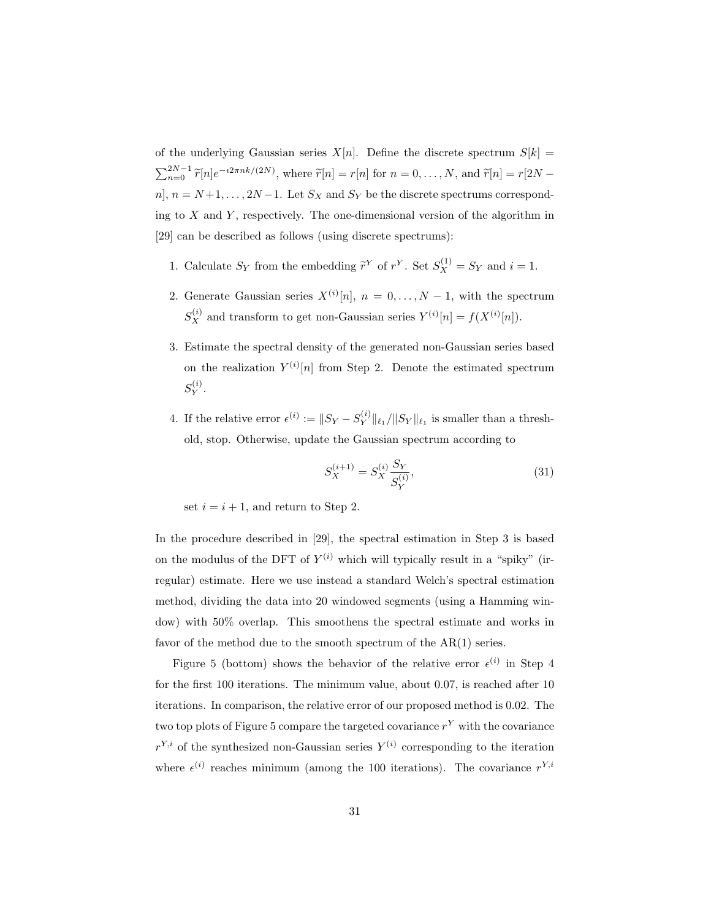of the underlying Gaussian series $X[n]$. Define the discrete spectrum $S[k] = \sum_{n=0}^{2N-1} \widetilde{r}[n] e^{-\imath 2\pi nk/(2N)}$, where $\widetilde{r}[n] = r[n]$ for $n = 0, \dots, N$, and $\widetilde{r}[n] = r[2N - n]$, $n = N+1, \dots, 2N-1$. Let $S_X$ and $S_Y$ be the discrete spectrums corresponding to $X$ and $Y$, respectively. The one-dimensional version of the algorithm in [29] can be described as follows (using discrete spectrums):

1. Calculate $S_Y$ from the embedding $\widetilde{r}^Y$ of $r^Y$. Set $S_X^{(1)} = S_Y$ and $i = 1$.

2. Generate Gaussian series $X^{(i)}[n]$, $n = 0, \dots, N-1$, with the spectrum $S_X^{(i)}$ and transform to get non-Gaussian series $Y^{(i)}[n] = f(X^{(i)}[n])$.

3. Estimate the spectral density of the generated non-Gaussian series based on the realization $Y^{(i)}[n]$ from Step 2. Denote the estimated spectrum $S_Y^{(i)}$.

4. If the relative error $\epsilon^{(i)} := \|S_Y - S_Y^{(i)}\|_{\ell_1} / \|S_Y\|_{\ell_1}$ is smaller than a threshold, stop. Otherwise, update the Gaussian spectrum according to

$$S_X^{(i+1)} = S_X^{(i)} \frac{S_Y}{S_Y^{(i)}}, \tag{31}$$

set $i = i + 1$, and return to Step 2.

In the procedure described in [29], the spectral estimation in Step 3 is based on the modulus of the DFT of $Y^{(i)}$ which will typically result in a "spiky" (irregular) estimate. Here we use instead a standard Welch's spectral estimation method, dividing the data into 20 windowed segments (using a Hamming window) with 50% overlap. This smoothens the spectral estimate and works in favor of the method due to the smooth spectrum of the AR(1) series.

Figure 5 (bottom) shows the behavior of the relative error $\epsilon^{(i)}$ in Step 4 for the first 100 iterations. The minimum value, about 0.07, is reached after 10 iterations. In comparison, the relative error of our proposed method is 0.02. The two top plots of Figure 5 compare the targeted covariance $r^Y$ with the covariance $r^{Y,i}$ of the synthesized non-Gaussian series $Y^{(i)}$ corresponding to the iteration where $\epsilon^{(i)}$ reaches minimum (among the 100 iterations). The covariance $r^{Y,i}$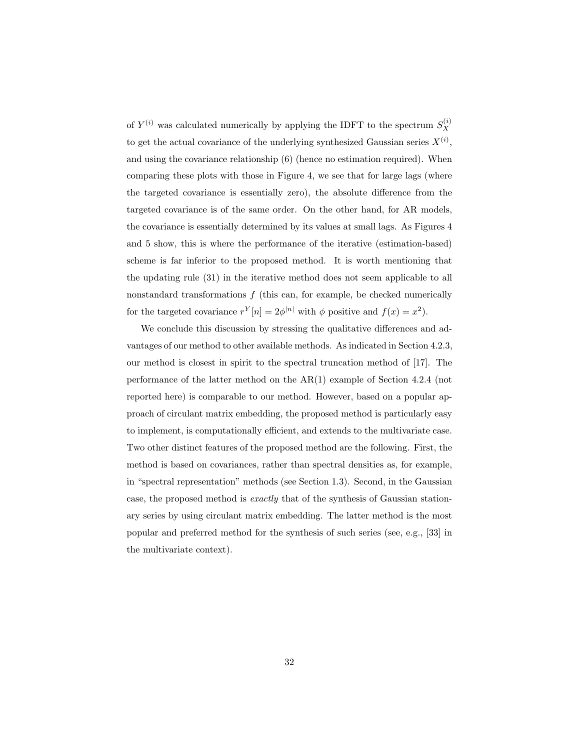of $Y^{(i)}$ was calculated numerically by applying the IDFT to the spectrum $S_X^{(i)}$ to get the actual covariance of the underlying synthesized Gaussian series $X^{(i)}$, and using the covariance relationship (6) (hence no estimation required). When comparing these plots with those in Figure 4, we see that for large lags (where the targeted covariance is essentially zero), the absolute difference from the targeted covariance is of the same order. On the other hand, for AR models, the covariance is essentially determined by its values at small lags. As Figures 4 and 5 show, this is where the performance of the iterative (estimation-based) scheme is far inferior to the proposed method. It is worth mentioning that the updating rule (31) in the iterative method does not seem applicable to all nonstandard transformations $f$ (this can, for example, be checked numerically for the targeted covariance $r^Y[n] = 2\phi^{|n|}$ with $\phi$ positive and $f(x) = x^2$).

We conclude this discussion by stressing the qualitative differences and advantages of our method to other available methods. As indicated in Section 4.2.3, our method is closest in spirit to the spectral truncation method of [17]. The performance of the latter method on the AR(1) example of Section 4.2.4 (not reported here) is comparable to our method. However, based on a popular approach of circulant matrix embedding, the proposed method is particularly easy to implement, is computationally efficient, and extends to the multivariate case. Two other distinct features of the proposed method are the following. First, the method is based on covariances, rather than spectral densities as, for example, in "spectral representation" methods (see Section 1.3). Second, in the Gaussian case, the proposed method is *exactly* that of the synthesis of Gaussian stationary series by using circulant matrix embedding. The latter method is the most popular and preferred method for the synthesis of such series (see, e.g., [33] in the multivariate context).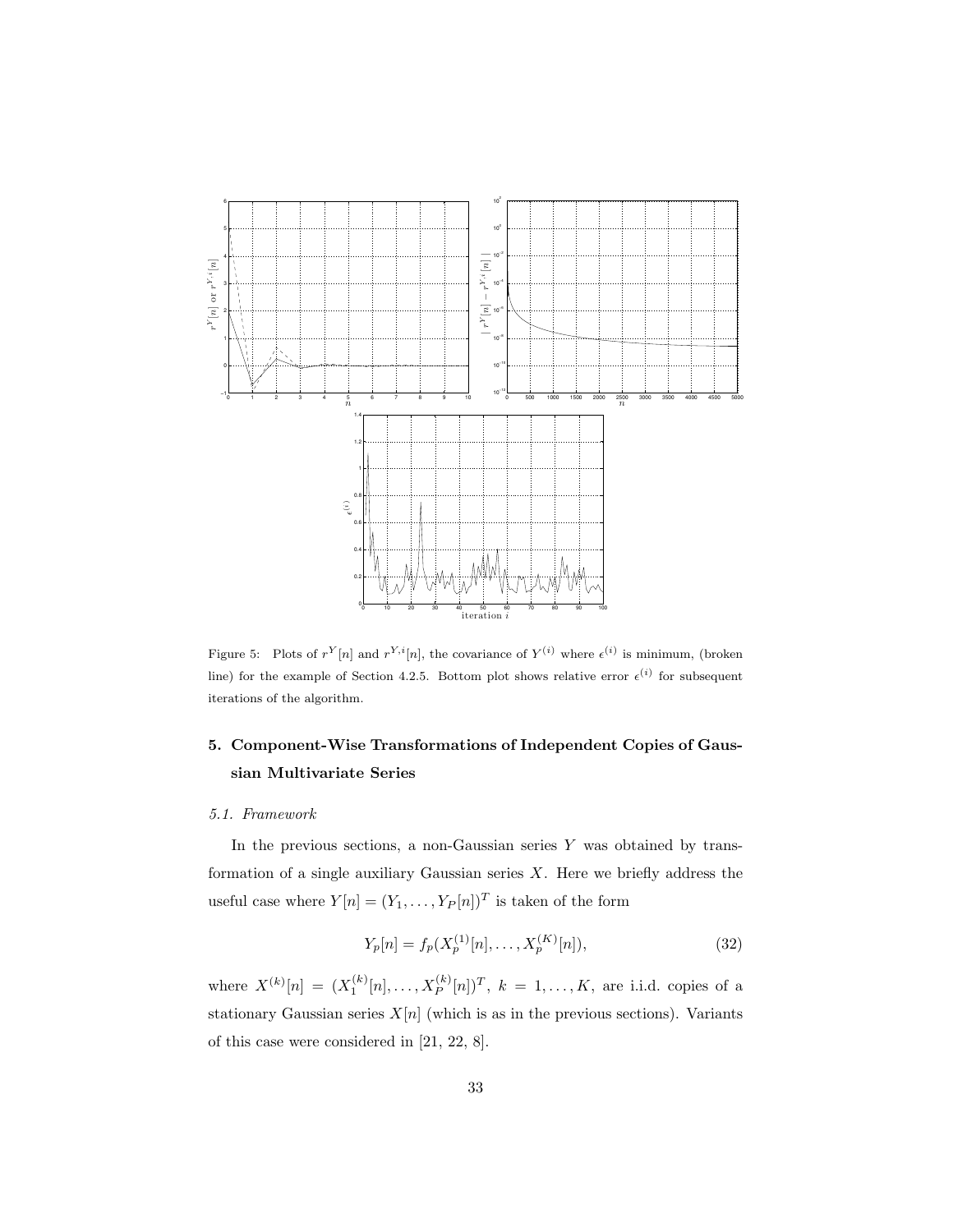Figure 5: Plots of $r^Y[n]$ and $r^{Y,i}[n]$, the covariance of $Y^{(i)}$ where $\epsilon^{(i)}$ is minimum, (broken line) for the example of Section 4.2.5. Bottom plot shows relative error $\epsilon^{(i)}$ for subsequent iterations of the algorithm.

## 5. Component-Wise Transformations of Independent Copies of Gaussian Multivariate Series

### *5.1. Framework*

In the previous sections, a non-Gaussian series $Y$ was obtained by transformation of a single auxiliary Gaussian series $X$. Here we briefly address the useful case where $Y[n] = (Y_1, \ldots, Y_P[n])^T$ is taken of the form

$$Y_p[n] = f_p(X_p^{(1)}[n], \ldots, X_p^{(K)}[n]), \tag{32}$$

where $X^{(k)}[n] = (X_1^{(k)}[n], \ldots, X_P^{(k)}[n])^T$, $k = 1, \ldots, K$, are i.i.d. copies of a stationary Gaussian series $X[n]$ (which is as in the previous sections). Variants of this case were considered in [21, 22, 8].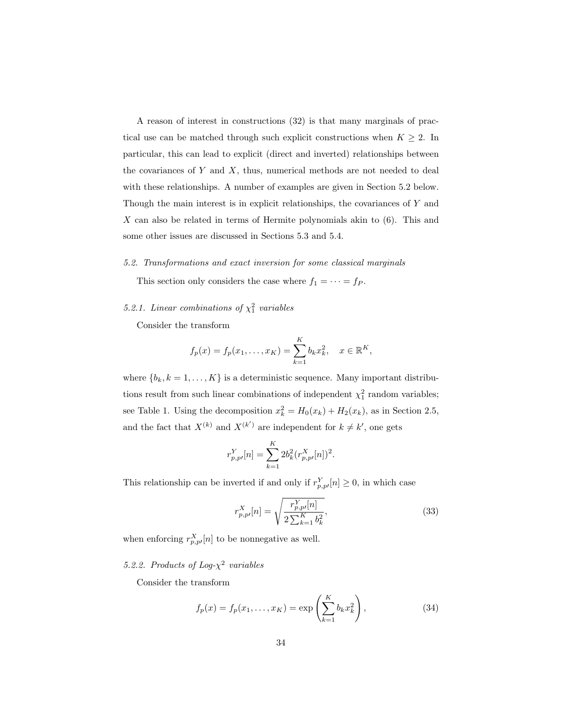A reason of interest in constructions (32) is that many marginals of practical use can be matched through such explicit constructions when $K \geq 2$. In particular, this can lead to explicit (direct and inverted) relationships between the covariances of $Y$ and $X$, thus, numerical methods are not needed to deal with these relationships. A number of examples are given in Section 5.2 below. Though the main interest is in explicit relationships, the covariances of $Y$ and $X$ can also be related in terms of Hermite polynomials akin to (6). This and some other issues are discussed in Sections 5.3 and 5.4.

### *5.2. Transformations and exact inversion for some classical marginals*

This section only considers the case where $f_1 = \cdots = f_P$.

#### *5.2.1. Linear combinations of $\chi^2_1$ variables*

Consider the transform

$$f_p(x) = f_p(x_1, \dots, x_K) = \sum_{k=1}^{K} b_k x_k^2, \quad x \in \mathbb{R}^K,$$

where $\{b_k, k = 1, \dots, K\}$ is a deterministic sequence. Many important distributions result from such linear combinations of independent $\chi^2_1$ random variables; see Table 1. Using the decomposition $x_k^2 = H_0(x_k) + H_2(x_k)$, as in Section 2.5, and the fact that $X^{(k)}$ and $X^{(k')}$ are independent for $k \neq k'$, one gets

$$r^Y_{p,p'}[n] = \sum_{k=1}^{K} 2b_k^2 (r^X_{p,p'}[n])^2.$$

This relationship can be inverted if and only if $r^Y_{p,p'}[n] \geq 0$, in which case

$$r^X_{p,p'}[n] = \sqrt{\frac{r^Y_{p,p'}[n]}{2\sum_{k=1}^{K} b_k^2}}, \tag{33}$$

when enforcing $r^X_{p,p'}[n]$ to be nonnegative as well.

#### *5.2.2. Products of Log-$\chi^2$ variables*

Consider the transform

$$f_p(x) = f_p(x_1, \dots, x_K) = \exp\left(\sum_{k=1}^{K} b_k x_k^2\right), \tag{34}$$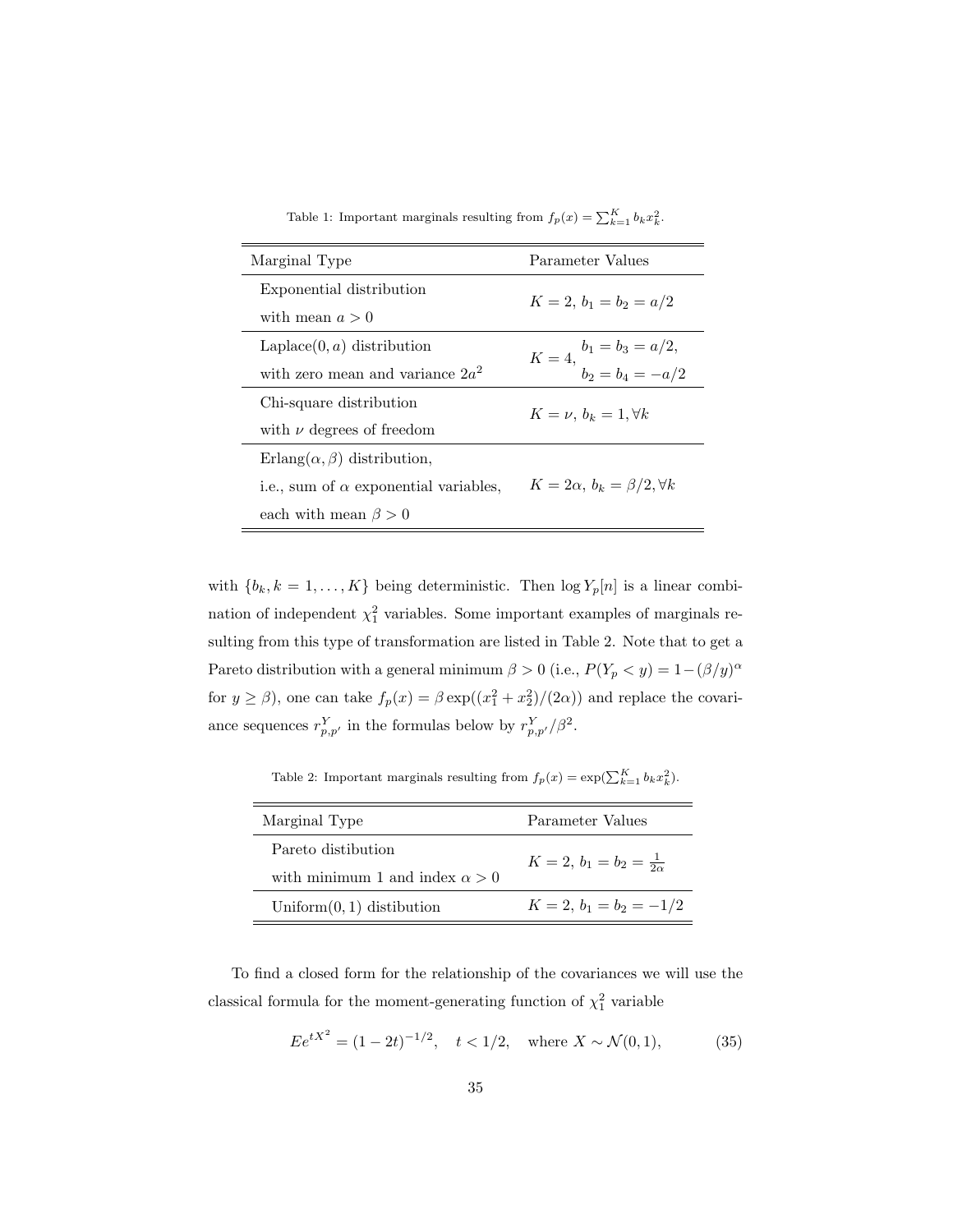Table 1: Important marginals resulting from $f_p(x) = \sum_{k=1}^{K} b_k x_k^2$.

| Marginal Type | Parameter Values |
|---|---|
| Exponential distribution with mean $a > 0$ | $K = 2,\ b_1 = b_2 = a/2$ |
| Laplace$(0, a)$ distribution with zero mean and variance $2a^2$ | $K = 4,\ b_1 = b_3 = a/2,\ b_2 = b_4 = -a/2$ |
| Chi-square distribution with $\nu$ degrees of freedom | $K = \nu,\ b_k = 1, \forall k$ |
| Erlang$(\alpha, \beta)$ distribution, i.e., sum of $\alpha$ exponential variables, each with mean $\beta > 0$ | $K = 2\alpha,\ b_k = \beta/2, \forall k$ |

with $\{b_k, k = 1, \ldots, K\}$ being deterministic. Then $\log Y_p[n]$ is a linear combination of independent $\chi_1^2$ variables. Some important examples of marginals resulting from this type of transformation are listed in Table 2. Note that to get a Pareto distribution with a general minimum $\beta > 0$ (i.e., $P(Y_p < y) = 1 - (\beta/y)^\alpha$ for $y \geq \beta$), one can take $f_p(x) = \beta \exp((x_1^2 + x_2^2)/(2\alpha))$ and replace the covariance sequences $r_{p,p'}^Y$ in the formulas below by $r_{p,p'}^Y/\beta^2$.

Table 2: Important marginals resulting from $f_p(x) = \exp(\sum_{k=1}^{K} b_k x_k^2)$.

| Marginal Type | Parameter Values |
|---|---|
| Pareto distibution with minimum 1 and index $\alpha > 0$ | $K = 2,\ b_1 = b_2 = \frac{1}{2\alpha}$ |
| Uniform$(0, 1)$ distibution | $K = 2,\ b_1 = b_2 = -1/2$ |

To find a closed form for the relationship of the covariances we will use the classical formula for the moment-generating function of $\chi_1^2$ variable

$$Ee^{tX^2} = (1 - 2t)^{-1/2}, \quad t < 1/2, \quad \text{where } X \sim \mathcal{N}(0, 1), \tag{35}$$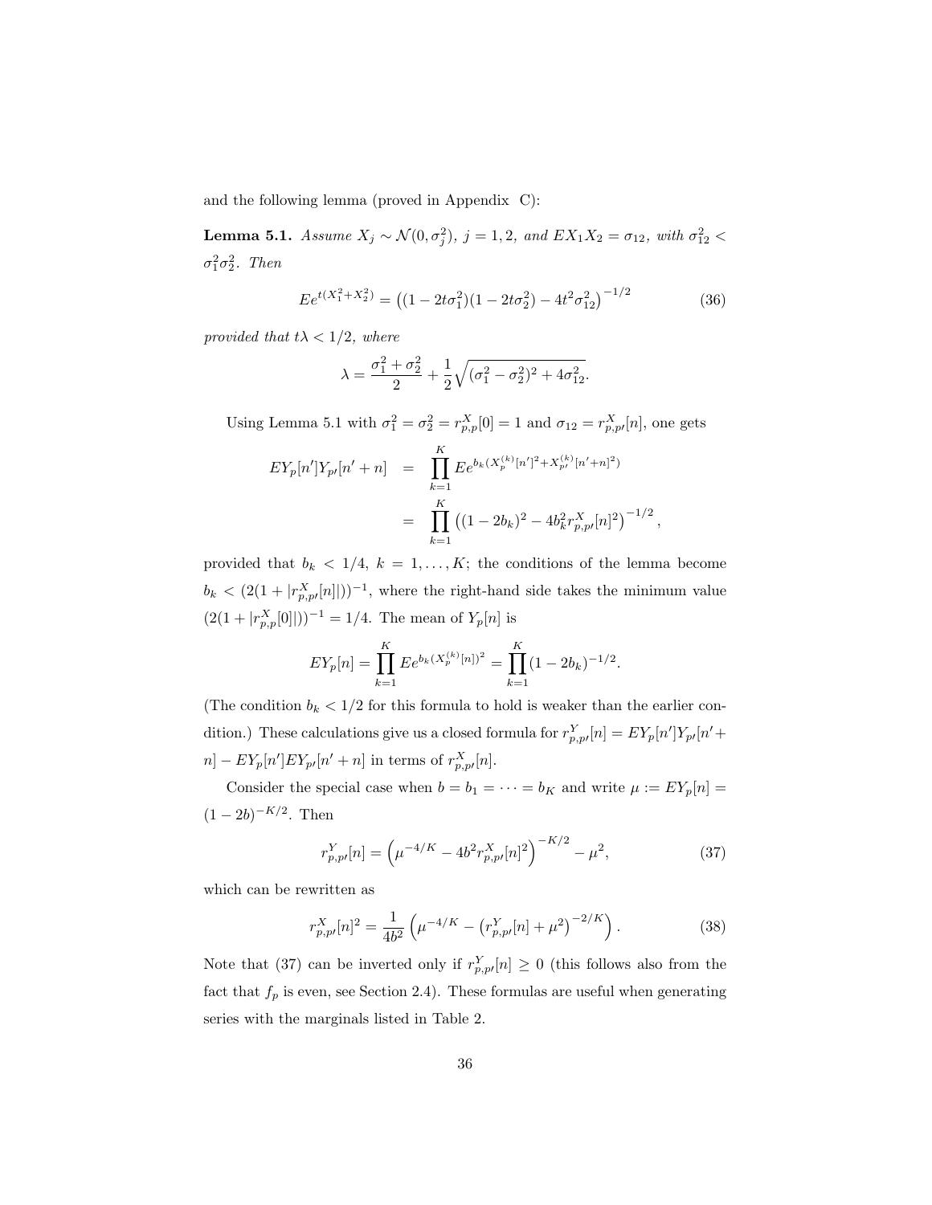and the following lemma (proved in Appendix C):

**Lemma 5.1.** *Assume $X_j \sim \mathcal{N}(0, \sigma_j^2)$, $j = 1, 2$, and $EX_1X_2 = \sigma_{12}$, with $\sigma_{12}^2 < \sigma_1^2\sigma_2^2$. Then*

$$Ee^{t(X_1^2+X_2^2)} = \left((1-2t\sigma_1^2)(1-2t\sigma_2^2) - 4t^2\sigma_{12}^2\right)^{-1/2} \tag{36}$$

*provided that $t\lambda < 1/2$, where*

$$\lambda = \frac{\sigma_1^2 + \sigma_2^2}{2} + \frac{1}{2}\sqrt{(\sigma_1^2 - \sigma_2^2)^2 + 4\sigma_{12}^2}.$$

Using Lemma 5.1 with $\sigma_1^2 = \sigma_2^2 = r_{p,p}^X[0] = 1$ and $\sigma_{12} = r_{p,p'}^X[n]$, one gets

$$\begin{aligned} EY_p[n']Y_{p'}[n'+n] &= \prod_{k=1}^{K} Ee^{b_k(X_p^{(k)}[n']^2 + X_{p'}^{(k)}[n'+n]^2)} \\ &= \prod_{k=1}^{K} \left((1-2b_k)^2 - 4b_k^2 r_{p,p'}^X[n]^2\right)^{-1/2}, \end{aligned}$$

provided that $b_k < 1/4$, $k = 1, \ldots, K$; the conditions of the lemma become $b_k < (2(1 + |r_{p,p'}^X[n]|))^{-1}$, where the right-hand side takes the minimum value $(2(1 + |r_{p,p}^X[0]|))^{-1} = 1/4$. The mean of $Y_p[n]$ is

$$EY_p[n] = \prod_{k=1}^{K} Ee^{b_k(X_p^{(k)}[n])^2} = \prod_{k=1}^{K}(1-2b_k)^{-1/2}.$$

(The condition $b_k < 1/2$ for this formula to hold is weaker than the earlier condition.) These calculations give us a closed formula for $r_{p,p'}^Y[n] = EY_p[n']Y_{p'}[n'+n] - EY_p[n']EY_{p'}[n'+n]$ in terms of $r_{p,p'}^X[n]$.

Consider the special case when $b = b_1 = \cdots = b_K$ and write $\mu := EY_p[n] = (1-2b)^{-K/2}$. Then

$$r_{p,p'}^Y[n] = \left(\mu^{-4/K} - 4b^2 r_{p,p'}^X[n]^2\right)^{-K/2} - \mu^2, \tag{37}$$

which can be rewritten as

$$r_{p,p'}^X[n]^2 = \frac{1}{4b^2}\left(\mu^{-4/K} - \left(r_{p,p'}^Y[n] + \mu^2\right)^{-2/K}\right). \tag{38}$$

Note that (37) can be inverted only if $r_{p,p'}^Y[n] \geq 0$ (this follows also from the fact that $f_p$ is even, see Section 2.4). These formulas are useful when generating series with the marginals listed in Table 2.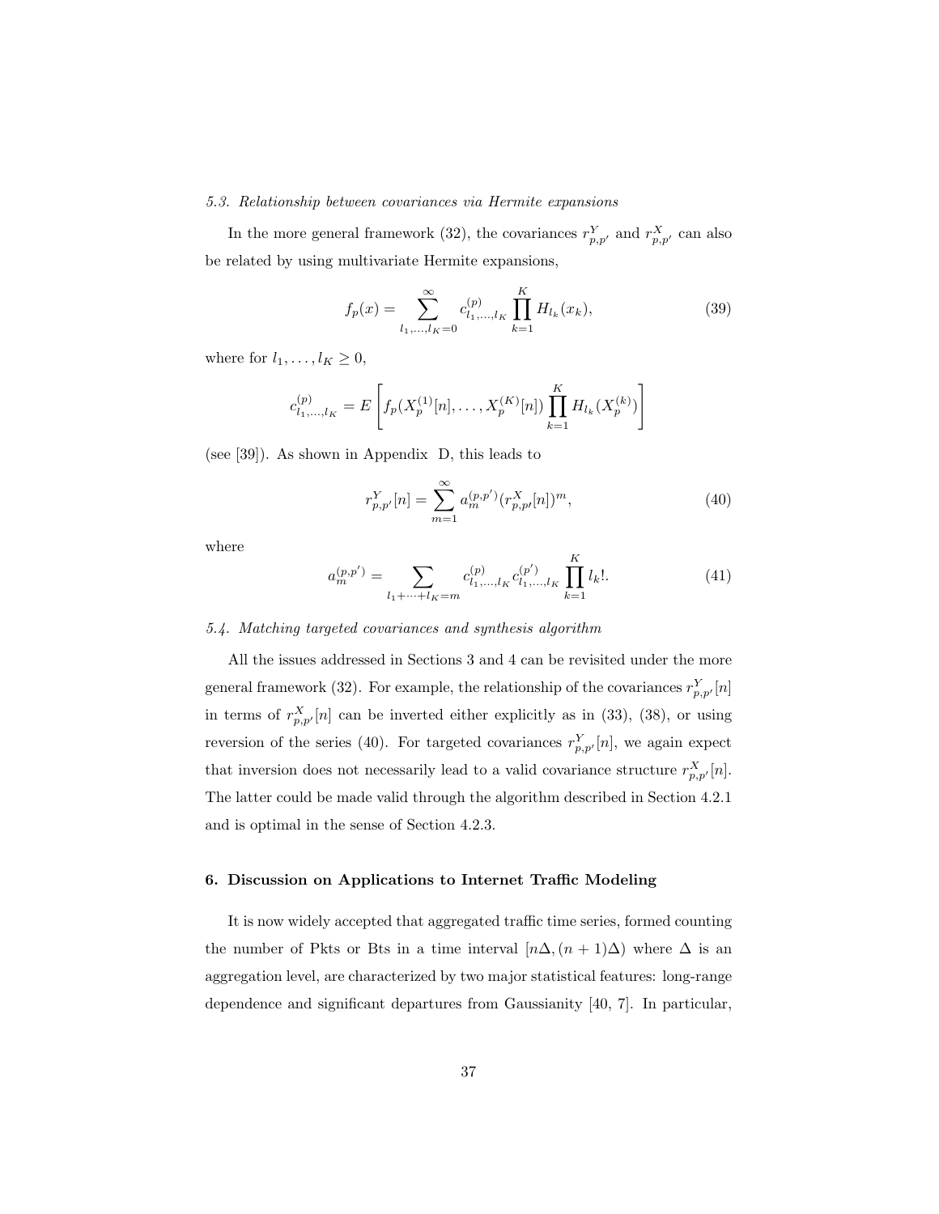### 5.3. Relationship between covariances via Hermite expansions

In the more general framework (32), the covariances $r^Y_{p,p'}$ and $r^X_{p,p'}$ can also be related by using multivariate Hermite expansions,

$$f_p(x) = \sum_{l_1,\dots,l_K=0}^{\infty} c^{(p)}_{l_1,\dots,l_K} \prod_{k=1}^{K} H_{l_k}(x_k), \tag{39}$$

where for $l_1, \dots, l_K \geq 0$,

$$c^{(p)}_{l_1,\dots,l_K} = E\left[ f_p(X^{(1)}_p[n], \dots, X^{(K)}_p[n]) \prod_{k=1}^{K} H_{l_k}(X^{(k)}_p) \right]$$

(see [39]). As shown in Appendix D, this leads to

$$r^Y_{p,p'}[n] = \sum_{m=1}^{\infty} a^{(p,p')}_m (r^X_{p,p'}[n])^m, \tag{40}$$

where

$$a^{(p,p')}_m = \sum_{l_1+\dots+l_K=m} c^{(p)}_{l_1,\dots,l_K} c^{(p')}_{l_1,\dots,l_K} \prod_{k=1}^{K} l_k!. \tag{41}$$

### 5.4. Matching targeted covariances and synthesis algorithm

All the issues addressed in Sections 3 and 4 can be revisited under the more general framework (32). For example, the relationship of the covariances $r^Y_{p,p'}[n]$ in terms of $r^X_{p,p'}[n]$ can be inverted either explicitly as in (33), (38), or using reversion of the series (40). For targeted covariances $r^Y_{p,p'}[n]$, we again expect that inversion does not necessarily lead to a valid covariance structure $r^X_{p,p'}[n]$. The latter could be made valid through the algorithm described in Section 4.2.1 and is optimal in the sense of Section 4.2.3.

## 6. Discussion on Applications to Internet Traffic Modeling

It is now widely accepted that aggregated traffic time series, formed counting the number of Pkts or Bts in a time interval $[n\Delta, (n+1)\Delta)$ where $\Delta$ is an aggregation level, are characterized by two major statistical features: long-range dependence and significant departures from Gaussianity [40, 7]. In particular,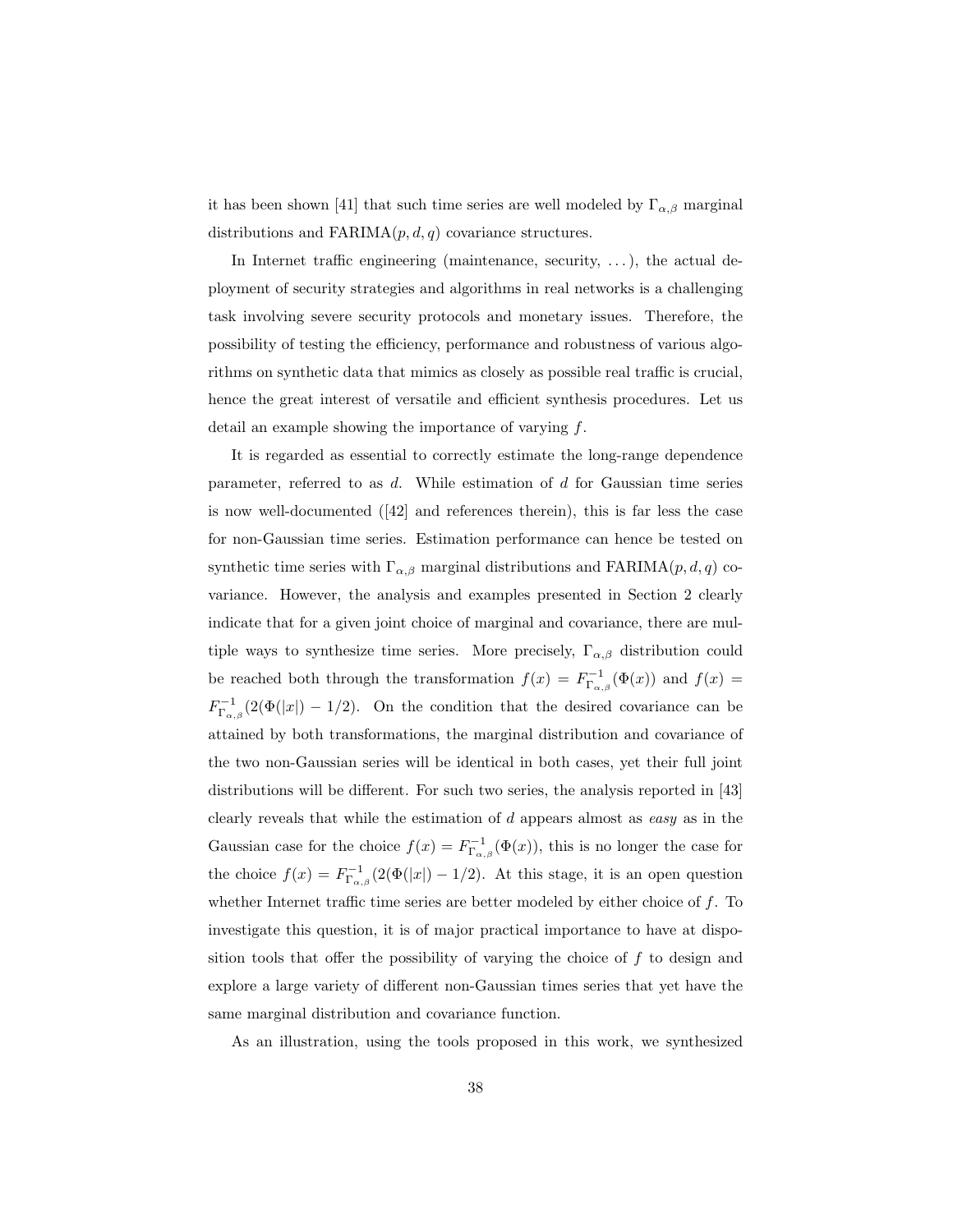it has been shown [41] that such time series are well modeled by $\Gamma_{\alpha,\beta}$ marginal distributions and FARIMA$(p, d, q)$ covariance structures.

In Internet traffic engineering (maintenance, security, ...), the actual deployment of security strategies and algorithms in real networks is a challenging task involving severe security protocols and monetary issues. Therefore, the possibility of testing the efficiency, performance and robustness of various algorithms on synthetic data that mimics as closely as possible real traffic is crucial, hence the great interest of versatile and efficient synthesis procedures. Let us detail an example showing the importance of varying $f$.

It is regarded as essential to correctly estimate the long-range dependence parameter, referred to as $d$. While estimation of $d$ for Gaussian time series is now well-documented ([42] and references therein), this is far less the case for non-Gaussian time series. Estimation performance can hence be tested on synthetic time series with $\Gamma_{\alpha,\beta}$ marginal distributions and FARIMA$(p, d, q)$ covariance. However, the analysis and examples presented in Section 2 clearly indicate that for a given joint choice of marginal and covariance, there are multiple ways to synthesize time series. More precisely, $\Gamma_{\alpha,\beta}$ distribution could be reached both through the transformation $f(x) = F^{-1}_{\Gamma_{\alpha,\beta}}(\Phi(x))$ and $f(x) = F^{-1}_{\Gamma_{\alpha,\beta}}(2(\Phi(|x|) - 1/2)$. On the condition that the desired covariance can be attained by both transformations, the marginal distribution and covariance of the two non-Gaussian series will be identical in both cases, yet their full joint distributions will be different. For such two series, the analysis reported in [43] clearly reveals that while the estimation of $d$ appears almost as *easy* as in the Gaussian case for the choice $f(x) = F^{-1}_{\Gamma_{\alpha,\beta}}(\Phi(x))$, this is no longer the case for the choice $f(x) = F^{-1}_{\Gamma_{\alpha,\beta}}(2(\Phi(|x|) - 1/2)$. At this stage, it is an open question whether Internet traffic time series are better modeled by either choice of $f$. To investigate this question, it is of major practical importance to have at disposition tools that offer the possibility of varying the choice of $f$ to design and explore a large variety of different non-Gaussian times series that yet have the same marginal distribution and covariance function.

As an illustration, using the tools proposed in this work, we synthesized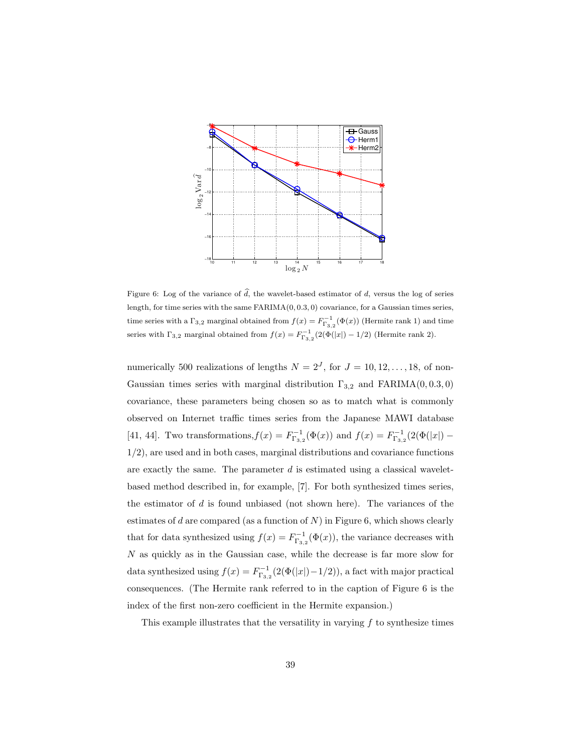Figure 6: Log of the variance of $\widehat{d}$, the wavelet-based estimator of $d$, versus the log of series length, for time series with the same FARIMA$(0, 0.3, 0)$ covariance, for a Gaussian times series, time series with a $\Gamma_{3,2}$ marginal obtained from $f(x) = F^{-1}_{\Gamma_{3,2}}(\Phi(x))$ (Hermite rank 1) and time series with $\Gamma_{3,2}$ marginal obtained from $f(x) = F^{-1}_{\Gamma_{3,2}}(2(\Phi(|x|) - 1/2)$ (Hermite rank 2).

numerically 500 realizations of lengths $N = 2^J$, for $J = 10, 12, \ldots, 18$, of non-Gaussian times series with marginal distribution $\Gamma_{3,2}$ and FARIMA$(0, 0.3, 0)$ covariance, these parameters being chosen so as to match what is commonly observed on Internet traffic times series from the Japanese MAWI database [41, 44]. Two transformations,$f(x) = F^{-1}_{\Gamma_{3,2}}(\Phi(x))$ and $f(x) = F^{-1}_{\Gamma_{3,2}}(2(\Phi(|x|) - 1/2)$, are used and in both cases, marginal distributions and covariance functions are exactly the same. The parameter $d$ is estimated using a classical wavelet-based method described in, for example, [7]. For both synthesized times series, the estimator of $d$ is found unbiased (not shown here). The variances of the estimates of $d$ are compared (as a function of $N$) in Figure 6, which shows clearly that for data synthesized using $f(x) = F^{-1}_{\Gamma_{3,2}}(\Phi(x))$, the variance decreases with $N$ as quickly as in the Gaussian case, while the decrease is far more slow for data synthesized using $f(x) = F^{-1}_{\Gamma_{3,2}}(2(\Phi(|x|) - 1/2))$, a fact with major practical consequences. (The Hermite rank referred to in the caption of Figure 6 is the index of the first non-zero coefficient in the Hermite expansion.)

This example illustrates that the versatility in varying $f$ to synthesize times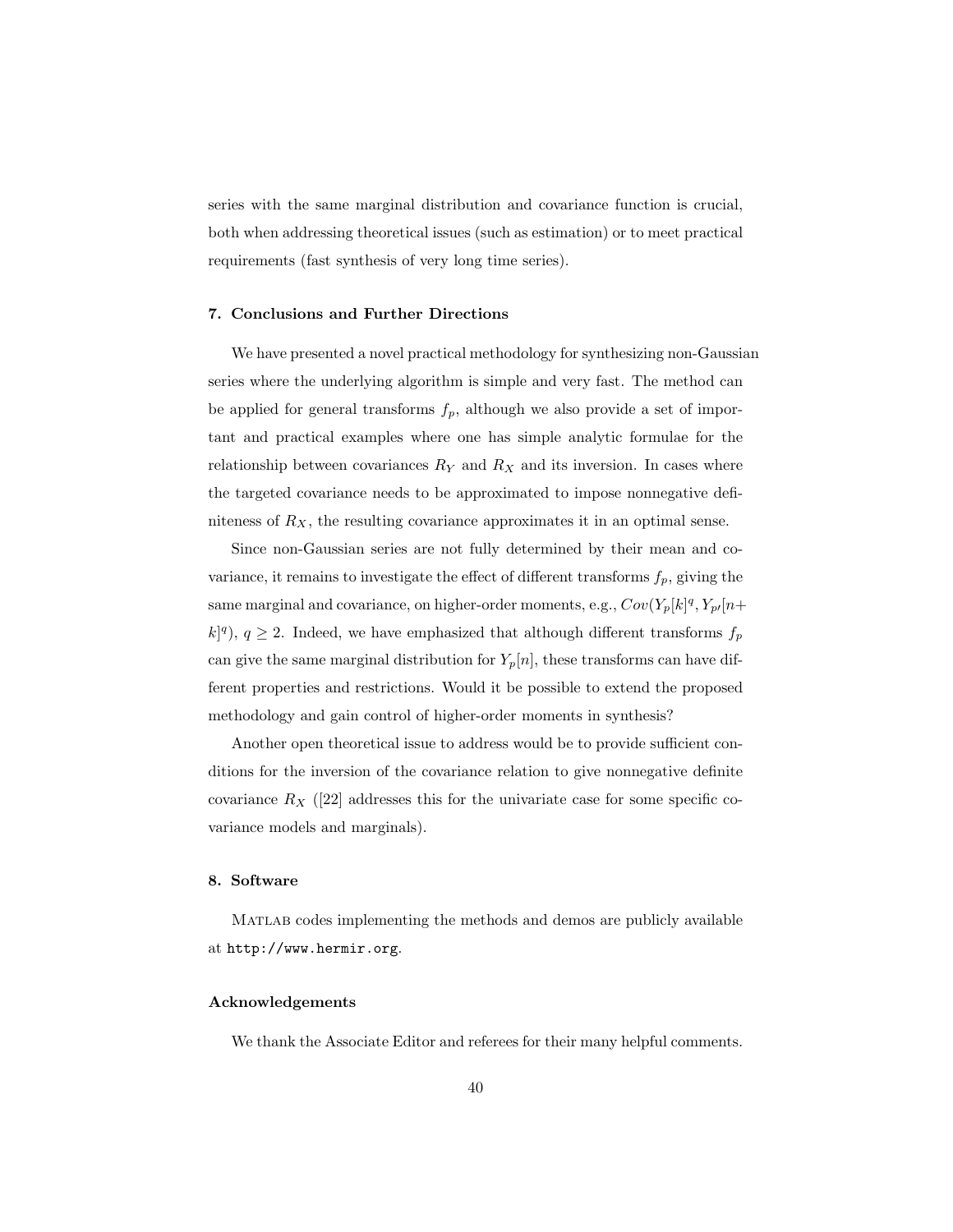series with the same marginal distribution and covariance function is crucial, both when addressing theoretical issues (such as estimation) or to meet practical requirements (fast synthesis of very long time series).

## 7. Conclusions and Further Directions

We have presented a novel practical methodology for synthesizing non-Gaussian series where the underlying algorithm is simple and very fast. The method can be applied for general transforms $f_p$, although we also provide a set of important and practical examples where one has simple analytic formulae for the relationship between covariances $R_Y$ and $R_X$ and its inversion. In cases where the targeted covariance needs to be approximated to impose nonnegative definiteness of $R_X$, the resulting covariance approximates it in an optimal sense.

Since non-Gaussian series are not fully determined by their mean and covariance, it remains to investigate the effect of different transforms $f_p$, giving the same marginal and covariance, on higher-order moments, e.g., $Cov(Y_p[k]^q, Y_{p'}[n+k]^q)$, $q \geq 2$. Indeed, we have emphasized that although different transforms $f_p$ can give the same marginal distribution for $Y_p[n]$, these transforms can have different properties and restrictions. Would it be possible to extend the proposed methodology and gain control of higher-order moments in synthesis?

Another open theoretical issue to address would be to provide sufficient conditions for the inversion of the covariance relation to give nonnegative definite covariance $R_X$ ([22] addresses this for the univariate case for some specific covariance models and marginals).

## 8. Software

MATLAB codes implementing the methods and demos are publicly available at `http://www.hermir.org`.

### Acknowledgements

We thank the Associate Editor and referees for their many helpful comments.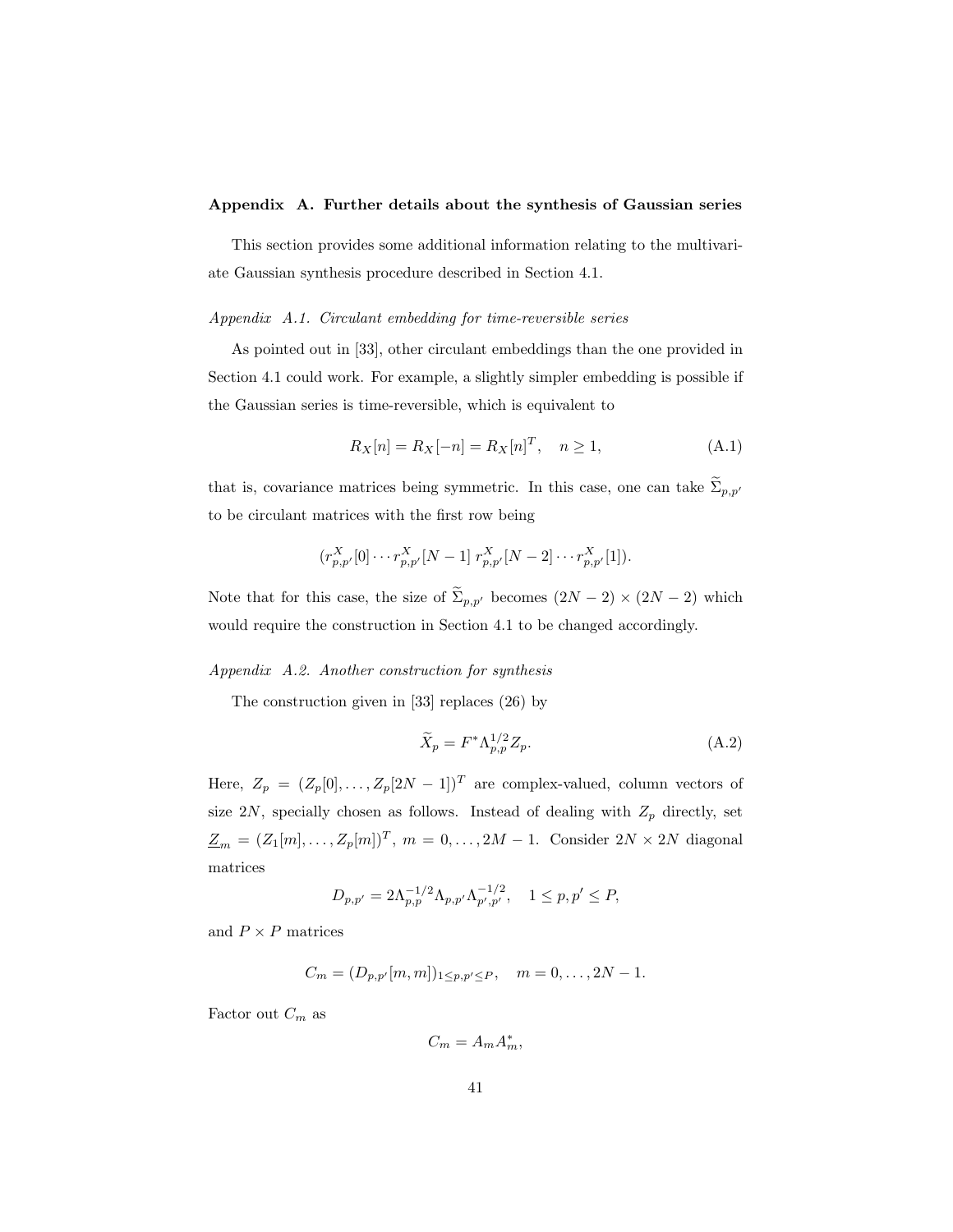## Appendix A. Further details about the synthesis of Gaussian series

This section provides some additional information relating to the multivariate Gaussian synthesis procedure described in Section 4.1.

### *Appendix A.1. Circulant embedding for time-reversible series*

As pointed out in [33], other circulant embeddings than the one provided in Section 4.1 could work. For example, a slightly simpler embedding is possible if the Gaussian series is time-reversible, which is equivalent to

$$R_X[n] = R_X[-n] = R_X[n]^T, \quad n \geq 1, \tag{A.1}$$

that is, covariance matrices being symmetric. In this case, one can take $\widetilde{\Sigma}_{p,p'}$ to be circulant matrices with the first row being

$$(r^X_{p,p'}[0] \cdots r^X_{p,p'}[N-1] \; r^X_{p,p'}[N-2] \cdots r^X_{p,p'}[1]).$$

Note that for this case, the size of $\widetilde{\Sigma}_{p,p'}$ becomes $(2N-2) \times (2N-2)$ which would require the construction in Section 4.1 to be changed accordingly.

### *Appendix A.2. Another construction for synthesis*

The construction given in [33] replaces (26) by

$$\widetilde{X}_p = F^* \Lambda_{p,p}^{1/2} Z_p. \tag{A.2}$$

Here, $Z_p = (Z_p[0], \ldots, Z_p[2N-1])^T$ are complex-valued, column vectors of size $2N$, specially chosen as follows. Instead of dealing with $Z_p$ directly, set $\underline{Z}_m = (Z_1[m], \ldots, Z_p[m])^T$, $m = 0, \ldots, 2M-1$. Consider $2N \times 2N$ diagonal matrices

$$D_{p,p'} = 2\Lambda_{p,p}^{-1/2} \Lambda_{p,p'} \Lambda_{p',p'}^{-1/2}, \quad 1 \leq p, p' \leq P,$$

and $P \times P$ matrices

$$C_m = (D_{p,p'}[m,m])_{1 \leq p,p' \leq P}, \quad m = 0, \ldots, 2N-1.$$

Factor out $C_m$ as

$$C_m = A_m A_m^*,$$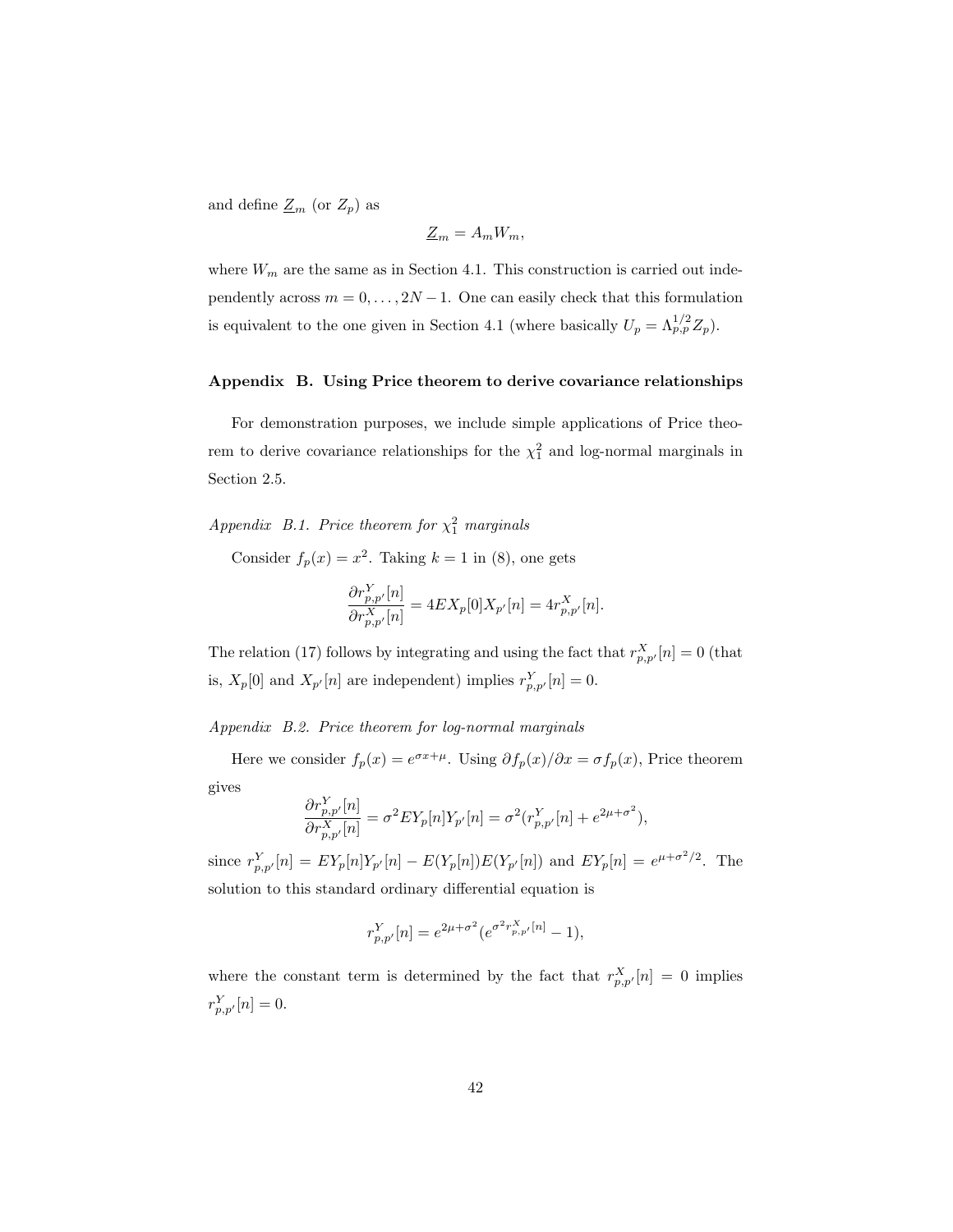and define $\underline{Z}_m$ (or $Z_p$) as

$$\underline{Z}_m = A_m W_m,$$

where $W_m$ are the same as in Section 4.1. This construction is carried out independently across $m = 0, \ldots, 2N-1$. One can easily check that this formulation is equivalent to the one given in Section 4.1 (where basically $U_p = \Lambda_{p,p}^{1/2} Z_p$).

### Appendix B. Using Price theorem to derive covariance relationships

For demonstration purposes, we include simple applications of Price theorem to derive covariance relationships for the $\chi_1^2$ and log-normal marginals in Section 2.5.

#### *Appendix B.1. Price theorem for $\chi_1^2$ marginals*

Consider $f_p(x) = x^2$. Taking $k = 1$ in (8), one gets

$$\frac{\partial r_{p,p'}^Y[n]}{\partial r_{p,p'}^X[n]} = 4EX_p[0]X_{p'}[n] = 4r_{p,p'}^X[n].$$

The relation (17) follows by integrating and using the fact that $r_{p,p'}^X[n] = 0$ (that is, $X_p[0]$ and $X_{p'}[n]$ are independent) implies $r_{p,p'}^Y[n] = 0$.

#### *Appendix B.2. Price theorem for log-normal marginals*

Here we consider $f_p(x) = e^{\sigma x + \mu}$. Using $\partial f_p(x)/\partial x = \sigma f_p(x)$, Price theorem gives

$$\frac{\partial r_{p,p'}^Y[n]}{\partial r_{p,p'}^X[n]} = \sigma^2 EY_p[n]Y_{p'}[n] = \sigma^2 (r_{p,p'}^Y[n] + e^{2\mu+\sigma^2}),$$

since $r_{p,p'}^Y[n] = EY_p[n]Y_{p'}[n] - E(Y_p[n])E(Y_{p'}[n])$ and $EY_p[n] = e^{\mu+\sigma^2/2}$. The solution to this standard ordinary differential equation is

$$r_{p,p'}^Y[n] = e^{2\mu+\sigma^2}(e^{\sigma^2 r_{p,p'}^X[n]} - 1),$$

where the constant term is determined by the fact that $r_{p,p'}^X[n] = 0$ implies $r_{p,p'}^Y[n] = 0$.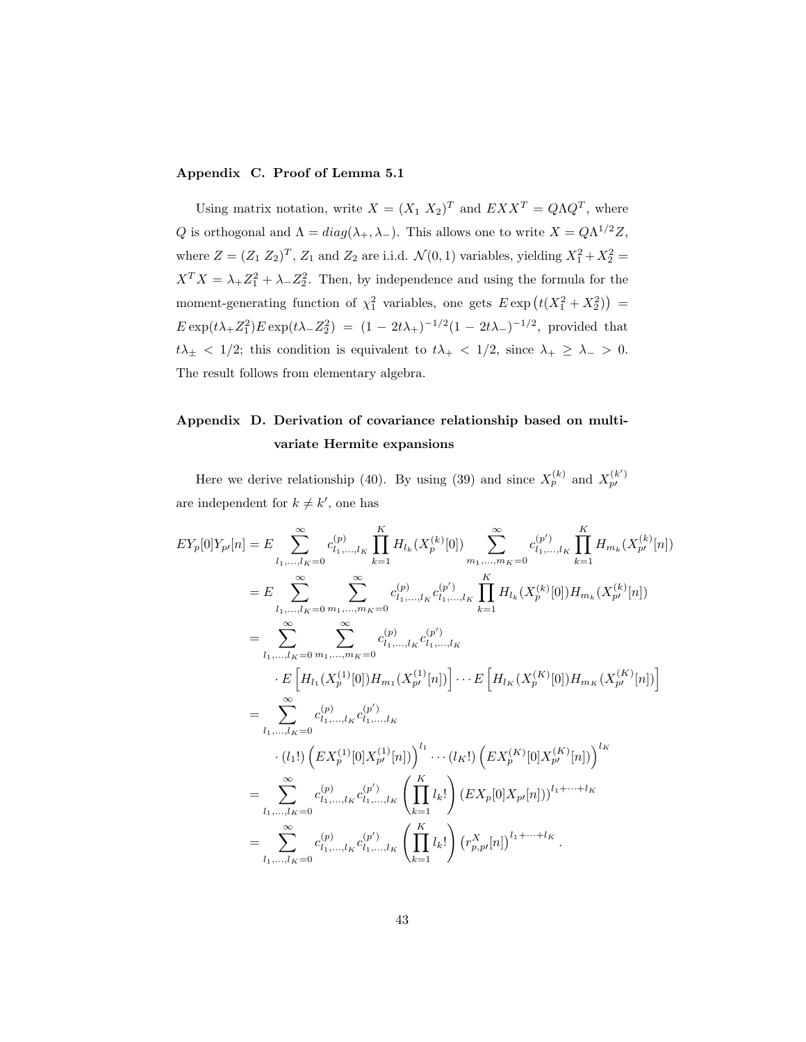## Appendix C. Proof of Lemma 5.1

Using matrix notation, write $X = (X_1\ X_2)^T$ and $EXX^T = Q\Lambda Q^T$, where $Q$ is orthogonal and $\Lambda = diag(\lambda_+, \lambda_-)$. This allows one to write $X = Q\Lambda^{1/2}Z$, where $Z = (Z_1\ Z_2)^T$, $Z_1$ and $Z_2$ are i.i.d. $\mathcal{N}(0,1)$ variables, yielding $X_1^2 + X_2^2 = X^TX = \lambda_+ Z_1^2 + \lambda_- Z_2^2$. Then, by independence and using the formula for the moment-generating function of $\chi_1^2$ variables, one gets $E\exp\left(t(X_1^2 + X_2^2)\right) = E\exp(t\lambda_+ Z_1^2)E\exp(t\lambda_- Z_2^2) = (1 - 2t\lambda_+)^{-1/2}(1 - 2t\lambda_-)^{-1/2}$, provided that $t\lambda_\pm < 1/2$; this condition is equivalent to $t\lambda_+ < 1/2$, since $\lambda_+ \geq \lambda_- > 0$. The result follows from elementary algebra.

## Appendix D. Derivation of covariance relationship based on multivariate Hermite expansions

Here we derive relationship (40). By using (39) and since $X_p^{(k)}$ and $X_{p'}^{(k')}$ are independent for $k \neq k'$, one has

$$
\begin{aligned}
EY_p[0]Y_{p'}[n] &= E \sum_{l_1,\dots,l_K=0}^{\infty} c_{l_1,\dots,l_K}^{(p)} \prod_{k=1}^{K} H_{l_k}(X_p^{(k)}[0]) \sum_{m_1,\dots,m_K=0}^{\infty} c_{l_1,\dots,l_K}^{(p')} \prod_{k=1}^{K} H_{m_k}(X_{p'}^{(k)}[n]) \\
&= E \sum_{l_1,\dots,l_K=0}^{\infty} \sum_{m_1,\dots,m_K=0}^{\infty} c_{l_1,\dots,l_K}^{(p)} c_{l_1,\dots,l_K}^{(p')} \prod_{k=1}^{K} H_{l_k}(X_p^{(k)}[0]) H_{m_k}(X_{p'}^{(k)}[n]) \\
&= \sum_{l_1,\dots,l_K=0}^{\infty} \sum_{m_1,\dots,m_K=0}^{\infty} c_{l_1,\dots,l_K}^{(p)} c_{l_1,\dots,l_K}^{(p')} \\
&\qquad \cdot E\left[H_{l_1}(X_p^{(1)}[0]) H_{m_1}(X_{p'}^{(1)}[n])\right] \cdots E\left[H_{l_K}(X_p^{(K)}[0]) H_{m_K}(X_{p'}^{(K)}[n])\right] \\
&= \sum_{l_1,\dots,l_K=0}^{\infty} c_{l_1,\dots,l_K}^{(p)} c_{l_1,\dots,l_K}^{(p')} \\
&\qquad \cdot (l_1!)\left(EX_p^{(1)}[0]X_{p'}^{(1)}[n]\right)^{l_1} \cdots (l_K!)\left(EX_p^{(K)}[0]X_{p'}^{(K)}[n]\right)^{l_K} \\
&= \sum_{l_1,\dots,l_K=0}^{\infty} c_{l_1,\dots,l_K}^{(p)} c_{l_1,\dots,l_K}^{(p')} \left(\prod_{k=1}^{K} l_k!\right) \left(EX_p[0]X_{p'}[n]\right)^{l_1+\cdots+l_K} \\
&= \sum_{l_1,\dots,l_K=0}^{\infty} c_{l_1,\dots,l_K}^{(p)} c_{l_1,\dots,l_K}^{(p')} \left(\prod_{k=1}^{K} l_k!\right) \left(r_{p,p'}^X[n]\right)^{l_1+\cdots+l_K}.
\end{aligned}
$$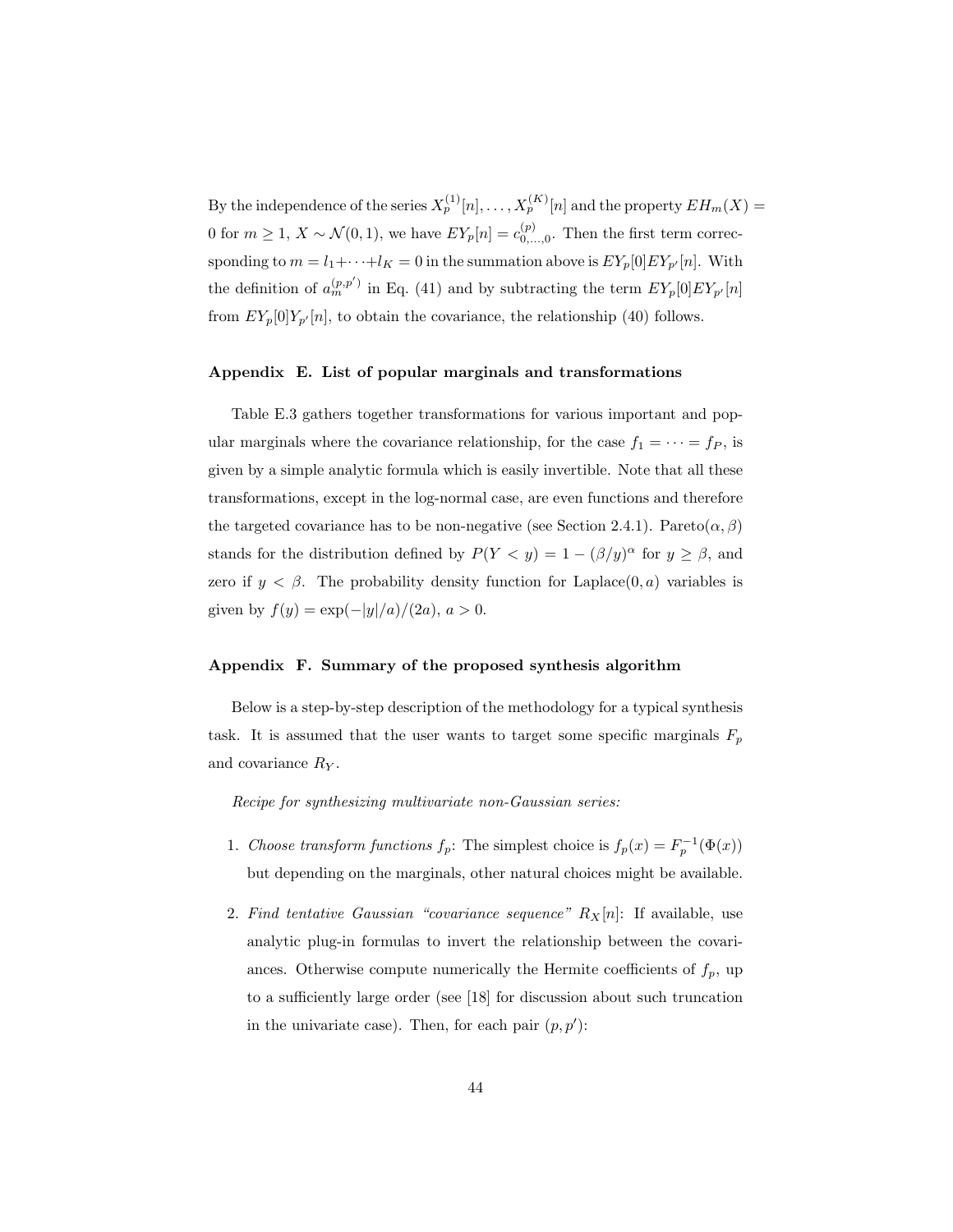By the independence of the series $X_p^{(1)}[n], \dots, X_p^{(K)}[n]$ and the property $EH_m(X) = 0$ for $m \geq 1$, $X \sim \mathcal{N}(0,1)$, we have $EY_p[n] = c_{0,\dots,0}^{(p)}$. Then the first term correcsponding to $m = l_1 + \cdots + l_K = 0$ in the summation above is $EY_p[0]EY_{p'}[n]$. With the definition of $a_m^{(p,p')}$ in Eq. (41) and by subtracting the term $EY_p[0]EY_{p'}[n]$ from $EY_p[0]Y_{p'}[n]$, to obtain the covariance, the relationship (40) follows.

## Appendix E. List of popular marginals and transformations

Table E.3 gathers together transformations for various important and popular marginals where the covariance relationship, for the case $f_1 = \cdots = f_P$, is given by a simple analytic formula which is easily invertible. Note that all these transformations, except in the log-normal case, are even functions and therefore the targeted covariance has to be non-negative (see Section 2.4.1). Pareto$(\alpha, \beta)$ stands for the distribution defined by $P(Y < y) = 1 - (\beta/y)^\alpha$ for $y \geq \beta$, and zero if $y < \beta$. The probability density function for Laplace$(0, a)$ variables is given by $f(y) = \exp(-|y|/a)/(2a)$, $a > 0$.

## Appendix F. Summary of the proposed synthesis algorithm

Below is a step-by-step description of the methodology for a typical synthesis task. It is assumed that the user wants to target some specific marginals $F_p$ and covariance $R_Y$.

*Recipe for synthesizing multivariate non-Gaussian series:*

1. *Choose transform functions $f_p$*: The simplest choice is $f_p(x) = F_p^{-1}(\Phi(x))$ but depending on the marginals, other natural choices might be available.
2. *Find tentative Gaussian "covariance sequence" $R_X[n]$*: If available, use analytic plug-in formulas to invert the relationship between the covariances. Otherwise compute numerically the Hermite coefficients of $f_p$, up to a sufficiently large order (see [18] for discussion about such truncation in the univariate case). Then, for each pair $(p, p')$: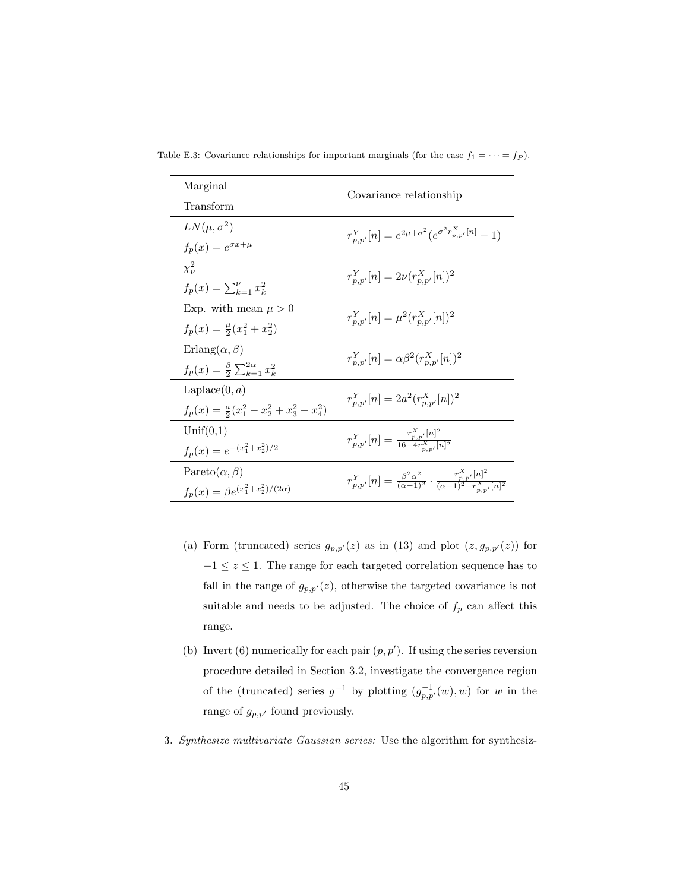Table E.3: Covariance relationships for important marginals (for the case $f_1 = \cdots = f_P$).

| Marginal<br>Transform | Covariance relationship |
|---|---|
| $LN(\mu, \sigma^2)$<br>$f_p(x) = e^{\sigma x + \mu}$ | $r^Y_{p,p'}[n] = e^{2\mu+\sigma^2}(e^{\sigma^2 r^X_{p,p'}[n]} - 1)$ |
| $\chi^2_\nu$<br>$f_p(x) = \sum_{k=1}^{\nu} x_k^2$ | $r^Y_{p,p'}[n] = 2\nu(r^X_{p,p'}[n])^2$ |
| Exp. with mean $\mu > 0$<br>$f_p(x) = \frac{\mu}{2}(x_1^2 + x_2^2)$ | $r^Y_{p,p'}[n] = \mu^2(r^X_{p,p'}[n])^2$ |
| Erlang$(\alpha, \beta)$<br>$f_p(x) = \frac{\beta}{2}\sum_{k=1}^{2\alpha} x_k^2$ | $r^Y_{p,p'}[n] = \alpha\beta^2(r^X_{p,p'}[n])^2$ |
| Laplace$(0, a)$<br>$f_p(x) = \frac{a}{2}(x_1^2 - x_2^2 + x_3^2 - x_4^2)$ | $r^Y_{p,p'}[n] = 2a^2(r^X_{p,p'}[n])^2$ |
| Unif(0,1)<br>$f_p(x) = e^{-(x_1^2+x_2^2)/2}$ | $r^Y_{p,p'}[n] = \frac{r^X_{p,p'}[n]^2}{16-4r^X_{p,p'}[n]^2}$ |
| Pareto$(\alpha, \beta)$<br>$f_p(x) = \beta e^{(x_1^2+x_2^2)/(2\alpha)}$ | $r^Y_{p,p'}[n] = \frac{\beta^2\alpha^2}{(\alpha-1)^2} \cdot \frac{r^X_{p,p'}[n]^2}{(\alpha-1)^2 - r^X_{p,p'}[n]^2}$ |

(a) Form (truncated) series $g_{p,p'}(z)$ as in (13) and plot $(z, g_{p,p'}(z))$ for $-1 \le z \le 1$. The range for each targeted correlation sequence has to fall in the range of $g_{p,p'}(z)$, otherwise the targeted covariance is not suitable and needs to be adjusted. The choice of $f_p$ can affect this range.

(b) Invert (6) numerically for each pair $(p, p')$. If using the series reversion procedure detailed in Section 3.2, investigate the convergence region of the (truncated) series $g^{-1}$ by plotting $(g^{-1}_{p,p'}(w), w)$ for $w$ in the range of $g_{p,p'}$ found previously.

3. *Synthesize multivariate Gaussian series:* Use the algorithm for synthesiz-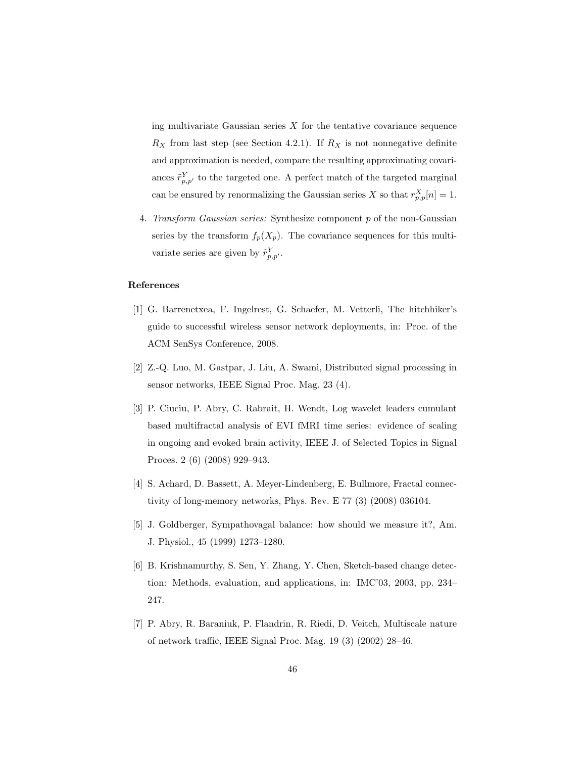ing multivariate Gaussian series $X$ for the tentative covariance sequence $R_X$ from last step (see Section 4.2.1). If $R_X$ is not nonnegative definite and approximation is needed, compare the resulting approximating covariances $\tilde{r}^Y_{p,p'}$ to the targeted one. A perfect match of the targeted marginal can be ensured by renormalizing the Gaussian series $X$ so that $r^X_{p,p}[n] = 1$.

4. *Transform Gaussian series:* Synthesize component $p$ of the non-Gaussian series by the transform $f_p(X_p)$. The covariance sequences for this multivariate series are given by $\tilde{r}^Y_{p,p'}$.

## References

[1] G. Barrenetxea, F. Ingelrest, G. Schaefer, M. Vetterli, The hitchhiker's guide to successful wireless sensor network deployments, in: Proc. of the ACM SenSys Conference, 2008.

[2] Z.-Q. Luo, M. Gastpar, J. Liu, A. Swami, Distributed signal processing in sensor networks, IEEE Signal Proc. Mag. 23 (4).

[3] P. Ciuciu, P. Abry, C. Rabrait, H. Wendt, Log wavelet leaders cumulant based multifractal analysis of EVI fMRI time series: evidence of scaling in ongoing and evoked brain activity, IEEE J. of Selected Topics in Signal Proces. 2 (6) (2008) 929–943.

[4] S. Achard, D. Bassett, A. Meyer-Lindenberg, E. Bullmore, Fractal connectivity of long-memory networks, Phys. Rev. E 77 (3) (2008) 036104.

[5] J. Goldberger, Sympathovagal balance: how should we measure it?, Am. J. Physiol., 45 (1999) 1273–1280.

[6] B. Krishnamurthy, S. Sen, Y. Zhang, Y. Chen, Sketch-based change detection: Methods, evaluation, and applications, in: IMC'03, 2003, pp. 234–247.

[7] P. Abry, R. Baraniuk, P. Flandrin, R. Riedi, D. Veitch, Multiscale nature of network traffic, IEEE Signal Proc. Mag. 19 (3) (2002) 28–46.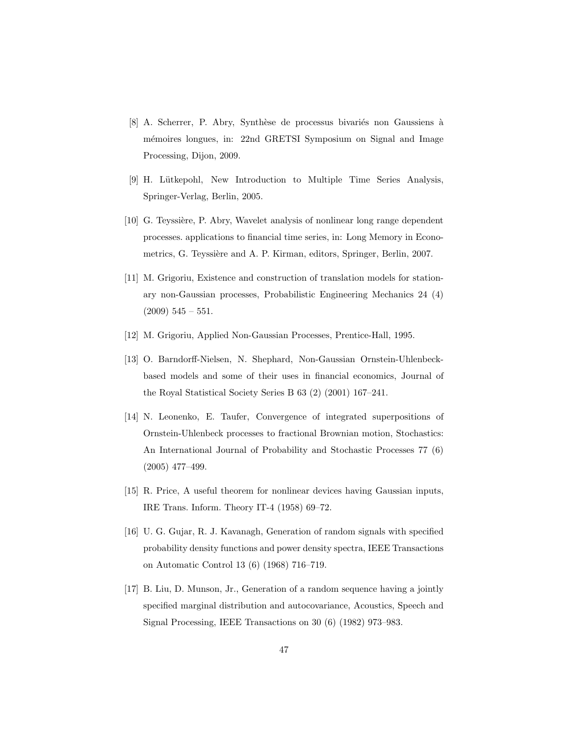[8] A. Scherrer, P. Abry, Synthèse de processus bivariés non Gaussiens à mémoires longues, in: 22nd GRETSI Symposium on Signal and Image Processing, Dijon, 2009.

[9] H. Lütkepohl, New Introduction to Multiple Time Series Analysis, Springer-Verlag, Berlin, 2005.

[10] G. Teyssière, P. Abry, Wavelet analysis of nonlinear long range dependent processes. applications to financial time series, in: Long Memory in Econometrics, G. Teyssière and A. P. Kirman, editors, Springer, Berlin, 2007.

[11] M. Grigoriu, Existence and construction of translation models for stationary non-Gaussian processes, Probabilistic Engineering Mechanics 24 (4) (2009) 545 – 551.

[12] M. Grigoriu, Applied Non-Gaussian Processes, Prentice-Hall, 1995.

[13] O. Barndorff-Nielsen, N. Shephard, Non-Gaussian Ornstein-Uhlenbeck-based models and some of their uses in financial economics, Journal of the Royal Statistical Society Series B 63 (2) (2001) 167–241.

[14] N. Leonenko, E. Taufer, Convergence of integrated superpositions of Ornstein-Uhlenbeck processes to fractional Brownian motion, Stochastics: An International Journal of Probability and Stochastic Processes 77 (6) (2005) 477–499.

[15] R. Price, A useful theorem for nonlinear devices having Gaussian inputs, IRE Trans. Inform. Theory IT-4 (1958) 69–72.

[16] U. G. Gujar, R. J. Kavanagh, Generation of random signals with specified probability density functions and power density spectra, IEEE Transactions on Automatic Control 13 (6) (1968) 716–719.

[17] B. Liu, D. Munson, Jr., Generation of a random sequence having a jointly specified marginal distribution and autocovariance, Acoustics, Speech and Signal Processing, IEEE Transactions on 30 (6) (1982) 973–983.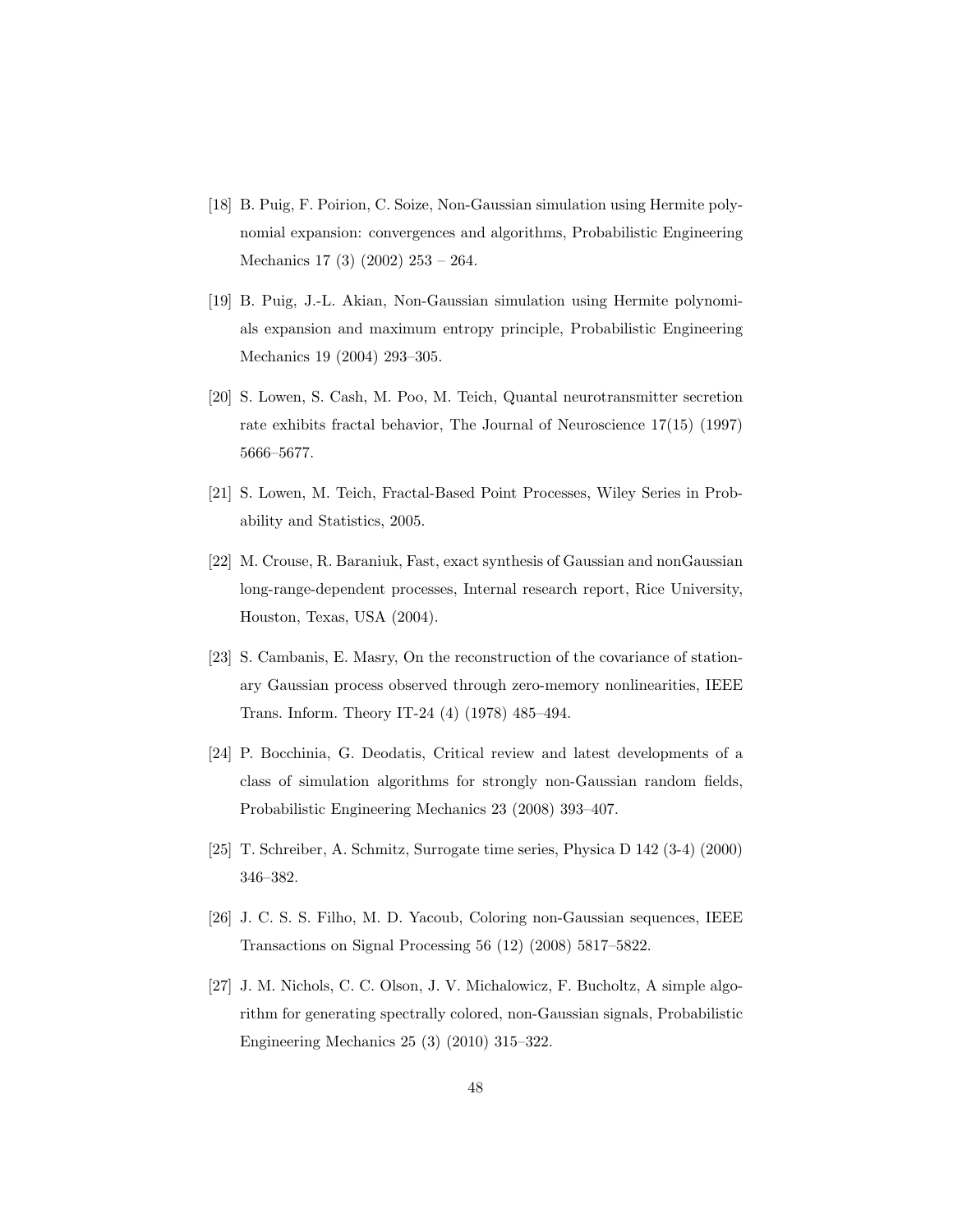[18] B. Puig, F. Poirion, C. Soize, Non-Gaussian simulation using Hermite polynomial expansion: convergences and algorithms, Probabilistic Engineering Mechanics 17 (3) (2002) 253 – 264.

[19] B. Puig, J.-L. Akian, Non-Gaussian simulation using Hermite polynomials expansion and maximum entropy principle, Probabilistic Engineering Mechanics 19 (2004) 293–305.

[20] S. Lowen, S. Cash, M. Poo, M. Teich, Quantal neurotransmitter secretion rate exhibits fractal behavior, The Journal of Neuroscience 17(15) (1997) 5666–5677.

[21] S. Lowen, M. Teich, Fractal-Based Point Processes, Wiley Series in Probability and Statistics, 2005.

[22] M. Crouse, R. Baraniuk, Fast, exact synthesis of Gaussian and nonGaussian long-range-dependent processes, Internal research report, Rice University, Houston, Texas, USA (2004).

[23] S. Cambanis, E. Masry, On the reconstruction of the covariance of stationary Gaussian process observed through zero-memory nonlinearities, IEEE Trans. Inform. Theory IT-24 (4) (1978) 485–494.

[24] P. Bocchinia, G. Deodatis, Critical review and latest developments of a class of simulation algorithms for strongly non-Gaussian random fields, Probabilistic Engineering Mechanics 23 (2008) 393–407.

[25] T. Schreiber, A. Schmitz, Surrogate time series, Physica D 142 (3-4) (2000) 346–382.

[26] J. C. S. S. Filho, M. D. Yacoub, Coloring non-Gaussian sequences, IEEE Transactions on Signal Processing 56 (12) (2008) 5817–5822.

[27] J. M. Nichols, C. C. Olson, J. V. Michalowicz, F. Bucholtz, A simple algorithm for generating spectrally colored, non-Gaussian signals, Probabilistic Engineering Mechanics 25 (3) (2010) 315–322.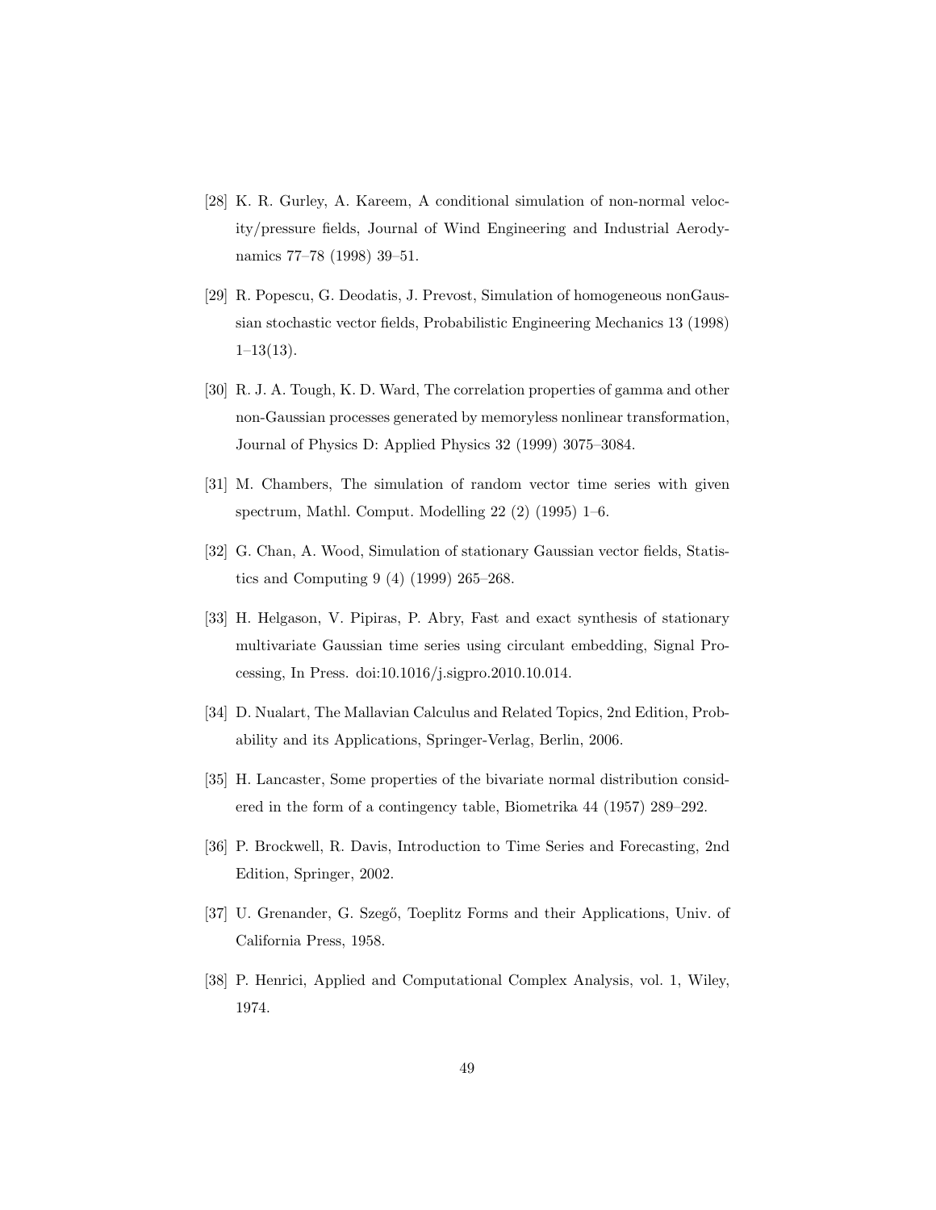[28] K. R. Gurley, A. Kareem, A conditional simulation of non-normal velocity/pressure fields, Journal of Wind Engineering and Industrial Aerodynamics 77–78 (1998) 39–51.

[29] R. Popescu, G. Deodatis, J. Prevost, Simulation of homogeneous nonGaussian stochastic vector fields, Probabilistic Engineering Mechanics 13 (1998) 1–13(13).

[30] R. J. A. Tough, K. D. Ward, The correlation properties of gamma and other non-Gaussian processes generated by memoryless nonlinear transformation, Journal of Physics D: Applied Physics 32 (1999) 3075–3084.

[31] M. Chambers, The simulation of random vector time series with given spectrum, Mathl. Comput. Modelling 22 (2) (1995) 1–6.

[32] G. Chan, A. Wood, Simulation of stationary Gaussian vector fields, Statistics and Computing 9 (4) (1999) 265–268.

[33] H. Helgason, V. Pipiras, P. Abry, Fast and exact synthesis of stationary multivariate Gaussian time series using circulant embedding, Signal Processing, In Press. doi:10.1016/j.sigpro.2010.10.014.

[34] D. Nualart, The Mallavian Calculus and Related Topics, 2nd Edition, Probability and its Applications, Springer-Verlag, Berlin, 2006.

[35] H. Lancaster, Some properties of the bivariate normal distribution considered in the form of a contingency table, Biometrika 44 (1957) 289–292.

[36] P. Brockwell, R. Davis, Introduction to Time Series and Forecasting, 2nd Edition, Springer, 2002.

[37] U. Grenander, G. Szegő, Toeplitz Forms and their Applications, Univ. of California Press, 1958.

[38] P. Henrici, Applied and Computational Complex Analysis, vol. 1, Wiley, 1974.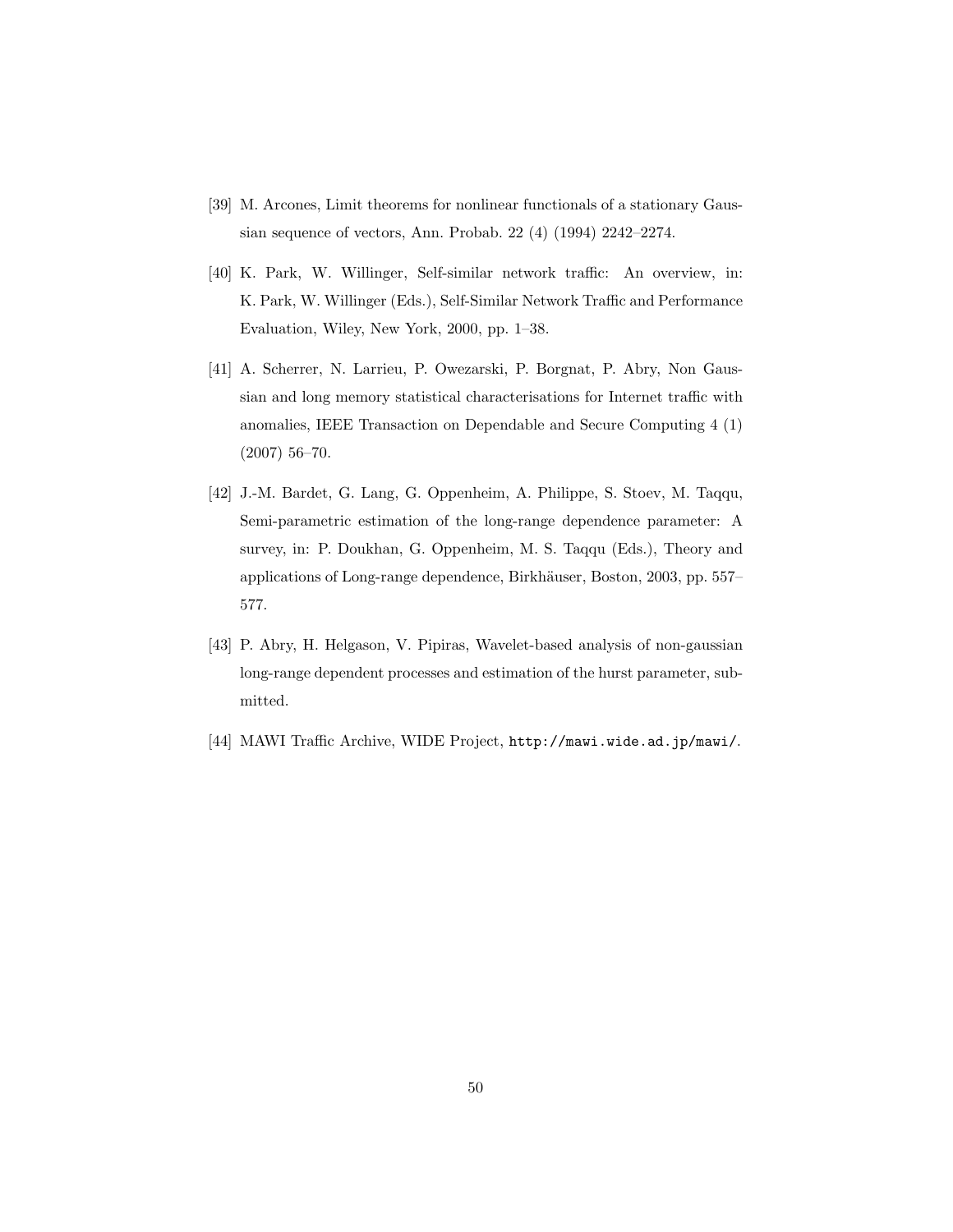[39] M. Arcones, Limit theorems for nonlinear functionals of a stationary Gaussian sequence of vectors, Ann. Probab. 22 (4) (1994) 2242–2274.

[40] K. Park, W. Willinger, Self-similar network traffic: An overview, in: K. Park, W. Willinger (Eds.), Self-Similar Network Traffic and Performance Evaluation, Wiley, New York, 2000, pp. 1–38.

[41] A. Scherrer, N. Larrieu, P. Owezarski, P. Borgnat, P. Abry, Non Gaussian and long memory statistical characterisations for Internet traffic with anomalies, IEEE Transaction on Dependable and Secure Computing 4 (1) (2007) 56–70.

[42] J.-M. Bardet, G. Lang, G. Oppenheim, A. Philippe, S. Stoev, M. Taqqu, Semi-parametric estimation of the long-range dependence parameter: A survey, in: P. Doukhan, G. Oppenheim, M. S. Taqqu (Eds.), Theory and applications of Long-range dependence, Birkhäuser, Boston, 2003, pp. 557–577.

[43] P. Abry, H. Helgason, V. Pipiras, Wavelet-based analysis of non-gaussian long-range dependent processes and estimation of the hurst parameter, submitted.

[44] MAWI Traffic Archive, WIDE Project, `http://mawi.wide.ad.jp/mawi/`.